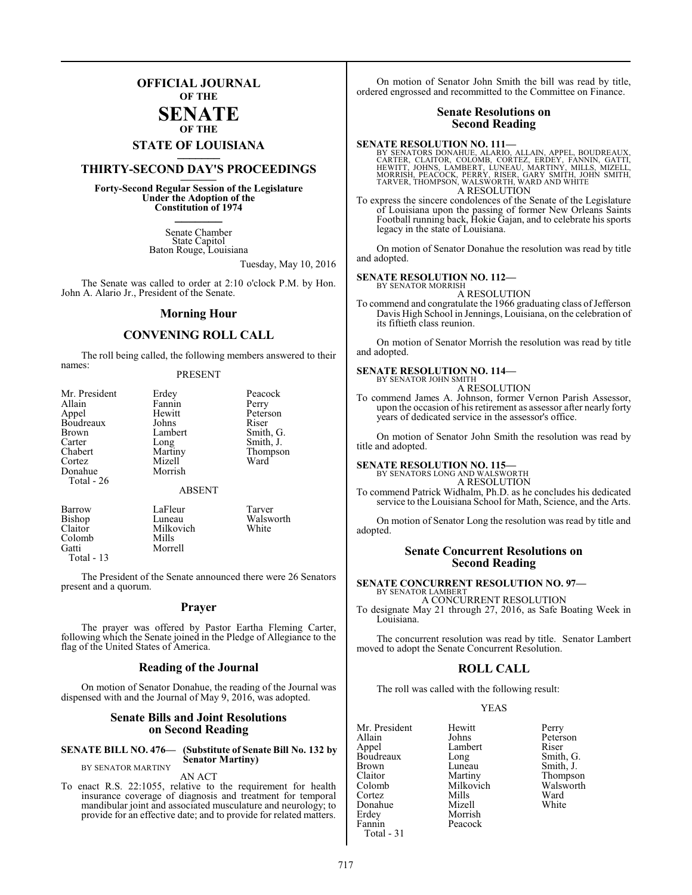# OFFICIAL JOURNAL OF THE SENATE OF THE STATE OF LOUISIANA

## THIRTY-SECOND DAY'S PROCEEDINGS

**Forty-Second Regular Session of the Legislature Under the Adoption of the Constitution of 1974**

Senate Chamber
State Capitol
Baton Rouge, Louisiana

Tuesday, May 10, 2016

The Senate was called to order at 2:10 o'clock P.M. by Hon. John A. Alario Jr., President of the Senate.

## Morning Hour

## CONVENING ROLL CALL

The roll being called, the following members answered to their names:

PRESENT

| | | |
|---|---|---|
| Mr. President | Erdey | Peacock |
| Allain | Fannin | Perry |
| Appel | Hewitt | Peterson |
| Boudreaux | Johns | Riser |
| Brown | Lambert | Smith, G. |
| Carter | Long | Smith, J. |
| Chabert | Martiny | Thompson |
| Cortez | Mizell | Ward |
| Donahue | Morrish | |
| Total - 26 | | |

ABSENT

| | | |
|---|---|---|
| Barrow | LaFleur | Tarver |
| Bishop | Luneau | Walsworth |
| Claitor | Milkovich | White |
| Colomb | Mills | |
| Gatti | Morrell | |
| Total - 13 | | |

The President of the Senate announced there were 26 Senators present and a quorum.

## Prayer

The prayer was offered by Pastor Eartha Fleming Carter, following which the Senate joined in the Pledge of Allegiance to the flag of the United States of America.

## Reading of the Journal

On motion of Senator Donahue, the reading of the Journal was dispensed with and the Journal of May 9, 2016, was adopted.

## Senate Bills and Joint Resolutions on Second Reading

**SENATE BILL NO. 476— (Substitute of Senate Bill No. 132 by Senator Martiny)**
BY SENATOR MARTINY

AN ACT

To enact R.S. 22:1055, relative to the requirement for health insurance coverage of diagnosis and treatment for temporal mandibular joint and associated musculature and neurology; to provide for an effective date; and to provide for related matters.

On motion of Senator John Smith the bill was read by title, ordered engrossed and recommitted to the Committee on Finance.

## Senate Resolutions on Second Reading

**SENATE RESOLUTION NO. 111—**
BY SENATORS DONAHUE, ALARIO, ALLAIN, APPEL, BOUDREAUX, CARTER, CLAITOR, COLOMB, CORTEZ, ERDEY, FANNIN, GATTI, HEWITT, JOHNS, LAMBERT, LUNEAU, MARTINY, MILLS, MIZELL, MORRISH, PEACOCK, PERRY, RISER, GARY SMITH, JOHN SMITH, TARVER, THOMPSON, WALSWORTH, WARD AND WHITE

A RESOLUTION

To express the sincere condolences of the Senate of the Legislature of Louisiana upon the passing of former New Orleans Saints Football running back, Hokie Gajan, and to celebrate his sports legacy in the state of Louisiana.

On motion of Senator Donahue the resolution was read by title and adopted.

**SENATE RESOLUTION NO. 112—**
BY SENATOR MORRISH

A RESOLUTION

To commend and congratulate the 1966 graduating class of Jefferson Davis High School in Jennings, Louisiana, on the celebration of its fiftieth class reunion.

On motion of Senator Morrish the resolution was read by title and adopted.

**SENATE RESOLUTION NO. 114—**
BY SENATOR JOHN SMITH

A RESOLUTION

To commend James A. Johnson, former Vernon Parish Assessor, upon the occasion of his retirement as assessor after nearly forty years of dedicated service in the assessor's office.

On motion of Senator John Smith the resolution was read by title and adopted.

**SENATE RESOLUTION NO. 115—**
BY SENATORS LONG AND WALSWORTH

A RESOLUTION

To commend Patrick Widhalm, Ph.D. as he concludes his dedicated service to the Louisiana School for Math, Science, and the Arts.

On motion of Senator Long the resolution was read by title and adopted.

## Senate Concurrent Resolutions on Second Reading

**SENATE CONCURRENT RESOLUTION NO. 97—**
BY SENATOR LAMBERT

A CONCURRENT RESOLUTION

To designate May 21 through 27, 2016, as Safe Boating Week in Louisiana.

The concurrent resolution was read by title. Senator Lambert moved to adopt the Senate Concurrent Resolution.

## ROLL CALL

The roll was called with the following result:

YEAS

| | | |
|---|---|---|
| Mr. President | Hewitt | Perry |
| Allain | Johns | Peterson |
| Appel | Lambert | Riser |
| Boudreaux | Long | Smith, G. |
| Brown | Luneau | Smith, J. |
| Claitor | Martiny | Thompson |
| Colomb | Milkovich | Walsworth |
| Cortez | Mills | Ward |
| Donahue | Mizell | White |
| Erdey | Morrish | |
| Fannin | Peacock | |
| Total - 31 | | |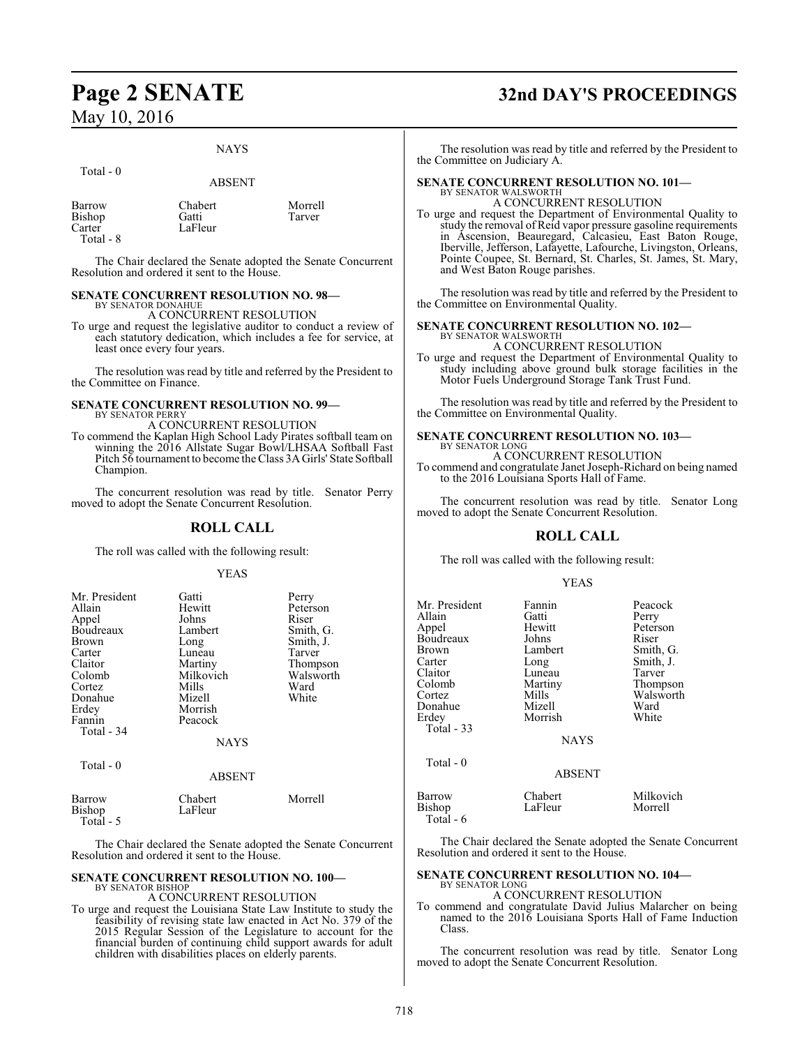NAYS

Total - 0

ABSENT

| | | |
|---|---|---|
| Barrow | Chabert | Morrell |
| Bishop | Gatti | Tarver |
| Carter | LaFleur | |
| Total - 8 | | |

The Chair declared the Senate adopted the Senate Concurrent Resolution and ordered it sent to the House.

**SENATE CONCURRENT RESOLUTION NO. 98—**
BY SENATOR DONAHUE
A CONCURRENT RESOLUTION
To urge and request the legislative auditor to conduct a review of each statutory dedication, which includes a fee for service, at least once every four years.

The resolution was read by title and referred by the President to the Committee on Finance.

**SENATE CONCURRENT RESOLUTION NO. 99—**
BY SENATOR PERRY
A CONCURRENT RESOLUTION
To commend the Kaplan High School Lady Pirates softball team on winning the 2016 Allstate Sugar Bowl/LHSAA Softball Fast Pitch 56 tournament to become the Class 3A Girls' State Softball Champion.

The concurrent resolution was read by title. Senator Perry moved to adopt the Senate Concurrent Resolution.

## ROLL CALL

The roll was called with the following result:

YEAS

| | | |
|---|---|---|
| Mr. President | Gatti | Perry |
| Allain | Hewitt | Peterson |
| Appel | Johns | Riser |
| Boudreaux | Lambert | Smith, G. |
| Brown | Long | Smith, J. |
| Carter | Luneau | Tarver |
| Claitor | Martiny | Thompson |
| Colomb | Milkovich | Walsworth |
| Cortez | Mills | Ward |
| Donahue | Mizell | White |
| Erdey | Morrish | |
| Fannin | Peacock | |
| Total - 34 | | |

NAYS

Total - 0

ABSENT

| | | |
|---|---|---|
| Barrow | Chabert | Morrell |
| Bishop | LaFleur | |
| Total - 5 | | |

The Chair declared the Senate adopted the Senate Concurrent Resolution and ordered it sent to the House.

**SENATE CONCURRENT RESOLUTION NO. 100—**
BY SENATOR BISHOP
A CONCURRENT RESOLUTION
To urge and request the Louisiana State Law Institute to study the feasibility of revising state law enacted in Act No. 379 of the 2015 Regular Session of the Legislature to account for the financial burden of continuing child support awards for adult children with disabilities places on elderly parents.

The resolution was read by title and referred by the President to the Committee on Judiciary A.

**SENATE CONCURRENT RESOLUTION NO. 101—**
BY SENATOR WALSWORTH
A CONCURRENT RESOLUTION
To urge and request the Department of Environmental Quality to study the removal of Reid vapor pressure gasoline requirements in Ascension, Beauregard, Calcasieu, East Baton Rouge, Iberville, Jefferson, Lafayette, Lafourche, Livingston, Orleans, Pointe Coupee, St. Bernard, St. Charles, St. James, St. Mary, and West Baton Rouge parishes.

The resolution was read by title and referred by the President to the Committee on Environmental Quality.

**SENATE CONCURRENT RESOLUTION NO. 102—**
BY SENATOR WALSWORTH
A CONCURRENT RESOLUTION
To urge and request the Department of Environmental Quality to study including above ground bulk storage facilities in the Motor Fuels Underground Storage Tank Trust Fund.

The resolution was read by title and referred by the President to the Committee on Environmental Quality.

**SENATE CONCURRENT RESOLUTION NO. 103—**
BY SENATOR LONG
A CONCURRENT RESOLUTION
To commend and congratulate Janet Joseph-Richard on being named to the 2016 Louisiana Sports Hall of Fame.

The concurrent resolution was read by title. Senator Long moved to adopt the Senate Concurrent Resolution.

## ROLL CALL

The roll was called with the following result:

YEAS

| | | |
|---|---|---|
| Mr. President | Fannin | Peacock |
| Allain | Gatti | Perry |
| Appel | Hewitt | Peterson |
| Boudreaux | Johns | Riser |
| Brown | Lambert | Smith, G. |
| Carter | Long | Smith, J. |
| Claitor | Luneau | Tarver |
| Colomb | Martiny | Thompson |
| Cortez | Mills | Walsworth |
| Donahue | Mizell | Ward |
| Erdey | Morrish | White |
| Total - 33 | | |

NAYS

Total - 0

ABSENT

| | | |
|---|---|---|
| Barrow | Chabert | Milkovich |
| Bishop | LaFleur | Morrell |
| Total - 6 | | |

The Chair declared the Senate adopted the Senate Concurrent Resolution and ordered it sent to the House.

**SENATE CONCURRENT RESOLUTION NO. 104—**
BY SENATOR LONG
A CONCURRENT RESOLUTION
To commend and congratulate David Julius Malarcher on being named to the 2016 Louisiana Sports Hall of Fame Induction Class.

The concurrent resolution was read by title. Senator Long moved to adopt the Senate Concurrent Resolution.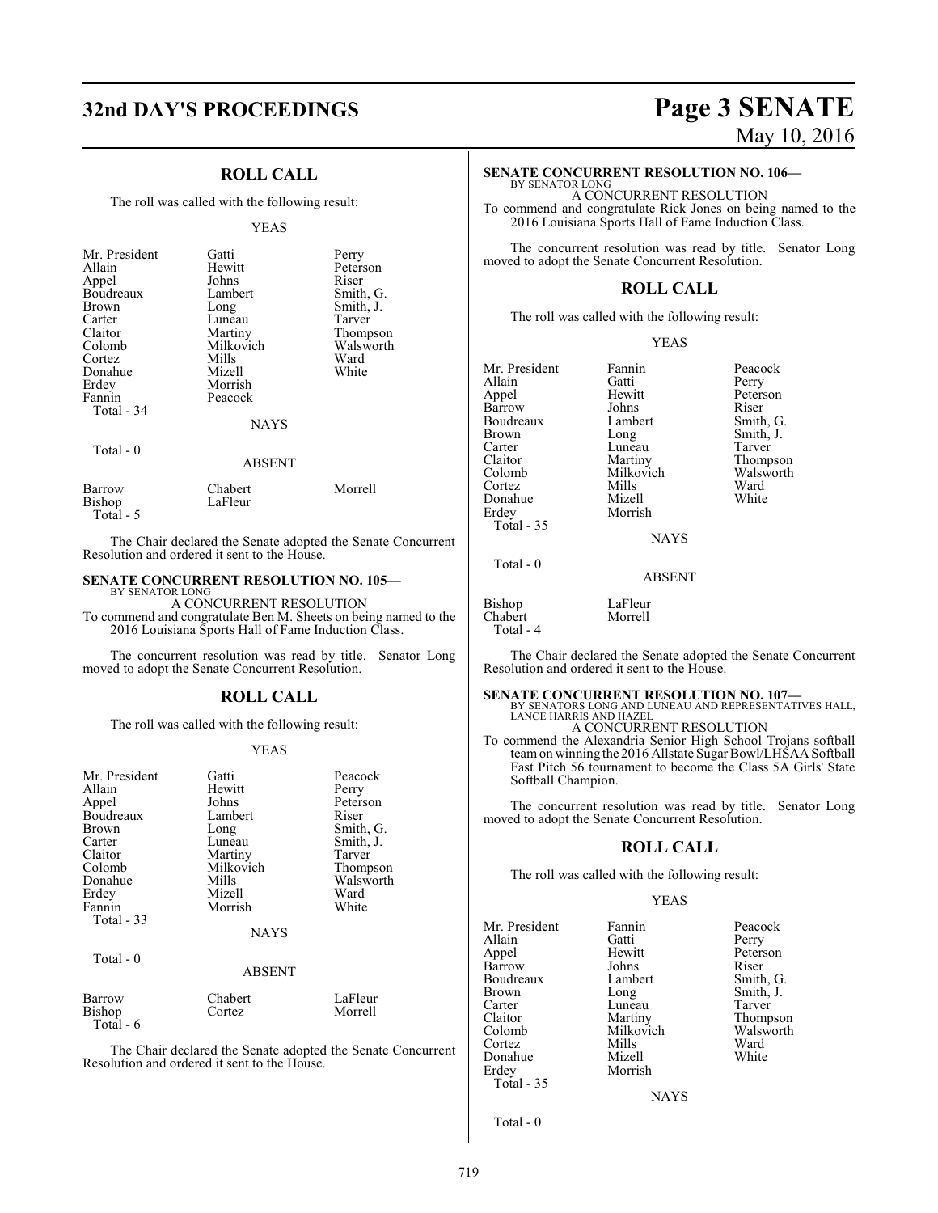## ROLL CALL

The roll was called with the following result:

YEAS

| | | |
|---|---|---|
| Mr. President | Gatti | Perry |
| Allain | Hewitt | Peterson |
| Appel | Johns | Riser |
| Boudreaux | Lambert | Smith, G. |
| Brown | Long | Smith, J. |
| Carter | Luneau | Tarver |
| Claitor | Martiny | Thompson |
| Colomb | Milkovich | Walsworth |
| Cortez | Mills | Ward |
| Donahue | Mizell | White |
| Erdey | Morrish | |
| Fannin | Peacock | |
| Total - 34 | | |

NAYS

Total - 0

ABSENT

| | | |
|---|---|---|
| Barrow | Chabert | Morrell |
| Bishop | LaFleur | |
| Total - 5 | | |

The Chair declared the Senate adopted the Senate Concurrent Resolution and ordered it sent to the House.

**SENATE CONCURRENT RESOLUTION NO. 105—**
BY SENATOR LONG

A CONCURRENT RESOLUTION

To commend and congratulate Ben M. Sheets on being named to the 2016 Louisiana Sports Hall of Fame Induction Class.

The concurrent resolution was read by title. Senator Long moved to adopt the Senate Concurrent Resolution.

## ROLL CALL

The roll was called with the following result:

YEAS

| | | |
|---|---|---|
| Mr. President | Gatti | Peacock |
| Allain | Hewitt | Perry |
| Appel | Johns | Peterson |
| Boudreaux | Lambert | Riser |
| Brown | Long | Smith, G. |
| Carter | Luneau | Smith, J. |
| Claitor | Martiny | Tarver |
| Colomb | Milkovich | Thompson |
| Donahue | Mills | Walsworth |
| Erdey | Mizell | Ward |
| Fannin | Morrish | White |
| Total - 33 | | |

NAYS

Total - 0

ABSENT

| | | |
|---|---|---|
| Barrow | Chabert | LaFleur |
| Bishop | Cortez | Morrell |
| Total - 6 | | |

The Chair declared the Senate adopted the Senate Concurrent Resolution and ordered it sent to the House.

**SENATE CONCURRENT RESOLUTION NO. 106—**
BY SENATOR LONG

A CONCURRENT RESOLUTION

To commend and congratulate Rick Jones on being named to the 2016 Louisiana Sports Hall of Fame Induction Class.

The concurrent resolution was read by title. Senator Long moved to adopt the Senate Concurrent Resolution.

## ROLL CALL

The roll was called with the following result:

YEAS

| | | |
|---|---|---|
| Mr. President | Fannin | Peacock |
| Allain | Gatti | Perry |
| Appel | Hewitt | Peterson |
| Barrow | Johns | Riser |
| Boudreaux | Lambert | Smith, G. |
| Brown | Long | Smith, J. |
| Carter | Luneau | Tarver |
| Claitor | Martiny | Thompson |
| Colomb | Milkovich | Walsworth |
| Cortez | Mills | Ward |
| Donahue | Mizell | White |
| Erdey | Morrish | |
| Total - 35 | | |

NAYS

Total - 0

ABSENT

| | |
|---|---|
| Bishop | LaFleur |
| Chabert | Morrell |
| Total - 4 | |

The Chair declared the Senate adopted the Senate Concurrent Resolution and ordered it sent to the House.

**SENATE CONCURRENT RESOLUTION NO. 107—**
BY SENATORS LONG AND LUNEAU AND REPRESENTATIVES HALL, LANCE HARRIS AND HAZEL

A CONCURRENT RESOLUTION

To commend the Alexandria Senior High School Trojans softball team on winning the 2016 Allstate Sugar Bowl/LHSAA Softball Fast Pitch 56 tournament to become the Class 5A Girls' State Softball Champion.

The concurrent resolution was read by title. Senator Long moved to adopt the Senate Concurrent Resolution.

## ROLL CALL

The roll was called with the following result:

YEAS

| | | |
|---|---|---|
| Mr. President | Fannin | Peacock |
| Allain | Gatti | Perry |
| Appel | Hewitt | Peterson |
| Barrow | Johns | Riser |
| Boudreaux | Lambert | Smith, G. |
| Brown | Long | Smith, J. |
| Carter | Luneau | Tarver |
| Claitor | Martiny | Thompson |
| Colomb | Milkovich | Walsworth |
| Cortez | Mills | Ward |
| Donahue | Mizell | White |
| Erdey | Morrish | |
| Total - 35 | | |

NAYS

Total - 0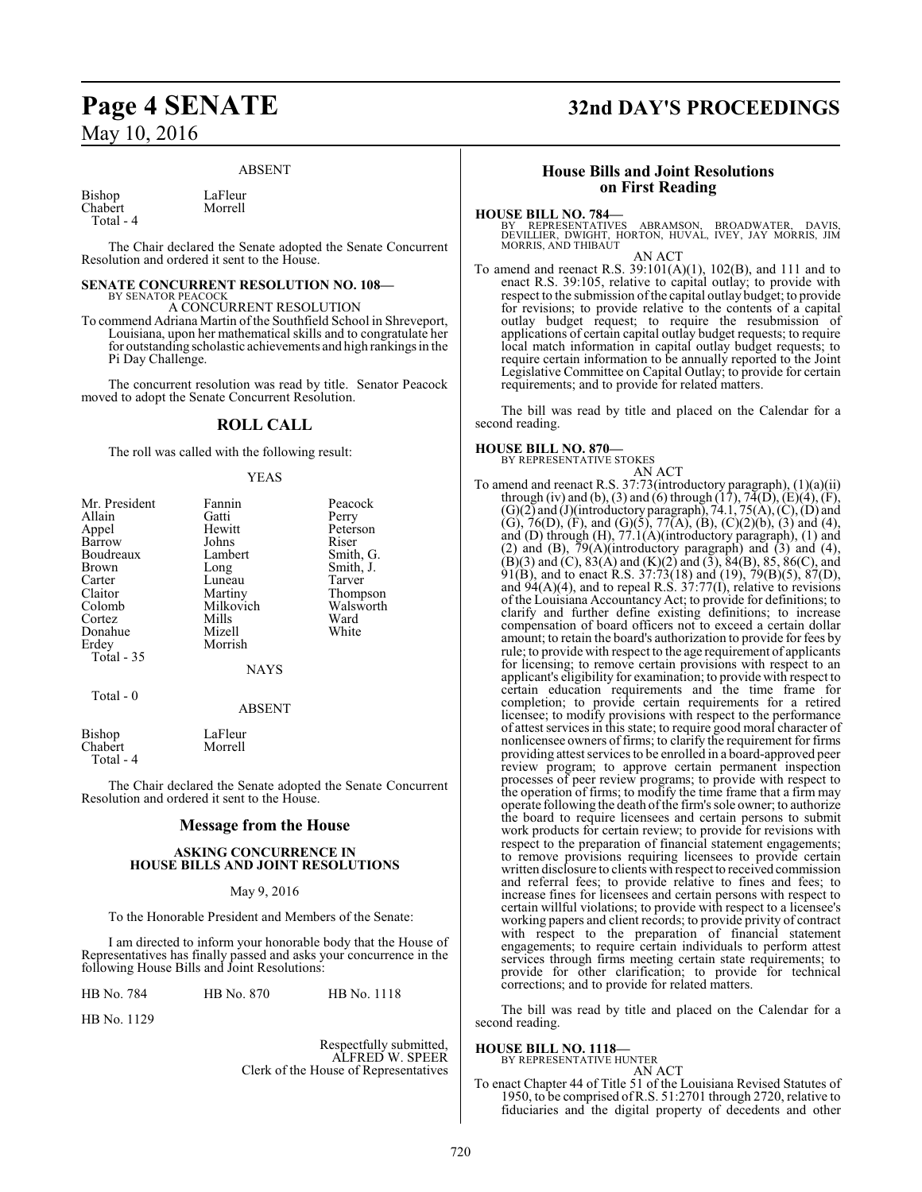ABSENT

| | |
|---|---|
| Bishop | LaFleur |
| Chabert | Morrell |
| Total - 4 | |

The Chair declared the Senate adopted the Senate Concurrent Resolution and ordered it sent to the House.

**SENATE CONCURRENT RESOLUTION NO. 108—**
BY SENATOR PEACOCK
A CONCURRENT RESOLUTION

To commend Adriana Martin of the Southfield School in Shreveport, Louisiana, upon her mathematical skills and to congratulate her for outstanding scholastic achievements and high rankings in the Pi Day Challenge.

The concurrent resolution was read by title. Senator Peacock moved to adopt the Senate Concurrent Resolution.

## ROLL CALL

The roll was called with the following result:

YEAS

| | | |
|---|---|---|
| Mr. President | Fannin | Peacock |
| Allain | Gatti | Perry |
| Appel | Hewitt | Peterson |
| Barrow | Johns | Riser |
| Boudreaux | Lambert | Smith, G. |
| Brown | Long | Smith, J. |
| Carter | Luneau | Tarver |
| Claitor | Martiny | Thompson |
| Colomb | Milkovich | Walsworth |
| Cortez | Mills | Ward |
| Donahue | Mizell | White |
| Erdey | Morrish | |
| Total - 35 | | |

NAYS

Total - 0

ABSENT

| | |
|---|---|
| Bishop | LaFleur |
| Chabert | Morrell |
| Total - 4 | |

The Chair declared the Senate adopted the Senate Concurrent Resolution and ordered it sent to the House.

## Message from the House

**ASKING CONCURRENCE IN HOUSE BILLS AND JOINT RESOLUTIONS**

May 9, 2016

To the Honorable President and Members of the Senate:

I am directed to inform your honorable body that the House of Representatives has finally passed and asks your concurrence in the following House Bills and Joint Resolutions:

HB No. 784 HB No. 870 HB No. 1118

HB No. 1129

Respectfully submitted,
ALFRED W. SPEER
Clerk of the House of Representatives

## House Bills and Joint Resolutions on First Reading

**HOUSE BILL NO. 784—**
BY REPRESENTATIVES ABRAMSON, BROADWATER, DAVIS, DEVILLIER, DWIGHT, HORTON, HUVAL, IVEY, JAY MORRIS, JIM MORRIS, AND THIBAUT
AN ACT

To amend and reenact R.S. 39:101(A)(1), 102(B), and 111 and to enact R.S. 39:105, relative to capital outlay; to provide with respect to the submission of the capital outlay budget; to provide for revisions; to provide relative to the contents of a capital outlay budget request; to require the resubmission of applications of certain capital outlay budget requests; to require local match information in capital outlay budget requests; to require certain information to be annually reported to the Joint Legislative Committee on Capital Outlay; to provide for certain requirements; and to provide for related matters.

The bill was read by title and placed on the Calendar for a second reading.

**HOUSE BILL NO. 870—**
BY REPRESENTATIVE STOKES
AN ACT

To amend and reenact R.S. 37:73(introductory paragraph), (1)(a)(ii) through (iv) and (b), (3) and (6) through (17), 74(D), (E)(4), (F), (G)(2) and (J)(introductory paragraph), 74.1, 75(A), (C), (D) and (G), 76(D), (F), and (G)(5), 77(A), (B), (C)(2)(b), (3) and (4), and (D) through (H), 77.1(A)(introductory paragraph), (1) and (2) and (B), 79(A)(introductory paragraph) and (3) and (4), (B)(3) and (C), 83(A) and (K)(2) and (3), 84(B), 85, 86(C), and 91(B), and to enact R.S. 37:73(18) and (19), 79(B)(5), 87(D), and 94(A)(4), and to repeal R.S. 37:77(I), relative to revisions of the Louisiana Accountancy Act; to provide for definitions; to clarify and further define existing definitions; to increase compensation of board officers not to exceed a certain dollar amount; to retain the board's authorization to provide for fees by rule; to provide with respect to the age requirement of applicants for licensing; to remove certain provisions with respect to an applicant's eligibility for examination; to provide with respect to certain education requirements and the time frame for completion; to provide certain requirements for a retired licensee; to modify provisions with respect to the performance of attest services in this state; to require good moral character of nonlicensee owners of firms; to clarify the requirement for firms providing attest services to be enrolled in a board-approved peer review program; to approve certain permanent inspection processes of peer review programs; to provide with respect to the operation of firms; to modify the time frame that a firm may operate following the death of the firm's sole owner; to authorize the board to require licensees and certain persons to submit work products for certain review; to provide for revisions with respect to the preparation of financial statement engagements; to remove provisions requiring licensees to provide certain written disclosure to clients with respect to received commission and referral fees; to provide relative to fines and fees; to increase fines for licensees and certain persons with respect to certain willful violations; to provide with respect to a licensee's working papers and client records; to provide privity of contract with respect to the preparation of financial statement engagements; to require certain individuals to perform attest services through firms meeting certain state requirements; to provide for other clarification; to provide for technical corrections; and to provide for related matters.

The bill was read by title and placed on the Calendar for a second reading.

**HOUSE BILL NO. 1118—**
BY REPRESENTATIVE HUNTER
AN ACT

To enact Chapter 44 of Title 51 of the Louisiana Revised Statutes of 1950, to be comprised of R.S. 51:2701 through 2720, relative to fiduciaries and the digital property of decedents and other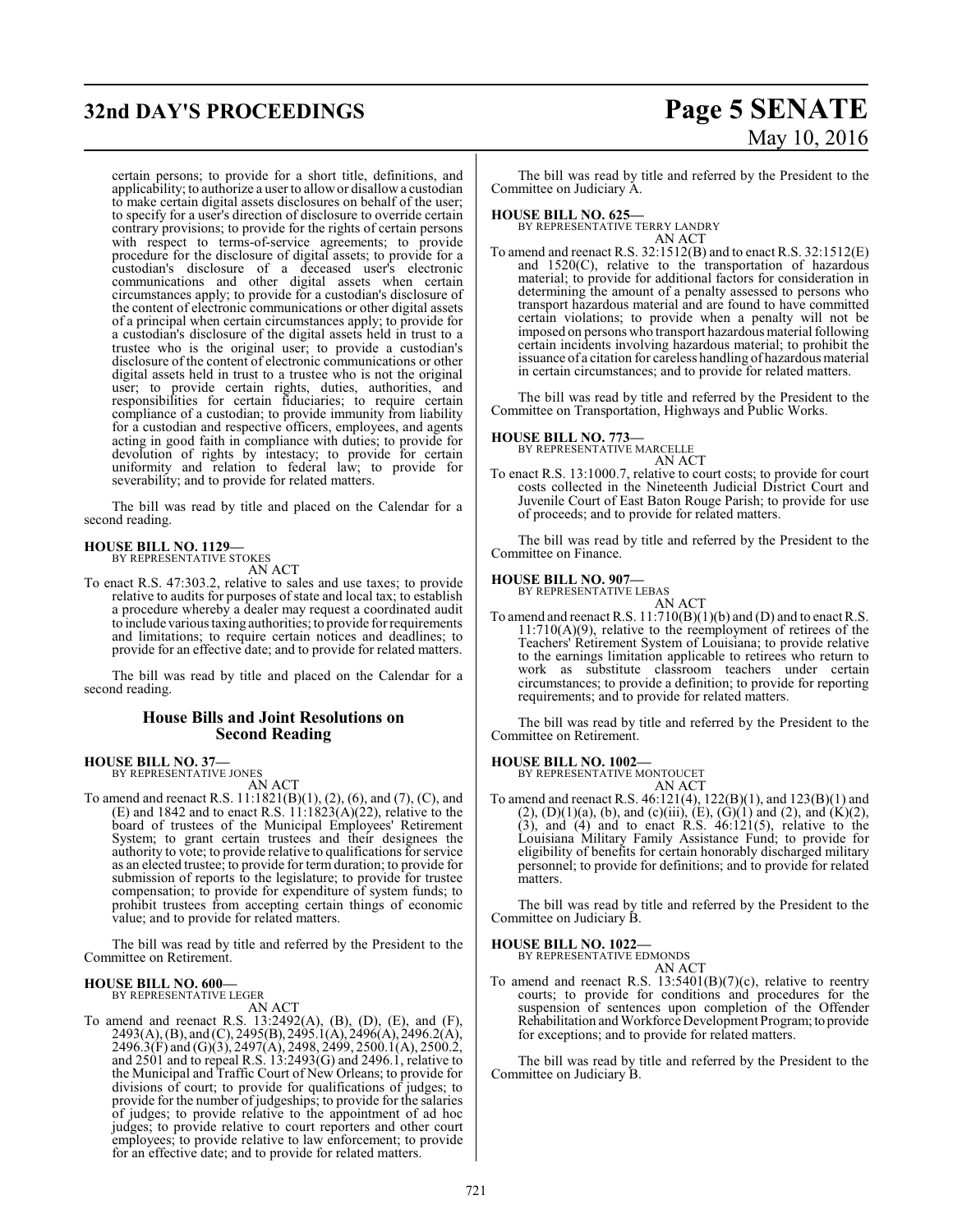certain persons; to provide for a short title, definitions, and applicability; to authorize a user to allow or disallow a custodian to make certain digital assets disclosures on behalf of the user; to specify for a user's direction of disclosure to override certain contrary provisions; to provide for the rights of certain persons with respect to terms-of-service agreements; to provide procedure for the disclosure of digital assets; to provide for a custodian's disclosure of a deceased user's electronic communications and other digital assets when certain circumstances apply; to provide for a custodian's disclosure of the content of electronic communications or other digital assets of a principal when certain circumstances apply; to provide for a custodian's disclosure of the digital assets held in trust to a trustee who is the original user; to provide a custodian's disclosure of the content of electronic communications or other digital assets held in trust to a trustee who is not the original user; to provide certain rights, duties, authorities, and responsibilities for certain fiduciaries; to require certain compliance of a custodian; to provide immunity from liability for a custodian and respective officers, employees, and agents acting in good faith in compliance with duties; to provide for devolution of rights by intestacy; to provide for certain uniformity and relation to federal law; to provide for severability; and to provide for related matters.

The bill was read by title and placed on the Calendar for a second reading.

**HOUSE BILL NO. 1129—**
BY REPRESENTATIVE STOKES
AN ACT

To enact R.S. 47:303.2, relative to sales and use taxes; to provide relative to audits for purposes of state and local tax; to establish a procedure whereby a dealer may request a coordinated audit to include various taxing authorities; to provide for requirements and limitations; to require certain notices and deadlines; to provide for an effective date; and to provide for related matters.

The bill was read by title and placed on the Calendar for a second reading.

## House Bills and Joint Resolutions on Second Reading

**HOUSE BILL NO. 37—**
BY REPRESENTATIVE JONES
AN ACT

To amend and reenact R.S. 11:1821(B)(1), (2), (6), and (7), (C), and (E) and 1842 and to enact R.S. 11:1823(A)(22), relative to the board of trustees of the Municipal Employees' Retirement System; to grant certain trustees and their designees the authority to vote; to provide relative to qualifications for service as an elected trustee; to provide for term duration; to provide for submission of reports to the legislature; to provide for trustee compensation; to provide for expenditure of system funds; to prohibit trustees from accepting certain things of economic value; and to provide for related matters.

The bill was read by title and referred by the President to the Committee on Retirement.

**HOUSE BILL NO. 600—**
BY REPRESENTATIVE LEGER
AN ACT

To amend and reenact R.S. 13:2492(A), (B), (D), (E), and (F), 2493(A), (B), and (C), 2495(B), 2495.1(A), 2496(A), 2496.2(A), 2496.3(F) and (G)(3), 2497(A), 2498, 2499, 2500.1(A), 2500.2, and 2501 and to repeal R.S. 13:2493(G) and 2496.1, relative to the Municipal and Traffic Court of New Orleans; to provide for divisions of court; to provide for qualifications of judges; to provide for the number of judgeships; to provide for the salaries of judges; to provide relative to the appointment of ad hoc judges; to provide relative to court reporters and other court employees; to provide relative to law enforcement; to provide for an effective date; and to provide for related matters.

The bill was read by title and referred by the President to the Committee on Judiciary A.

**HOUSE BILL NO. 625—**
BY REPRESENTATIVE TERRY LANDRY
AN ACT

To amend and reenact R.S. 32:1512(B) and to enact R.S. 32:1512(E) and 1520(C), relative to the transportation of hazardous material; to provide for additional factors for consideration in determining the amount of a penalty assessed to persons who transport hazardous material and are found to have committed certain violations; to provide when a penalty will not be imposed on persons who transport hazardous material following certain incidents involving hazardous material; to prohibit the issuance of a citation for careless handling of hazardous material in certain circumstances; and to provide for related matters.

The bill was read by title and referred by the President to the Committee on Transportation, Highways and Public Works.

**HOUSE BILL NO. 773—**
BY REPRESENTATIVE MARCELLE
AN ACT

To enact R.S. 13:1000.7, relative to court costs; to provide for court costs collected in the Nineteenth Judicial District Court and Juvenile Court of East Baton Rouge Parish; to provide for use of proceeds; and to provide for related matters.

The bill was read by title and referred by the President to the Committee on Finance.

**HOUSE BILL NO. 907—**
BY REPRESENTATIVE LEBAS
AN ACT

To amend and reenact R.S. 11:710(B)(1)(b) and (D) and to enact R.S. 11:710(A)(9), relative to the reemployment of retirees of the Teachers' Retirement System of Louisiana; to provide relative to the earnings limitation applicable to retirees who return to work as substitute classroom teachers under certain circumstances; to provide a definition; to provide for reporting requirements; and to provide for related matters.

The bill was read by title and referred by the President to the Committee on Retirement.

**HOUSE BILL NO. 1002—**
BY REPRESENTATIVE MONTOUCET
AN ACT

To amend and reenact R.S. 46:121(4), 122(B)(1), and 123(B)(1) and (2), (D)(1)(a), (b), and (c)(iii), (E), (G)(1) and (2), and (K)(2), (3), and (4) and to enact R.S. 46:121(5), relative to the Louisiana Military Family Assistance Fund; to provide for eligibility of benefits for certain honorably discharged military personnel; to provide for definitions; and to provide for related matters.

The bill was read by title and referred by the President to the Committee on Judiciary B.

**HOUSE BILL NO. 1022—**
BY REPRESENTATIVE EDMONDS
AN ACT

To amend and reenact R.S. 13:5401(B)(7)(c), relative to reentry courts; to provide for conditions and procedures for the suspension of sentences upon completion of the Offender Rehabilitation and Workforce Development Program; to provide for exceptions; and to provide for related matters.

The bill was read by title and referred by the President to the Committee on Judiciary B.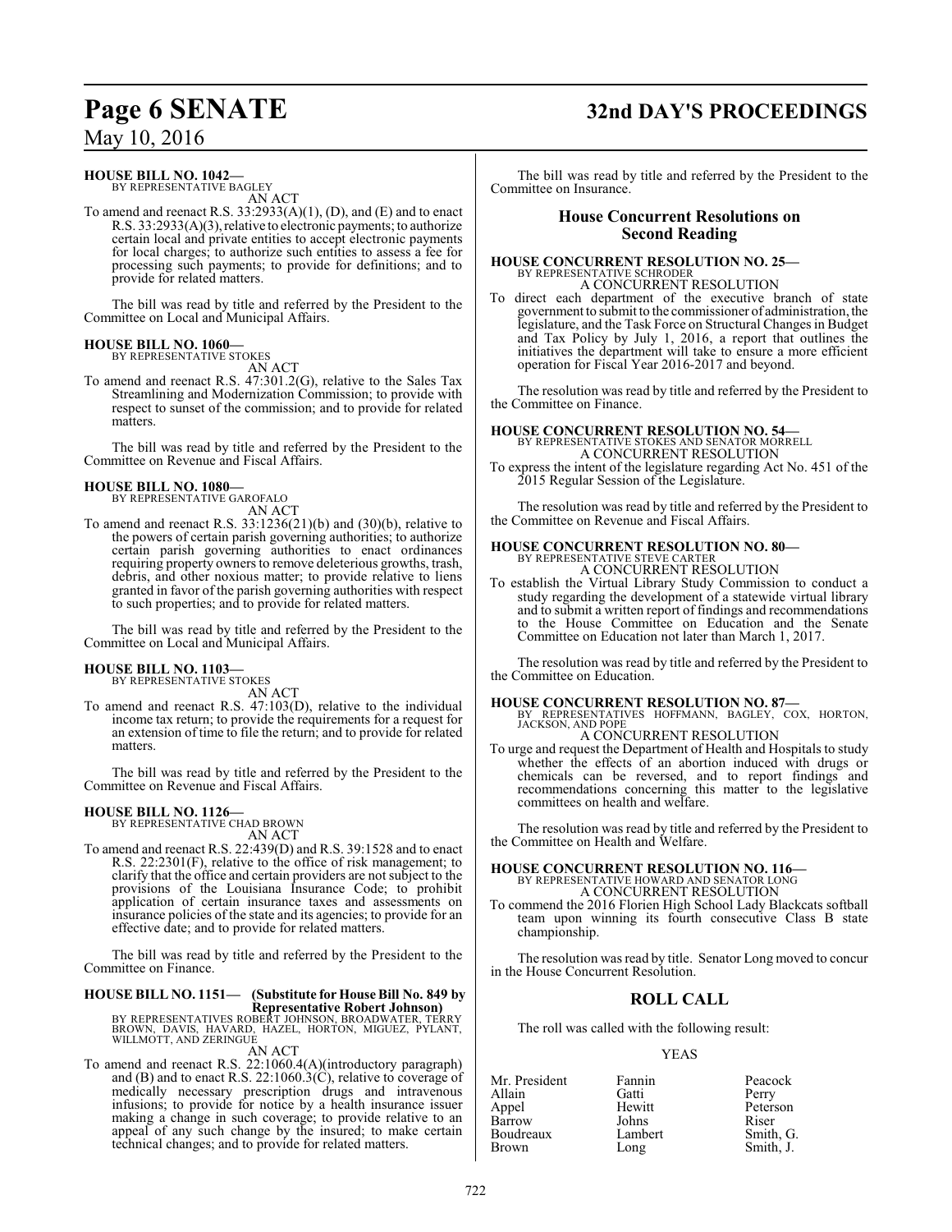**HOUSE BILL NO. 1042—**
BY REPRESENTATIVE BAGLEY
AN ACT

To amend and reenact R.S. 33:2933(A)(1), (D), and (E) and to enact R.S. 33:2933(A)(3), relative to electronic payments; to authorize certain local and private entities to accept electronic payments for local charges; to authorize such entities to assess a fee for processing such payments; to provide for definitions; and to provide for related matters.

The bill was read by title and referred by the President to the Committee on Local and Municipal Affairs.

**HOUSE BILL NO. 1060—**
BY REPRESENTATIVE STOKES
AN ACT

To amend and reenact R.S. 47:301.2(G), relative to the Sales Tax Streamlining and Modernization Commission; to provide with respect to sunset of the commission; and to provide for related matters.

The bill was read by title and referred by the President to the Committee on Revenue and Fiscal Affairs.

**HOUSE BILL NO. 1080—**
BY REPRESENTATIVE GAROFALO
AN ACT

To amend and reenact R.S. 33:1236(21)(b) and (30)(b), relative to the powers of certain parish governing authorities; to authorize certain parish governing authorities to enact ordinances requiring property owners to remove deleterious growths, trash, debris, and other noxious matter; to provide relative to liens granted in favor of the parish governing authorities with respect to such properties; and to provide for related matters.

The bill was read by title and referred by the President to the Committee on Local and Municipal Affairs.

**HOUSE BILL NO. 1103—**
BY REPRESENTATIVE STOKES
AN ACT

To amend and reenact R.S. 47:103(D), relative to the individual income tax return; to provide the requirements for a request for an extension of time to file the return; and to provide for related matters.

The bill was read by title and referred by the President to the Committee on Revenue and Fiscal Affairs.

**HOUSE BILL NO. 1126—**
BY REPRESENTATIVE CHAD BROWN
AN ACT

To amend and reenact R.S. 22:439(D) and R.S. 39:1528 and to enact R.S. 22:2301(F), relative to the office of risk management; to clarify that the office and certain providers are not subject to the provisions of the Louisiana Insurance Code; to prohibit application of certain insurance taxes and assessments on insurance policies of the state and its agencies; to provide for an effective date; and to provide for related matters.

The bill was read by title and referred by the President to the Committee on Finance.

**HOUSE BILL NO. 1151— (Substitute for House Bill No. 849 by Representative Robert Johnson)**
BY REPRESENTATIVES ROBERT JOHNSON, BROADWATER, TERRY BROWN, DAVIS, HAVARD, HAZEL, HORTON, MIGUEZ, PYLANT, WILLMOTT, AND ZERINGUE
AN ACT

To amend and reenact R.S. 22:1060.4(A)(introductory paragraph) and (B) and to enact R.S. 22:1060.3(C), relative to coverage of medically necessary prescription drugs and intravenous infusions; to provide for notice by a health insurance issuer making a change in such coverage; to provide relative to an appeal of any such change by the insured; to make certain technical changes; and to provide for related matters.

The bill was read by title and referred by the President to the Committee on Insurance.

## House Concurrent Resolutions on Second Reading

**HOUSE CONCURRENT RESOLUTION NO. 25—**
BY REPRESENTATIVE SCHRODER
A CONCURRENT RESOLUTION

To direct each department of the executive branch of state government to submit to the commissioner of administration, the legislature, and the Task Force on Structural Changes in Budget and Tax Policy by July 1, 2016, a report that outlines the initiatives the department will take to ensure a more efficient operation for Fiscal Year 2016-2017 and beyond.

The resolution was read by title and referred by the President to the Committee on Finance.

**HOUSE CONCURRENT RESOLUTION NO. 54—**
BY REPRESENTATIVE STOKES AND SENATOR MORRELL
A CONCURRENT RESOLUTION

To express the intent of the legislature regarding Act No. 451 of the 2015 Regular Session of the Legislature.

The resolution was read by title and referred by the President to the Committee on Revenue and Fiscal Affairs.

**HOUSE CONCURRENT RESOLUTION NO. 80—**
BY REPRESENTATIVE STEVE CARTER
A CONCURRENT RESOLUTION

To establish the Virtual Library Study Commission to conduct a study regarding the development of a statewide virtual library and to submit a written report of findings and recommendations to the House Committee on Education and the Senate Committee on Education not later than March 1, 2017.

The resolution was read by title and referred by the President to the Committee on Education.

**HOUSE CONCURRENT RESOLUTION NO. 87—**
BY REPRESENTATIVES HOFFMANN, BAGLEY, COX, HORTON, JACKSON, AND POPE
A CONCURRENT RESOLUTION

To urge and request the Department of Health and Hospitals to study whether the effects of an abortion induced with drugs or chemicals can be reversed, and to report findings and recommendations concerning this matter to the legislative committees on health and welfare.

The resolution was read by title and referred by the President to the Committee on Health and Welfare.

**HOUSE CONCURRENT RESOLUTION NO. 116—**
BY REPRESENTATIVE HOWARD AND SENATOR LONG
A CONCURRENT RESOLUTION

To commend the 2016 Florien High School Lady Blackcats softball team upon winning its fourth consecutive Class B state championship.

The resolution was read by title. Senator Long moved to concur in the House Concurrent Resolution.

## ROLL CALL

The roll was called with the following result:

YEAS

| | | |
|---|---|---|
| Mr. President | Fannin | Peacock |
| Allain | Gatti | Perry |
| Appel | Hewitt | Peterson |
| Barrow | Johns | Riser |
| Boudreaux | Lambert | Smith, G. |
| Brown | Long | Smith, J. |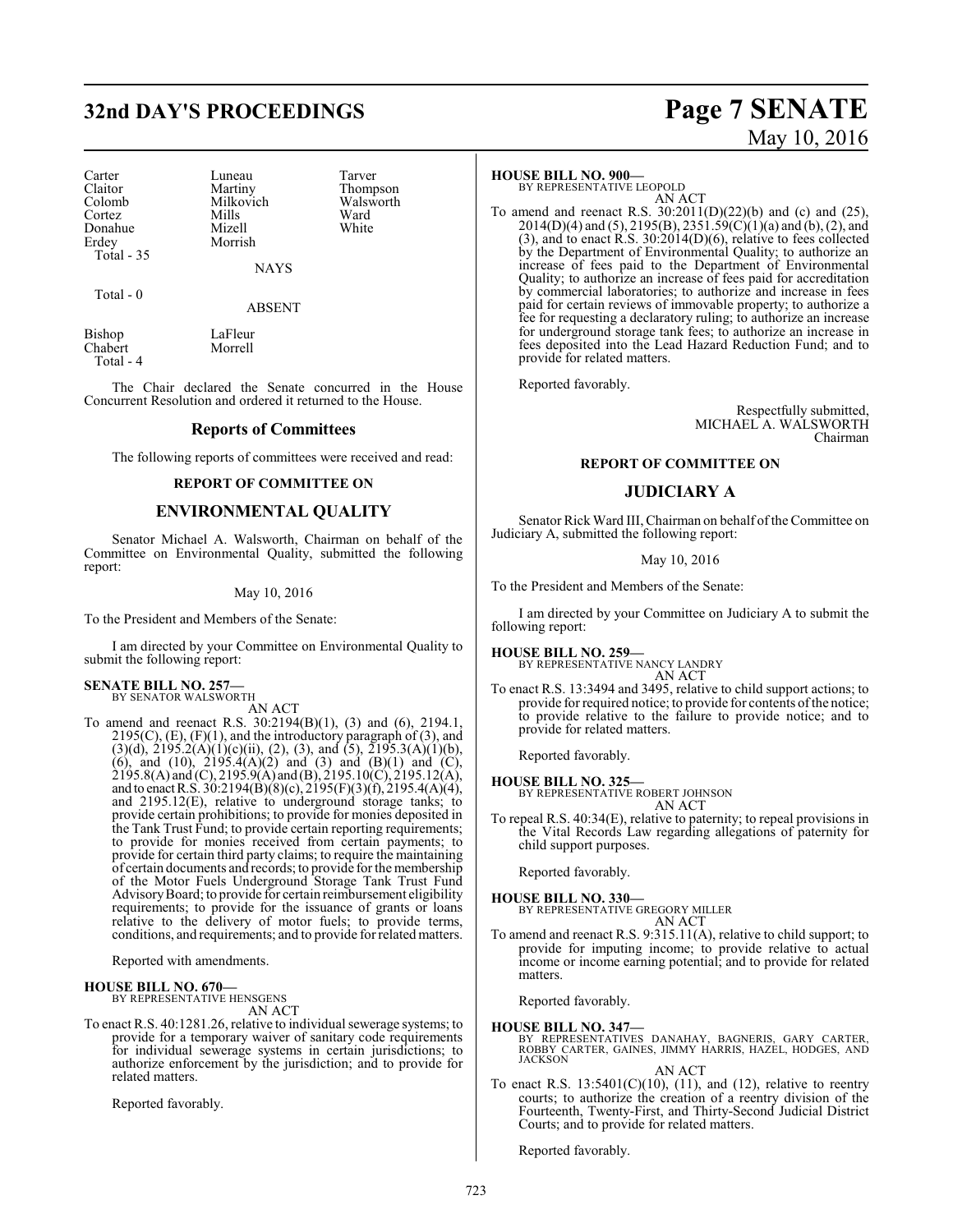| Carter | Luneau | Tarver |
|---|---|---|
| Claitor | Martiny | Thompson |
| Colomb | Milkovich | Walsworth |
| Cortez | Mills | Ward |
| Donahue | Mizell | White |
| Erdey | Morrish | |
| Total - 35 | | |

NAYS

Total - 0

ABSENT

| Bishop | LaFleur |
|---|---|
| Chabert | Morrell |
| Total - 4 | |

The Chair declared the Senate concurred in the House Concurrent Resolution and ordered it returned to the House.

## Reports of Committees

The following reports of committees were received and read:

### REPORT OF COMMITTEE ON

## ENVIRONMENTAL QUALITY

Senator Michael A. Walsworth, Chairman on behalf of the Committee on Environmental Quality, submitted the following report:

May 10, 2016

To the President and Members of the Senate:

I am directed by your Committee on Environmental Quality to submit the following report:

**SENATE BILL NO. 257—**
BY SENATOR WALSWORTH

AN ACT

To amend and reenact R.S. 30:2194(B)(1), (3) and (6), 2194.1, 2195(C), (E), (F)(1), and the introductory paragraph of (3), and (3)(d), 2195.2(A)(1)(c)(ii), (2), (3), and (5), 2195.3(A)(1)(b), (6), and (10), 2195.4(A)(2) and (3) and (B)(1) and (C), 2195.8(A) and (C), 2195.9(A) and (B), 2195.10(C), 2195.12(A), and to enact R.S. 30:2194(B)(8)(c), 2195(F)(3)(f), 2195.4(A)(4), and 2195.12(E), relative to underground storage tanks; to provide certain prohibitions; to provide for monies deposited in the Tank Trust Fund; to provide certain reporting requirements; to provide for monies received from certain payments; to provide for certain third party claims; to require the maintaining of certain documents and records; to provide for the membership of the Motor Fuels Underground Storage Tank Trust Fund Advisory Board; to provide for certain reimbursement eligibility requirements; to provide for the issuance of grants or loans relative to the delivery of motor fuels; to provide terms, conditions, and requirements; and to provide for related matters.

Reported with amendments.

**HOUSE BILL NO. 670—**
BY REPRESENTATIVE HENSGENS

AN ACT

To enact R.S. 40:1281.26, relative to individual sewerage systems; to provide for a temporary waiver of sanitary code requirements for individual sewerage systems in certain jurisdictions; to authorize enforcement by the jurisdiction; and to provide for related matters.

Reported favorably.

**HOUSE BILL NO. 900—**
BY REPRESENTATIVE LEOPOLD

AN ACT

To amend and reenact R.S. 30:2011(D)(22)(b) and (c) and (25), 2014(D)(4) and (5), 2195(B), 2351.59(C)(1)(a) and (b), (2), and (3), and to enact R.S. 30:2014(D)(6), relative to fees collected by the Department of Environmental Quality; to authorize an increase of fees paid to the Department of Environmental Quality; to authorize an increase of fees paid for accreditation by commercial laboratories; to authorize and increase in fees paid for certain reviews of immovable property; to authorize a fee for requesting a declaratory ruling; to authorize an increase for underground storage tank fees; to authorize an increase in fees deposited into the Lead Hazard Reduction Fund; and to provide for related matters.

Reported favorably.

Respectfully submitted,
MICHAEL A. WALSWORTH
Chairman

### REPORT OF COMMITTEE ON

## JUDICIARY A

Senator Rick Ward III, Chairman on behalf of the Committee on Judiciary A, submitted the following report:

May 10, 2016

To the President and Members of the Senate:

I am directed by your Committee on Judiciary A to submit the following report:

**HOUSE BILL NO. 259—**
BY REPRESENTATIVE NANCY LANDRY

AN ACT

To enact R.S. 13:3494 and 3495, relative to child support actions; to provide for required notice; to provide for contents of the notice; to provide relative to the failure to provide notice; and to provide for related matters.

Reported favorably.

**HOUSE BILL NO. 325—**
BY REPRESENTATIVE ROBERT JOHNSON

AN ACT

To repeal R.S. 40:34(E), relative to paternity; to repeal provisions in the Vital Records Law regarding allegations of paternity for child support purposes.

Reported favorably.

**HOUSE BILL NO. 330—**
BY REPRESENTATIVE GREGORY MILLER

AN ACT

To amend and reenact R.S. 9:315.11(A), relative to child support; to provide for imputing income; to provide relative to actual income or income earning potential; and to provide for related matters.

Reported favorably.

**HOUSE BILL NO. 347—**
BY REPRESENTATIVES DANAHAY, BAGNERIS, GARY CARTER, ROBBY CARTER, GAINES, JIMMY HARRIS, HAZEL, HODGES, AND JACKSON

AN ACT

To enact R.S. 13:5401(C)(10), (11), and (12), relative to reentry courts; to authorize the creation of a reentry division of the Fourteenth, Twenty-First, and Thirty-Second Judicial District Courts; and to provide for related matters.

Reported favorably.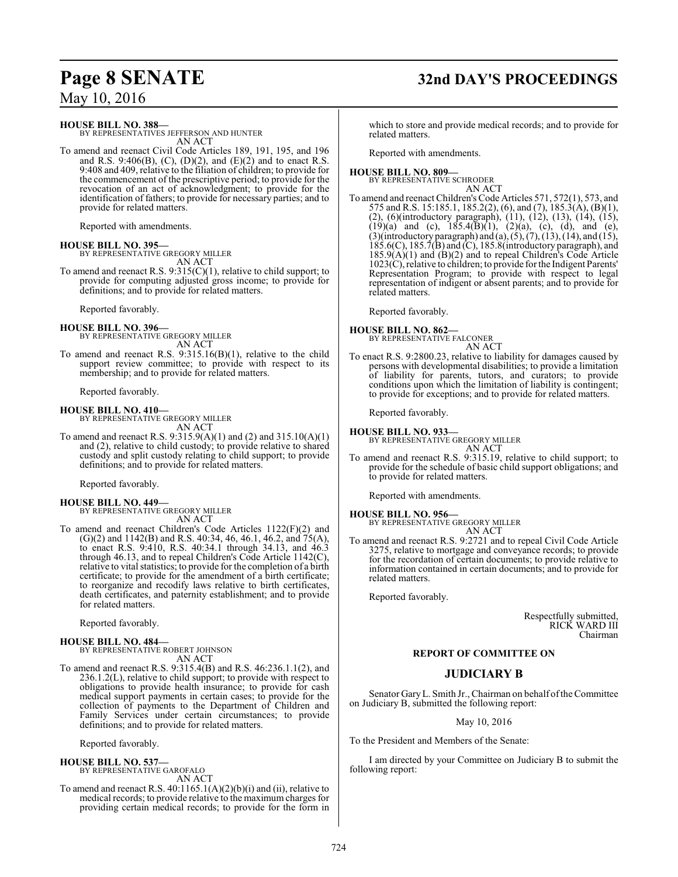**HOUSE BILL NO. 388—**
BY REPRESENTATIVES JEFFERSON AND HUNTER
AN ACT

To amend and reenact Civil Code Articles 189, 191, 195, and 196 and R.S. 9:406(B), (C), (D)(2), and (E)(2) and to enact R.S. 9:408 and 409, relative to the filiation of children; to provide for the commencement of the prescriptive period; to provide for the revocation of an act of acknowledgment; to provide for the identification of fathers; to provide for necessary parties; and to provide for related matters.

Reported with amendments.

**HOUSE BILL NO. 395—**
BY REPRESENTATIVE GREGORY MILLER
AN ACT

To amend and reenact R.S. 9:315(C)(1), relative to child support; to provide for computing adjusted gross income; to provide for definitions; and to provide for related matters.

Reported favorably.

**HOUSE BILL NO. 396—**
BY REPRESENTATIVE GREGORY MILLER
AN ACT

To amend and reenact R.S. 9:315.16(B)(1), relative to the child support review committee; to provide with respect to its membership; and to provide for related matters.

Reported favorably.

**HOUSE BILL NO. 410—**
BY REPRESENTATIVE GREGORY MILLER
AN ACT

To amend and reenact R.S. 9:315.9(A)(1) and (2) and 315.10(A)(1) and (2), relative to child custody; to provide relative to shared custody and split custody relating to child support; to provide definitions; and to provide for related matters.

Reported favorably.

**HOUSE BILL NO. 449—**
BY REPRESENTATIVE GREGORY MILLER
AN ACT

To amend and reenact Children's Code Articles 1122(F)(2) and (G)(2) and 1142(B) and R.S. 40:34, 46, 46.1, 46.2, and 75(A), to enact R.S. 9:410, R.S. 40:34.1 through 34.13, and 46.3 through 46.13, and to repeal Children's Code Article 1142(C), relative to vital statistics; to provide for the completion of a birth certificate; to provide for the amendment of a birth certificate; to reorganize and recodify laws relative to birth certificates, death certificates, and paternity establishment; and to provide for related matters.

Reported favorably.

**HOUSE BILL NO. 484—**
BY REPRESENTATIVE ROBERT JOHNSON
AN ACT

To amend and reenact R.S. 9:315.4(B) and R.S. 46:236.1.1(2), and 236.1.2(L), relative to child support; to provide with respect to obligations to provide health insurance; to provide for cash medical support payments in certain cases; to provide for the collection of payments to the Department of Children and Family Services under certain circumstances; to provide definitions; and to provide for related matters.

Reported favorably.

**HOUSE BILL NO. 537—**
BY REPRESENTATIVE GAROFALO
AN ACT

To amend and reenact R.S. 40:1165.1(A)(2)(b)(i) and (ii), relative to medical records; to provide relative to the maximum charges for providing certain medical records; to provide for the form in which to store and provide medical records; and to provide for related matters.

Reported with amendments.

**HOUSE BILL NO. 809—**
BY REPRESENTATIVE SCHRODER
AN ACT

To amend and reenact Children's Code Articles 571, 572(1), 573, and 575 and R.S. 15:185.1, 185.2(2), (6), and (7), 185.3(A), (B)(1), (2), (6)(introductory paragraph), (11), (12), (13), (14), (15), (19)(a) and (c), 185.4(B)(1), (2)(a), (c), (d), and (e), (3)(introductory paragraph) and (a), (5), (7), (13), (14), and (15), 185.6(C), 185.7(B) and (C), 185.8(introductory paragraph), and 185.9(A)(1) and (B)(2) and to repeal Children's Code Article 1023(C), relative to children; to provide for the Indigent Parents' Representation Program; to provide with respect to legal representation of indigent or absent parents; and to provide for related matters.

Reported favorably.

**HOUSE BILL NO. 862—**
BY REPRESENTATIVE FALCONER
AN ACT

To enact R.S. 9:2800.23, relative to liability for damages caused by persons with developmental disabilities; to provide a limitation of liability for parents, tutors, and curators; to provide conditions upon which the limitation of liability is contingent; to provide for exceptions; and to provide for related matters.

Reported favorably.

**HOUSE BILL NO. 933—**
BY REPRESENTATIVE GREGORY MILLER
AN ACT

To amend and reenact R.S. 9:315.19, relative to child support; to provide for the schedule of basic child support obligations; and to provide for related matters.

Reported with amendments.

**HOUSE BILL NO. 956—**
BY REPRESENTATIVE GREGORY MILLER
AN ACT

To amend and reenact R.S. 9:2721 and to repeal Civil Code Article 3275, relative to mortgage and conveyance records; to provide for the recordation of certain documents; to provide relative to information contained in certain documents; and to provide for related matters.

Reported favorably.

Respectfully submitted,
RICK WARD III
Chairman

**REPORT OF COMMITTEE ON**

## JUDICIARY B

Senator Gary L. Smith Jr., Chairman on behalf of the Committee on Judiciary B, submitted the following report:

May 10, 2016

To the President and Members of the Senate:

I am directed by your Committee on Judiciary B to submit the following report: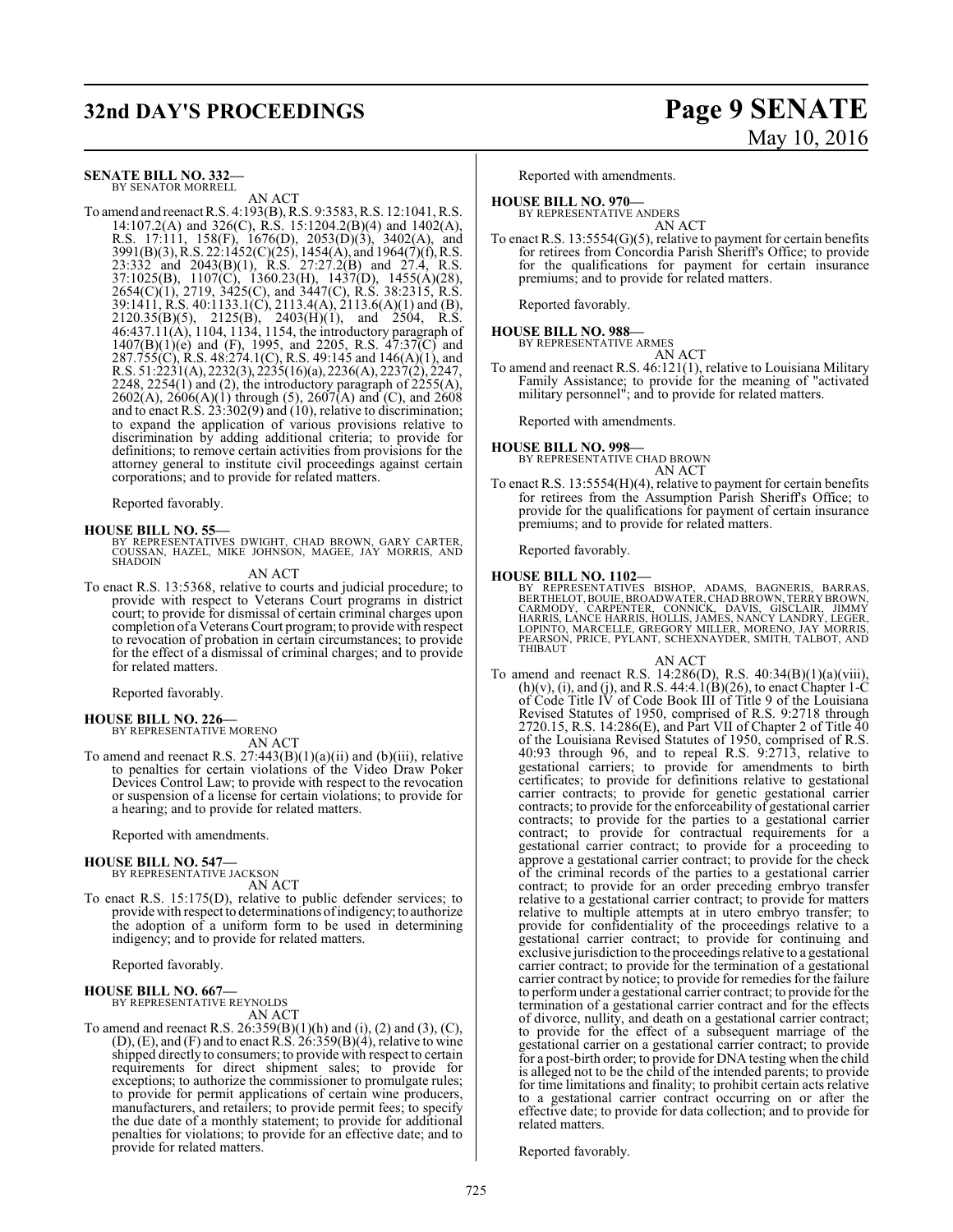**SENATE BILL NO. 332—**
BY SENATOR MORRELL

AN ACT

To amend and reenact R.S. 4:193(B), R.S. 9:3583, R.S. 12:1041, R.S. 14:107.2(A) and 326(C), R.S. 15:1204.2(B)(4) and 1402(A), R.S. 17:111, 158(F), 1676(D), 2053(D)(3), 3402(A), and 3991(B)(3), R.S. 22:1452(C)(25), 1454(A), and 1964(7)(f), R.S. 23:332 and 2043(B)(1), R.S. 27:27.2(B) and 27.4, R.S. 37:1025(B), 1107(C), 1360.23(H), 1437(D), 1455(A)(28), 2654(C)(1), 2719, 3425(C), and 3447(C), R.S. 38:2315, R.S. 39:1411, R.S. 40:1133.1(C), 2113.4(A), 2113.6(A)(1) and (B), 2120.35(B)(5), 2125(B), 2403(H)(1), and 2504, R.S. 46:437.11(A), 1104, 1134, 1154, the introductory paragraph of 1407(B)(1)(e) and (F), 1995, and 2205, R.S. 47:37(C) and 287.755(C), R.S. 48:274.1(C), R.S. 49:145 and 146(A)(1), and R.S. 51:2231(A), 2232(3), 2235(16)(a), 2236(A), 2237(2), 2247, 2248, 2254(1) and (2), the introductory paragraph of 2255(A), 2602(A), 2606(A)(1) through (5), 2607(A) and (C), and 2608 and to enact R.S. 23:302(9) and (10), relative to discrimination; to expand the application of various provisions relative to discrimination by adding additional criteria; to provide for definitions; to remove certain activities from provisions for the attorney general to institute civil proceedings against certain corporations; and to provide for related matters.

Reported favorably.

**HOUSE BILL NO. 55—**
BY REPRESENTATIVES DWIGHT, CHAD BROWN, GARY CARTER, COUSSAN, HAZEL, MIKE JOHNSON, MAGEE, JAY MORRIS, AND SHADOIN

AN ACT

To enact R.S. 13:5368, relative to courts and judicial procedure; to provide with respect to Veterans Court programs in district court; to provide for dismissal of certain criminal charges upon completion of a Veterans Court program; to provide with respect to revocation of probation in certain circumstances; to provide for the effect of a dismissal of criminal charges; and to provide for related matters.

Reported favorably.

**HOUSE BILL NO. 226—**
BY REPRESENTATIVE MORENO

AN ACT

To amend and reenact R.S. 27:443(B)(1)(a)(ii) and (b)(iii), relative to penalties for certain violations of the Video Draw Poker Devices Control Law; to provide with respect to the revocation or suspension of a license for certain violations; to provide for a hearing; and to provide for related matters.

Reported with amendments.

**HOUSE BILL NO. 547—**
BY REPRESENTATIVE JACKSON

AN ACT

To enact R.S. 15:175(D), relative to public defender services; to provide with respect to determinations of indigency; to authorize the adoption of a uniform form to be used in determining indigency; and to provide for related matters.

Reported favorably.

**HOUSE BILL NO. 667—**
BY REPRESENTATIVE REYNOLDS

AN ACT

To amend and reenact R.S. 26:359(B)(1)(h) and (i), (2) and (3), (C), (D), (E), and (F) and to enact R.S. 26:359(B)(4), relative to wine shipped directly to consumers; to provide with respect to certain requirements for direct shipment sales; to provide for exceptions; to authorize the commissioner to promulgate rules; to provide for permit applications of certain wine producers, manufacturers, and retailers; to provide permit fees; to specify the due date of a monthly statement; to provide for additional penalties for violations; to provide for an effective date; and to provide for related matters.

Reported with amendments.

**HOUSE BILL NO. 970—**
BY REPRESENTATIVE ANDERS

AN ACT

To enact R.S. 13:5554(G)(5), relative to payment for certain benefits for retirees from Concordia Parish Sheriff's Office; to provide for the qualifications for payment for certain insurance premiums; and to provide for related matters.

Reported favorably.

**HOUSE BILL NO. 988—**
BY REPRESENTATIVE ARMES

AN ACT

To amend and reenact R.S. 46:121(1), relative to Louisiana Military Family Assistance; to provide for the meaning of "activated military personnel"; and to provide for related matters.

Reported with amendments.

**HOUSE BILL NO. 998—**
BY REPRESENTATIVE CHAD BROWN

AN ACT

To enact R.S. 13:5554(H)(4), relative to payment for certain benefits for retirees from the Assumption Parish Sheriff's Office; to provide for the qualifications for payment of certain insurance premiums; and to provide for related matters.

Reported favorably.

**HOUSE BILL NO. 1102—**
BY REPRESENTATIVES BISHOP, ADAMS, BAGNERIS, BARRAS, BERTHELOT, BOUIE, BROADWATER, CHAD BROWN, TERRY BROWN, CARMODY, CARPENTER, CONNICK, DAVIS, GISCLAIR, JIMMY HARRIS, LANCE HARRIS, HOLLIS, JAMES, NANCY LANDRY, LEGER, LOPINTO, MARCELLE, GREGORY MILLER, MORENO, JAY MORRIS, PEARSON, PRICE, PYLANT, SCHEXNAYDER, SMITH, TALBOT, AND THIBAUT

AN ACT

To amend and reenact R.S. 14:286(D), R.S. 40:34(B)(1)(a)(viii), (h)(v), (i), and (j), and R.S. 44:4.1(B)(26), to enact Chapter 1-C of Code Title IV of Code Book III of Title 9 of the Louisiana Revised Statutes of 1950, comprised of R.S. 9:2718 through 2720.15, R.S. 14:286(E), and Part VII of Chapter 2 of Title 40 of the Louisiana Revised Statutes of 1950, comprised of R.S. 40:93 through 96, and to repeal R.S. 9:2713, relative to gestational carriers; to provide for amendments to birth certificates; to provide for definitions relative to gestational carrier contracts; to provide for genetic gestational carrier contracts; to provide for the enforceability of gestational carrier contracts; to provide for the parties to a gestational carrier contract; to provide for contractual requirements for a gestational carrier contract; to provide for a proceeding to approve a gestational carrier contract; to provide for the check of the criminal records of the parties to a gestational carrier contract; to provide for an order preceding embryo transfer relative to a gestational carrier contract; to provide for matters relative to multiple attempts at in utero embryo transfer; to provide for confidentiality of the proceedings relative to a gestational carrier contract; to provide for continuing and exclusive jurisdiction to the proceedings relative to a gestational carrier contract; to provide for the termination of a gestational carrier contract by notice; to provide for remedies for the failure to perform under a gestational carrier contract; to provide for the termination of a gestational carrier contract and for the effects of divorce, nullity, and death on a gestational carrier contract; to provide for the effect of a subsequent marriage of the gestational carrier on a gestational carrier contract; to provide for a post-birth order; to provide for DNA testing when the child is alleged not to be the child of the intended parents; to provide for time limitations and finality; to prohibit certain acts relative to a gestational carrier contract occurring on or after the effective date; to provide for data collection; and to provide for related matters.

Reported favorably.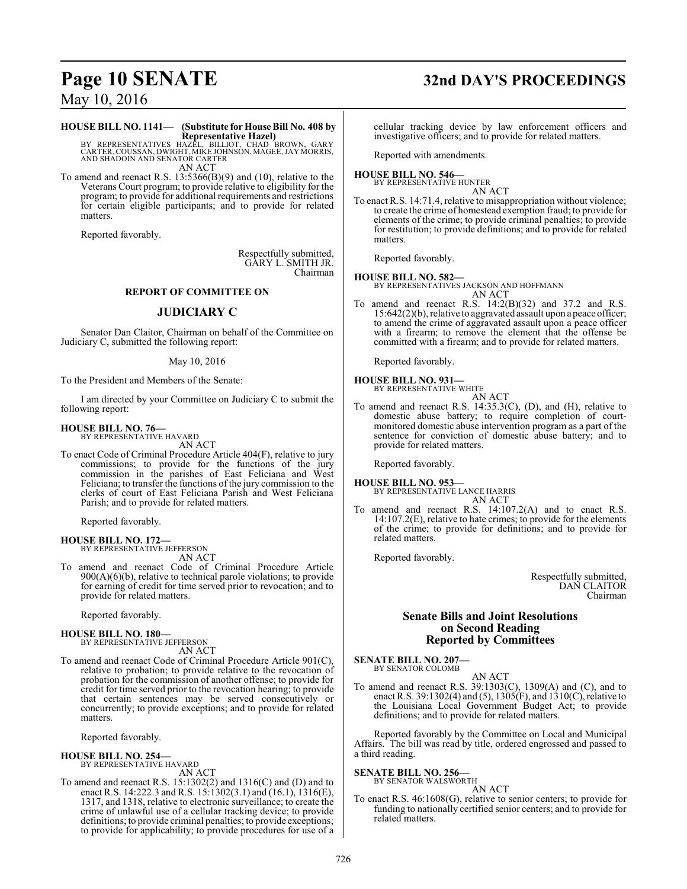**HOUSE BILL NO. 1141— (Substitute for House Bill No. 408 by Representative Hazel)**
BY REPRESENTATIVES HAZEL, BILLIOT, CHAD BROWN, GARY CARTER, COUSSAN, DWIGHT, MIKE JOHNSON, MAGEE, JAY MORRIS, AND SHADOIN AND SENATOR CARTER

AN ACT

To amend and reenact R.S. 13:5366(B)(9) and (10), relative to the Veterans Court program; to provide relative to eligibility for the program; to provide for additional requirements and restrictions for certain eligible participants; and to provide for related matters.

Reported favorably.

Respectfully submitted,
GARY L. SMITH JR.
Chairman

### REPORT OF COMMITTEE ON

## JUDICIARY C

Senator Dan Claitor, Chairman on behalf of the Committee on Judiciary C, submitted the following report:

May 10, 2016

To the President and Members of the Senate:

I am directed by your Committee on Judiciary C to submit the following report:

**HOUSE BILL NO. 76—**
BY REPRESENTATIVE HAVARD

AN ACT

To enact Code of Criminal Procedure Article 404(F), relative to jury commissions; to provide for the functions of the jury commission in the parishes of East Feliciana and West Feliciana; to transfer the functions of the jury commission to the clerks of court of East Feliciana Parish and West Feliciana Parish; and to provide for related matters.

Reported favorably.

**HOUSE BILL NO. 172—**
BY REPRESENTATIVE JEFFERSON

AN ACT

To amend and reenact Code of Criminal Procedure Article 900(A)(6)(b), relative to technical parole violations; to provide for earning of credit for time served prior to revocation; and to provide for related matters.

Reported favorably.

**HOUSE BILL NO. 180—**
BY REPRESENTATIVE JEFFERSON

AN ACT

To amend and reenact Code of Criminal Procedure Article 901(C), relative to probation; to provide relative to the revocation of probation for the commission of another offense; to provide for credit for time served prior to the revocation hearing; to provide that certain sentences may be served consecutively or concurrently; to provide exceptions; and to provide for related matters.

Reported favorably.

**HOUSE BILL NO. 254—**
BY REPRESENTATIVE HAVARD

AN ACT

To amend and reenact R.S. 15:1302(2) and 1316(C) and (D) and to enact R.S. 14:222.3 and R.S. 15:1302(3.1) and (16.1), 1316(E), 1317, and 1318, relative to electronic surveillance; to create the crime of unlawful use of a cellular tracking device; to provide definitions; to provide criminal penalties; to provide exceptions; to provide for applicability; to provide procedures for use of a cellular tracking device by law enforcement officers and investigative officers; and to provide for related matters.

Reported with amendments.

**HOUSE BILL NO. 546—**
BY REPRESENTATIVE HUNTER

AN ACT

To enact R.S. 14:71.4, relative to misappropriation without violence; to create the crime of homestead exemption fraud; to provide for elements of the crime; to provide criminal penalties; to provide for restitution; to provide definitions; and to provide for related matters.

Reported favorably.

**HOUSE BILL NO. 582—**
BY REPRESENTATIVES JACKSON AND HOFFMANN

AN ACT

To amend and reenact R.S. 14:2(B)(32) and 37.2 and R.S. 15:642(2)(b), relative to aggravated assault upon a peace officer; to amend the crime of aggravated assault upon a peace officer with a firearm; to remove the element that the offense be committed with a firearm; and to provide for related matters.

Reported favorably.

**HOUSE BILL NO. 931—**
BY REPRESENTATIVE WHITE

AN ACT

To amend and reenact R.S. 14:35.3(C), (D), and (H), relative to domestic abuse battery; to require completion of court-monitored domestic abuse intervention program as a part of the sentence for conviction of domestic abuse battery; and to provide for related matters.

Reported favorably.

**HOUSE BILL NO. 953—**
BY REPRESENTATIVE LANCE HARRIS

AN ACT

To amend and reenact R.S. 14:107.2(A) and to enact R.S. 14:107.2(E), relative to hate crimes; to provide for the elements of the crime; to provide for definitions; and to provide for related matters.

Reported favorably.

Respectfully submitted,
DAN CLAITOR
Chairman

## Senate Bills and Joint Resolutions on Second Reading Reported by Committees

**SENATE BILL NO. 207—**
BY SENATOR COLOMB

AN ACT

To amend and reenact R.S. 39:1303(C), 1309(A) and (C), and to enact R.S. 39:1302(4) and (5), 1305(F), and 1310(C), relative to the Louisiana Local Government Budget Act; to provide definitions; and to provide for related matters.

Reported favorably by the Committee on Local and Municipal Affairs. The bill was read by title, ordered engrossed and passed to a third reading.

**SENATE BILL NO. 256—**
BY SENATOR WALSWORTH

AN ACT

To enact R.S. 46:1608(G), relative to senior centers; to provide for funding to nationally certified senior centers; and to provide for related matters.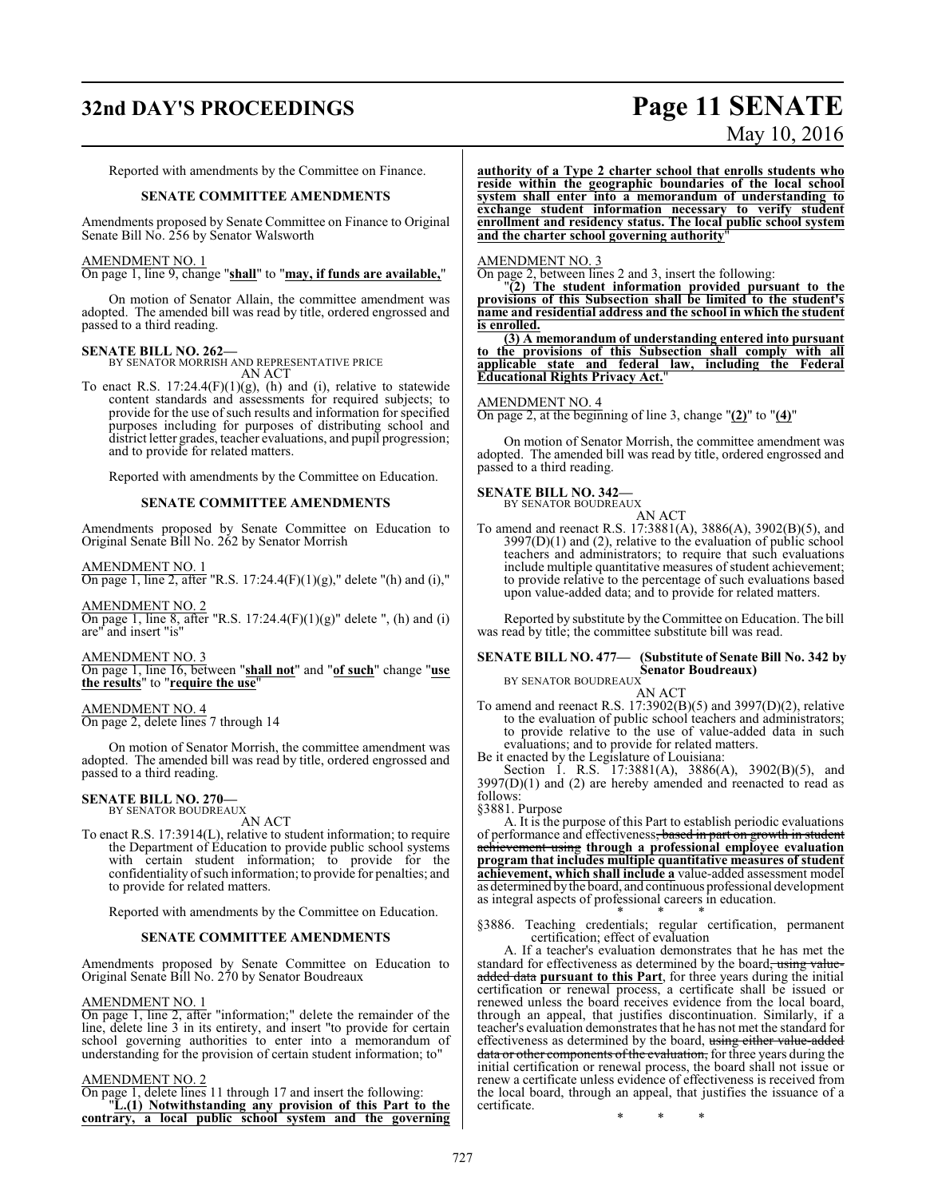Reported with amendments by the Committee on Finance.

## SENATE COMMITTEE AMENDMENTS

Amendments proposed by Senate Committee on Finance to Original Senate Bill No. 256 by Senator Walsworth

AMENDMENT NO. 1
On page 1, line 9, change "**shall**" to "**may, if funds are available,**"

On motion of Senator Allain, the committee amendment was adopted. The amended bill was read by title, ordered engrossed and passed to a third reading.

**SENATE BILL NO. 262—**
BY SENATOR MORRISH AND REPRESENTATIVE PRICE
AN ACT

To enact R.S. 17:24.4(F)(1)(g), (h) and (i), relative to statewide content standards and assessments for required subjects; to provide for the use of such results and information for specified purposes including for purposes of distributing school and district letter grades, teacher evaluations, and pupil progression; and to provide for related matters.

Reported with amendments by the Committee on Education.

## SENATE COMMITTEE AMENDMENTS

Amendments proposed by Senate Committee on Education to Original Senate Bill No. 262 by Senator Morrish

AMENDMENT NO. 1
On page 1, line 2, after "R.S. 17:24.4(F)(1)(g)," delete "(h) and (i),"

AMENDMENT NO. 2
On page 1, line 8, after "R.S. 17:24.4(F)(1)(g)" delete ", (h) and (i) are" and insert "is"

AMENDMENT NO. 3
On page 1, line 16, between "**shall not**" and "**of such**" change "**use the results**" to "**require the use**"

AMENDMENT NO. 4
On page 2, delete lines 7 through 14

On motion of Senator Morrish, the committee amendment was adopted. The amended bill was read by title, ordered engrossed and passed to a third reading.

**SENATE BILL NO. 270—**
BY SENATOR BOUDREAUX
AN ACT

To enact R.S. 17:3914(L), relative to student information; to require the Department of Education to provide public school systems with certain student information; to provide for the confidentiality of such information; to provide for penalties; and to provide for related matters.

Reported with amendments by the Committee on Education.

## SENATE COMMITTEE AMENDMENTS

Amendments proposed by Senate Committee on Education to Original Senate Bill No. 270 by Senator Boudreaux

AMENDMENT NO. 1
On page 1, line 2, after "information;" delete the remainder of the line, delete line 3 in its entirety, and insert "to provide for certain school governing authorities to enter into a memorandum of understanding for the provision of certain student information; to"

AMENDMENT NO. 2
On page 1, delete lines 11 through 17 and insert the following:

"**L.(1) Notwithstanding any provision of this Part to the contrary, a local public school system and the governing authority of a Type 2 charter school that enrolls students who reside within the geographic boundaries of the local school system shall enter into a memorandum of understanding to exchange student information necessary to verify student enrollment and residency status. The local public school system and the charter school governing authority**"

AMENDMENT NO. 3
On page 2, between lines 2 and 3, insert the following:

"**(2) The student information provided pursuant to the provisions of this Subsection shall be limited to the student's name and residential address and the school in which the student is enrolled.**

**(3) A memorandum of understanding entered into pursuant to the provisions of this Subsection shall comply with all applicable state and federal law, including the Federal Educational Rights Privacy Act.**"

AMENDMENT NO. 4
On page 2, at the beginning of line 3, change "**(2)**" to "**(4)**"

On motion of Senator Morrish, the committee amendment was adopted. The amended bill was read by title, ordered engrossed and passed to a third reading.

**SENATE BILL NO. 342—**
BY SENATOR BOUDREAUX
AN ACT

To amend and reenact R.S. 17:3881(A), 3886(A), 3902(B)(5), and 3997(D)(1) and (2), relative to the evaluation of public school teachers and administrators; to require that such evaluations include multiple quantitative measures of student achievement; to provide relative to the percentage of such evaluations based upon value-added data; and to provide for related matters.

Reported by substitute by the Committee on Education. The bill was read by title; the committee substitute bill was read.

**SENATE BILL NO. 477— (Substitute of Senate Bill No. 342 by Senator Boudreaux)**
BY SENATOR BOUDREAUX
AN ACT

To amend and reenact R.S. 17:3902(B)(5) and 3997(D)(2), relative to the evaluation of public school teachers and administrators; to provide relative to the use of value-added data in such evaluations; and to provide for related matters.

Be it enacted by the Legislature of Louisiana:

Section 1. R.S. 17:3881(A), 3886(A), 3902(B)(5), and 3997(D)(1) and (2) are hereby amended and reenacted to read as follows:

§3881. Purpose

A. It is the purpose of this Part to establish periodic evaluations of performance and effectiveness~~, based in part on growth in student achievement using~~ **through a professional employee evaluation program that includes multiple quantitative measures of student achievement, which shall include a** value-added assessment model as determined by the board, and continuous professional development as integral aspects of professional careers in education.

\* \* \*

§3886. Teaching credentials; regular certification, permanent certification; effect of evaluation

A. If a teacher's evaluation demonstrates that he has met the standard for effectiveness as determined by the board~~, using value-added data~~ **pursuant to this Part**, for three years during the initial certification or renewal process, a certificate shall be issued or renewed unless the board receives evidence from the local board, through an appeal, that justifies discontinuation. Similarly, if a teacher's evaluation demonstrates that he has not met the standard for effectiveness as determined by the board, ~~using either value-added data or other components of the evaluation,~~ for three years during the initial certification or renewal process, the board shall not issue or renew a certificate unless evidence of effectiveness is received from the local board, through an appeal, that justifies the issuance of a certificate.

\* \* \*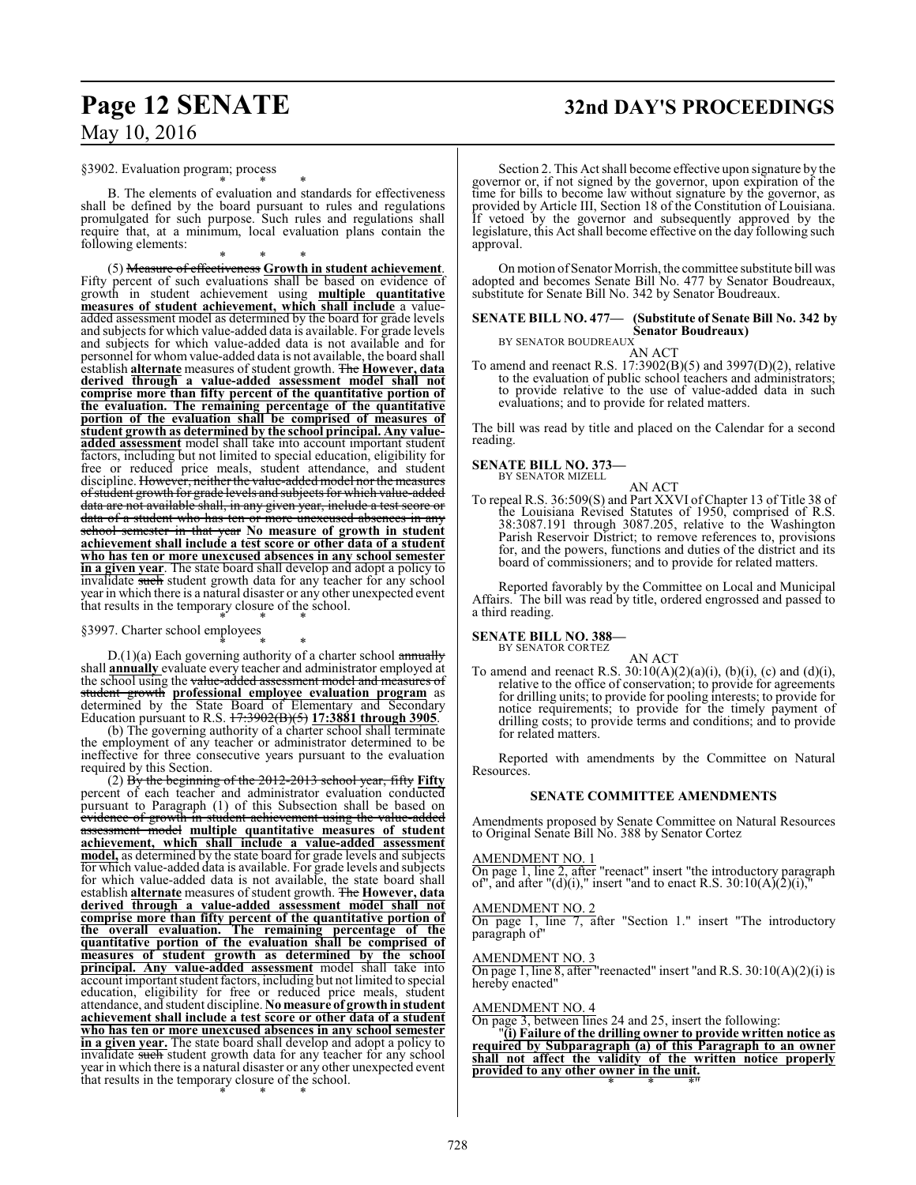§3902. Evaluation program; process

\* \* \*

B. The elements of evaluation and standards for effectiveness shall be defined by the board pursuant to rules and regulations promulgated for such purpose. Such rules and regulations shall require that, at a minimum, local evaluation plans contain the following elements:

\* \* \*

(5) ~~Measure of effectiveness~~ **Growth in student achievement**. Fifty percent of such evaluations shall be based on evidence of growth in student achievement using **multiple quantitative measures of student achievement, which shall include** a value-added assessment model as determined by the board for grade levels and subjects for which value-added data is available. For grade levels and subjects for which value-added data is not available and for personnel for whom value-added data is not available, the board shall establish **alternate** measures of student growth. ~~The~~ **However, data derived through a value-added assessment model shall not comprise more than fifty percent of the quantitative portion of the evaluation. The remaining percentage of the quantitative portion of the evaluation shall be comprised of measures of student growth as determined by the school principal. Any value-added assessment** model shall take into account important student factors, including but not limited to special education, eligibility for free or reduced price meals, student attendance, and student discipline. ~~However, neither the value-added model nor the measures of student growth for grade levels and subjects for which value-added data are not available shall, in any given year, include a test score or data of a student who has ten or more unexcused absences in any school semester in that year~~ **No measure of growth in student achievement shall include a test score or other data of a student who has ten or more unexcused absences in any school semester in a given year**. The state board shall develop and adopt a policy to invalidate ~~such~~ student growth data for any teacher for any school year in which there is a natural disaster or any other unexpected event that results in the temporary closure of the school.

\* \* \*

§3997. Charter school employees

\* \* \*

D.(1)(a) Each governing authority of a charter school ~~annually~~ shall **annually** evaluate every teacher and administrator employed at the school using the ~~value-added assessment model and measures of student growth~~ **professional employee evaluation program** as determined by the State Board of Elementary and Secondary Education pursuant to R.S. ~~17:3902(B)(5)~~ **17:3881 through 3905**.

(b) The governing authority of a charter school shall terminate the employment of any teacher or administrator determined to be ineffective for three consecutive years pursuant to the evaluation required by this Section.

(2) ~~By the beginning of the 2012-2013 school year, fifty~~ **Fifty** percent of each teacher and administrator evaluation conducted pursuant to Paragraph (1) of this Subsection shall be based on ~~evidence of growth in student achievement using the value-added assessment model~~ **multiple quantitative measures of student achievement, which shall include a value-added assessment model,** as determined by the state board for grade levels and subjects for which value-added data is available. For grade levels and subjects for which value-added data is not available, the state board shall establish **alternate** measures of student growth. ~~The~~ **However, data derived through a value-added assessment model shall not comprise more than fifty percent of the quantitative portion of the overall evaluation. The remaining percentage of the quantitative portion of the evaluation shall be comprised of measures of student growth as determined by the school principal. Any value-added assessment** model shall take into account important student factors, including but not limited to special education, eligibility for free or reduced price meals, student attendance, and student discipline. **No measure of growth in student achievement shall include a test score or other data of a student who has ten or more unexcused absences in any school semester in a given year.** The state board shall develop and adopt a policy to invalidate ~~such~~ student growth data for any teacher for any school year in which there is a natural disaster or any other unexpected event that results in the temporary closure of the school.

\* \* \*

Section 2. This Act shall become effective upon signature by the governor or, if not signed by the governor, upon expiration of the time for bills to become law without signature by the governor, as provided by Article III, Section 18 of the Constitution of Louisiana. If vetoed by the governor and subsequently approved by the legislature, this Act shall become effective on the day following such approval.

On motion of Senator Morrish, the committee substitute bill was adopted and becomes Senate Bill No. 477 by Senator Boudreaux, substitute for Senate Bill No. 342 by Senator Boudreaux.

**SENATE BILL NO. 477— (Substitute of Senate Bill No. 342 by Senator Boudreaux)**
BY SENATOR BOUDREAUX

AN ACT

To amend and reenact R.S. 17:3902(B)(5) and 3997(D)(2), relative to the evaluation of public school teachers and administrators; to provide relative to the use of value-added data in such evaluations; and to provide for related matters.

The bill was read by title and placed on the Calendar for a second reading.

**SENATE BILL NO. 373—**
BY SENATOR MIZELL

AN ACT

To repeal R.S. 36:509(S) and Part XXVI of Chapter 13 of Title 38 of the Louisiana Revised Statutes of 1950, comprised of R.S. 38:3087.191 through 3087.205, relative to the Washington Parish Reservoir District; to remove references to, provisions for, and the powers, functions and duties of the district and its board of commissioners; and to provide for related matters.

Reported favorably by the Committee on Local and Municipal Affairs. The bill was read by title, ordered engrossed and passed to a third reading.

**SENATE BILL NO. 388—**
BY SENATOR CORTEZ

AN ACT

To amend and reenact R.S. 30:10(A)(2)(a)(i), (b)(i), (c) and (d)(i), relative to the office of conservation; to provide for agreements for drilling units; to provide for pooling interests; to provide for notice requirements; to provide for the timely payment of drilling costs; to provide terms and conditions; and to provide for related matters.

Reported with amendments by the Committee on Natural Resources.

**SENATE COMMITTEE AMENDMENTS**

Amendments proposed by Senate Committee on Natural Resources to Original Senate Bill No. 388 by Senator Cortez

AMENDMENT NO. 1
On page 1, line 2, after "reenact" insert "the introductory paragraph of", and after "(d)(i)," insert "and to enact R.S. 30:10(A)(2)(i),"

AMENDMENT NO. 2
On page 1, line 7, after "Section 1." insert "The introductory paragraph of"

AMENDMENT NO. 3
On page 1, line 8, after "reenacted" insert "and R.S. 30:10(A)(2)(i) is hereby enacted"

AMENDMENT NO. 4
On page 3, between lines 24 and 25, insert the following:

"**(i) Failure of the drilling owner to provide written notice as required by Subparagraph (a) of this Paragraph to an owner shall not affect the validity of the written notice properly provided to any other owner in the unit.**

\* \* \*"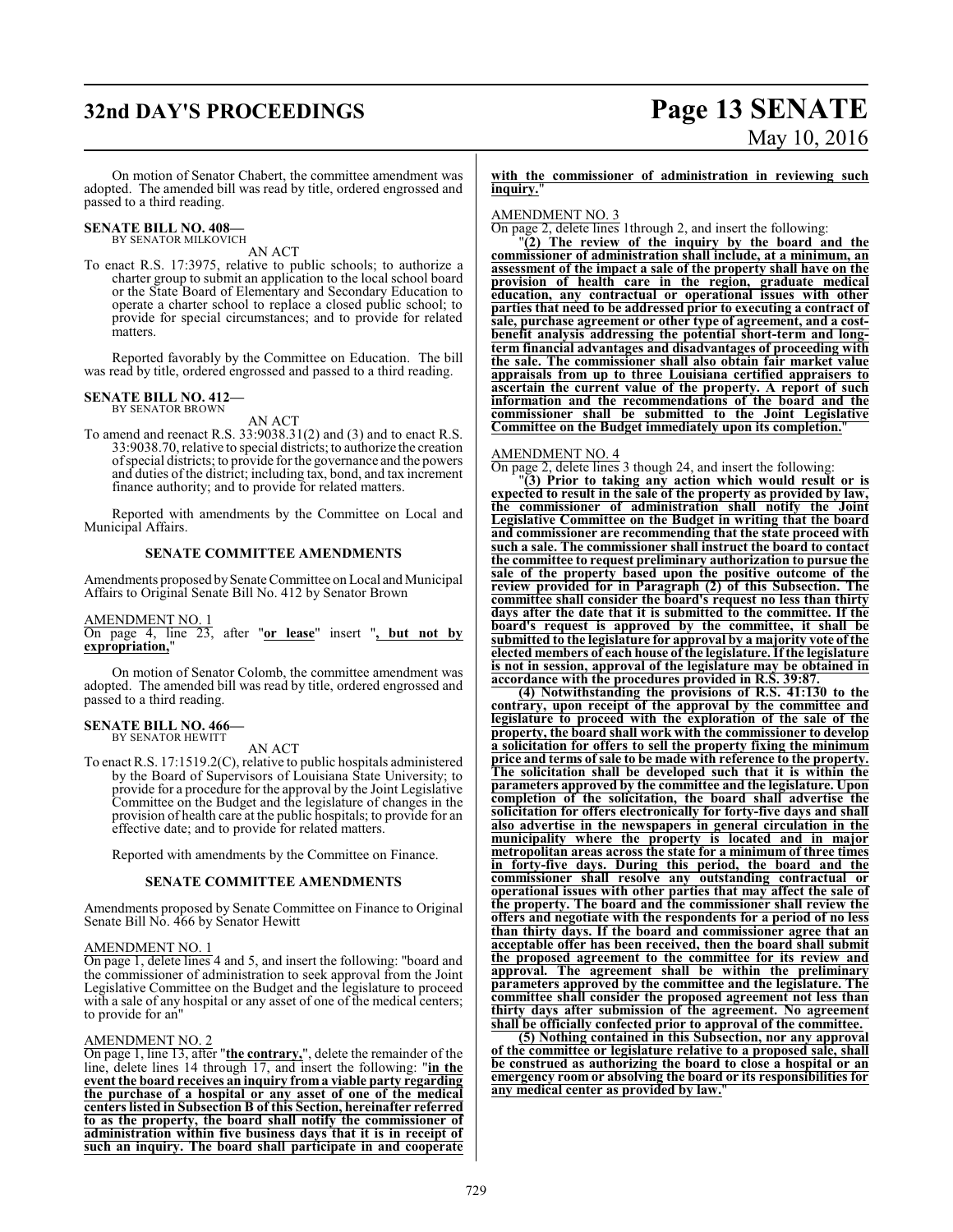On motion of Senator Chabert, the committee amendment was adopted. The amended bill was read by title, ordered engrossed and passed to a third reading.

**SENATE BILL NO. 408—**
BY SENATOR MILKOVICH

AN ACT

To enact R.S. 17:3975, relative to public schools; to authorize a charter group to submit an application to the local school board or the State Board of Elementary and Secondary Education to operate a charter school to replace a closed public school; to provide for special circumstances; and to provide for related matters.

Reported favorably by the Committee on Education. The bill was read by title, ordered engrossed and passed to a third reading.

**SENATE BILL NO. 412—**
BY SENATOR BROWN

AN ACT

To amend and reenact R.S. 33:9038.31(2) and (3) and to enact R.S. 33:9038.70, relative to special districts; to authorize the creation of special districts; to provide for the governance and the powers and duties of the district; including tax, bond, and tax increment finance authority; and to provide for related matters.

Reported with amendments by the Committee on Local and Municipal Affairs.

**SENATE COMMITTEE AMENDMENTS**

Amendments proposed by Senate Committee on Local and Municipal Affairs to Original Senate Bill No. 412 by Senator Brown

AMENDMENT NO. 1

On page 4, line 23, after "**or lease**" insert "**, but not by expropriation,**"

On motion of Senator Colomb, the committee amendment was adopted. The amended bill was read by title, ordered engrossed and passed to a third reading.

**SENATE BILL NO. 466—**
BY SENATOR HEWITT

AN ACT

To enact R.S. 17:1519.2(C), relative to public hospitals administered by the Board of Supervisors of Louisiana State University; to provide for a procedure for the approval by the Joint Legislative Committee on the Budget and the legislature of changes in the provision of health care at the public hospitals; to provide for an effective date; and to provide for related matters.

Reported with amendments by the Committee on Finance.

**SENATE COMMITTEE AMENDMENTS**

Amendments proposed by Senate Committee on Finance to Original Senate Bill No. 466 by Senator Hewitt

AMENDMENT NO. 1

On page 1, delete lines 4 and 5, and insert the following: "board and the commissioner of administration to seek approval from the Joint Legislative Committee on the Budget and the legislature to proceed with a sale of any hospital or any asset of one of the medical centers; to provide for an"

AMENDMENT NO. 2

On page 1, line 13, after "**the contrary,**", delete the remainder of the line, delete lines 14 through 17, and insert the following: "**in the event the board receives an inquiry from a viable party regarding the purchase of a hospital or any asset of one of the medical centers listed in Subsection B of this Section, hereinafter referred to as the property, the board shall notify the commissioner of administration within five business days that it is in receipt of such an inquiry. The board shall participate in and cooperate with the commissioner of administration in reviewing such inquiry.**"

AMENDMENT NO. 3

On page 2, delete lines 1through 2, and insert the following:

"**(2) The review of the inquiry by the board and the commissioner of administration shall include, at a minimum, an assessment of the impact a sale of the property shall have on the provision of health care in the region, graduate medical education, any contractual or operational issues with other parties that need to be addressed prior to executing a contract of sale, purchase agreement or other type of agreement, and a cost-benefit analysis addressing the potential short-term and long-term financial advantages and disadvantages of proceeding with the sale. The commissioner shall also obtain fair market value appraisals from up to three Louisiana certified appraisers to ascertain the current value of the property. A report of such information and the recommendations of the board and the commissioner shall be submitted to the Joint Legislative Committee on the Budget immediately upon its completion.**"

AMENDMENT NO. 4

On page 2, delete lines 3 though 24, and insert the following:

"**(3) Prior to taking any action which would result or is expected to result in the sale of the property as provided by law, the commissioner of administration shall notify the Joint Legislative Committee on the Budget in writing that the board and commissioner are recommending that the state proceed with such a sale. The commissioner shall instruct the board to contact the committee to request preliminary authorization to pursue the sale of the property based upon the positive outcome of the review provided for in Paragraph (2) of this Subsection. The committee shall consider the board's request no less than thirty days after the date that it is submitted to the committee. If the board's request is approved by the committee, it shall be submitted to the legislature for approval by a majority vote of the elected members of each house of the legislature. If the legislature is not in session, approval of the legislature may be obtained in accordance with the procedures provided in R.S. 39:87.**

**(4) Notwithstanding the provisions of R.S. 41:130 to the contrary, upon receipt of the approval by the committee and legislature to proceed with the exploration of the sale of the property, the board shall work with the commissioner to develop a solicitation for offers to sell the property fixing the minimum price and terms of sale to be made with reference to the property. The solicitation shall be developed such that it is within the parameters approved by the committee and the legislature. Upon completion of the solicitation, the board shall advertise the solicitation for offers electronically for forty-five days and shall also advertise in the newspapers in general circulation in the municipality where the property is located and in major metropolitan areas across the state for a minimum of three times in forty-five days. During this period, the board and the commissioner shall resolve any outstanding contractual or operational issues with other parties that may affect the sale of the property. The board and the commissioner shall review the offers and negotiate with the respondents for a period of no less than thirty days. If the board and commissioner agree that an acceptable offer has been received, then the board shall submit the proposed agreement to the committee for its review and approval. The agreement shall be within the preliminary parameters approved by the committee and the legislature. The committee shall consider the proposed agreement not less than thirty days after submission of the agreement. No agreement shall be officially confected prior to approval of the committee.**

**(5) Nothing contained in this Subsection, nor any approval of the committee or legislature relative to a proposed sale, shall be construed as authorizing the board to close a hospital or an emergency room or absolving the board or its responsibilities for any medical center as provided by law.**"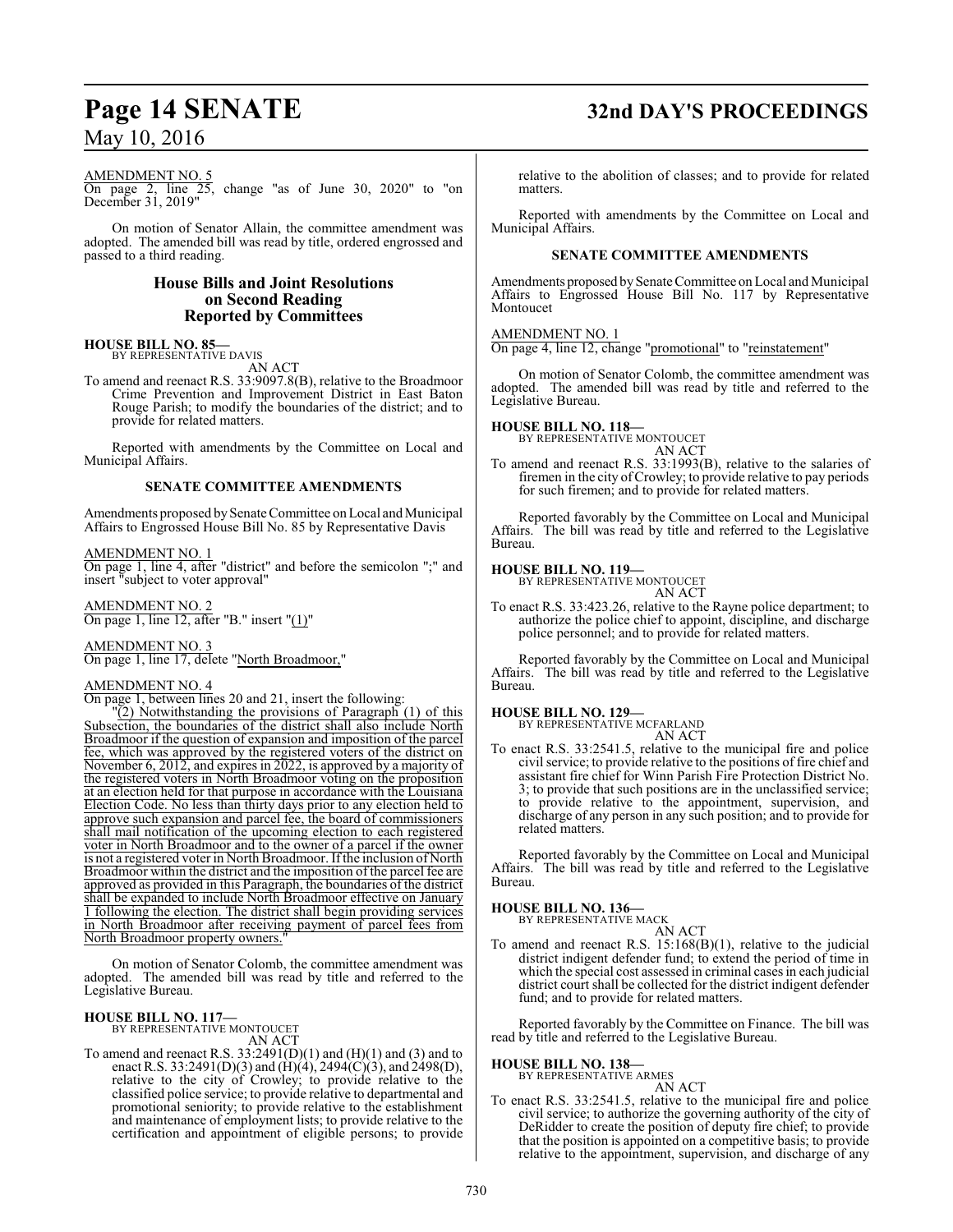AMENDMENT NO. 5

On page 2, line 25, change "as of June 30, 2020" to "on December 31, 2019"

On motion of Senator Allain, the committee amendment was adopted. The amended bill was read by title, ordered engrossed and passed to a third reading.

## House Bills and Joint Resolutions on Second Reading Reported by Committees

**HOUSE BILL NO. 85—**
BY REPRESENTATIVE DAVIS
AN ACT

To amend and reenact R.S. 33:9097.8(B), relative to the Broadmoor Crime Prevention and Improvement District in East Baton Rouge Parish; to modify the boundaries of the district; and to provide for related matters.

Reported with amendments by the Committee on Local and Municipal Affairs.

### SENATE COMMITTEE AMENDMENTS

Amendments proposed by Senate Committee on Local and Municipal Affairs to Engrossed House Bill No. 85 by Representative Davis

AMENDMENT NO. 1

On page 1, line 4, after "district" and before the semicolon ";" and insert "subject to voter approval"

AMENDMENT NO. 2

On page 1, line 12, after "B." insert "(1)"

AMENDMENT NO. 3

On page 1, line 17, delete "North Broadmoor,"

AMENDMENT NO. 4

On page 1, between lines 20 and 21, insert the following:

"(2) Notwithstanding the provisions of Paragraph (1) of this Subsection, the boundaries of the district shall also include North Broadmoor if the question of expansion and imposition of the parcel fee, which was approved by the registered voters of the district on November 6, 2012, and expires in 2022, is approved by a majority of the registered voters in North Broadmoor voting on the proposition at an election held for that purpose in accordance with the Louisiana Election Code. No less than thirty days prior to any election held to approve such expansion and parcel fee, the board of commissioners shall mail notification of the upcoming election to each registered voter in North Broadmoor and to the owner of a parcel if the owner is not a registered voter in North Broadmoor. If the inclusion of North Broadmoor within the district and the imposition of the parcel fee are approved as provided in this Paragraph, the boundaries of the district shall be expanded to include North Broadmoor effective on January 1 following the election. The district shall begin providing services in North Broadmoor after receiving payment of parcel fees from North Broadmoor property owners."

On motion of Senator Colomb, the committee amendment was adopted. The amended bill was read by title and referred to the Legislative Bureau.

**HOUSE BILL NO. 117—**
BY REPRESENTATIVE MONTOUCET
AN ACT

To amend and reenact R.S. 33:2491(D)(1) and (H)(1) and (3) and to enact R.S. 33:2491(D)(3) and (H)(4), 2494(C)(3), and 2498(D), relative to the city of Crowley; to provide relative to the classified police service; to provide relative to departmental and promotional seniority; to provide relative to the establishment and maintenance of employment lists; to provide relative to the certification and appointment of eligible persons; to provide relative to the abolition of classes; and to provide for related matters.

Reported with amendments by the Committee on Local and Municipal Affairs.

### SENATE COMMITTEE AMENDMENTS

Amendments proposed by Senate Committee on Local and Municipal Affairs to Engrossed House Bill No. 117 by Representative Montoucet

AMENDMENT NO. 1

On page 4, line 12, change "promotional" to "reinstatement"

On motion of Senator Colomb, the committee amendment was adopted. The amended bill was read by title and referred to the Legislative Bureau.

**HOUSE BILL NO. 118—**
BY REPRESENTATIVE MONTOUCET
AN ACT

To amend and reenact R.S. 33:1993(B), relative to the salaries of firemen in the city of Crowley; to provide relative to pay periods for such firemen; and to provide for related matters.

Reported favorably by the Committee on Local and Municipal Affairs. The bill was read by title and referred to the Legislative Bureau.

**HOUSE BILL NO. 119—**
BY REPRESENTATIVE MONTOUCET
AN ACT

To enact R.S. 33:423.26, relative to the Rayne police department; to authorize the police chief to appoint, discipline, and discharge police personnel; and to provide for related matters.

Reported favorably by the Committee on Local and Municipal Affairs. The bill was read by title and referred to the Legislative Bureau.

**HOUSE BILL NO. 129—**
BY REPRESENTATIVE MCFARLAND
AN ACT

To enact R.S. 33:2541.5, relative to the municipal fire and police civil service; to provide relative to the positions of fire chief and assistant fire chief for Winn Parish Fire Protection District No. 3; to provide that such positions are in the unclassified service; to provide relative to the appointment, supervision, and discharge of any person in any such position; and to provide for related matters.

Reported favorably by the Committee on Local and Municipal Affairs. The bill was read by title and referred to the Legislative Bureau.

**HOUSE BILL NO. 136—**
BY REPRESENTATIVE MACK
AN ACT

To amend and reenact R.S. 15:168(B)(1), relative to the judicial district indigent defender fund; to extend the period of time in which the special cost assessed in criminal cases in each judicial district court shall be collected for the district indigent defender fund; and to provide for related matters.

Reported favorably by the Committee on Finance. The bill was read by title and referred to the Legislative Bureau.

**HOUSE BILL NO. 138—**
BY REPRESENTATIVE ARMES
AN ACT

To enact R.S. 33:2541.5, relative to the municipal fire and police civil service; to authorize the governing authority of the city of DeRidder to create the position of deputy fire chief; to provide that the position is appointed on a competitive basis; to provide relative to the appointment, supervision, and discharge of any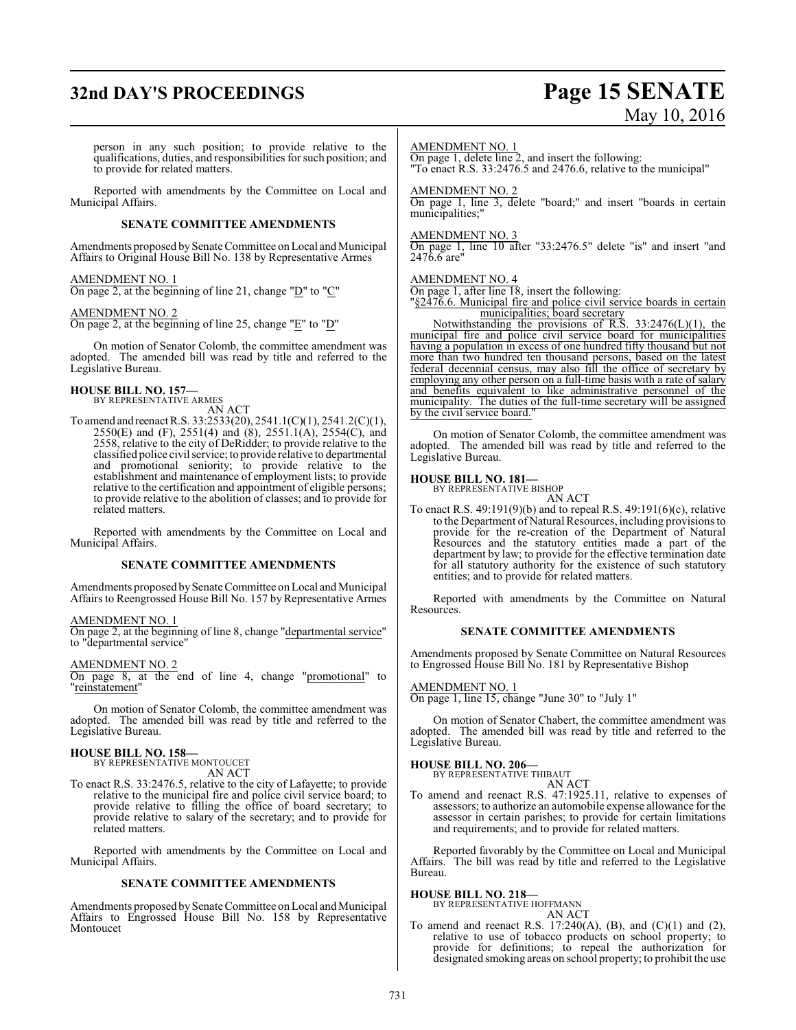person in any such position; to provide relative to the qualifications, duties, and responsibilities for such position; and to provide for related matters.

Reported with amendments by the Committee on Local and Municipal Affairs.

### SENATE COMMITTEE AMENDMENTS

Amendments proposed by Senate Committee on Local and Municipal Affairs to Original House Bill No. 138 by Representative Armes

AMENDMENT NO. 1
On page 2, at the beginning of line 21, change "D" to "C"

AMENDMENT NO. 2
On page 2, at the beginning of line 25, change "E" to "D"

On motion of Senator Colomb, the committee amendment was adopted. The amended bill was read by title and referred to the Legislative Bureau.

**HOUSE BILL NO. 157—**
BY REPRESENTATIVE ARMES
AN ACT

To amend and reenact R.S. 33:2533(20), 2541.1(C)(1), 2541.2(C)(1), 2550(E) and (F), 2551(4) and (8), 2551.1(A), 2554(C), and 2558, relative to the city of DeRidder; to provide relative to the classified police civil service; to provide relative to departmental and promotional seniority; to provide relative to the establishment and maintenance of employment lists; to provide relative to the certification and appointment of eligible persons; to provide relative to the abolition of classes; and to provide for related matters.

Reported with amendments by the Committee on Local and Municipal Affairs.

### SENATE COMMITTEE AMENDMENTS

Amendments proposed by Senate Committee on Local and Municipal Affairs to Reengrossed House Bill No. 157 by Representative Armes

AMENDMENT NO. 1
On page 2, at the beginning of line 8, change "departmental service" to "departmental service"

AMENDMENT NO. 2
On page 8, at the end of line 4, change "promotional" to "reinstatement"

On motion of Senator Colomb, the committee amendment was adopted. The amended bill was read by title and referred to the Legislative Bureau.

**HOUSE BILL NO. 158—**
BY REPRESENTATIVE MONTOUCET
AN ACT

To enact R.S. 33:2476.5, relative to the city of Lafayette; to provide relative to the municipal fire and police civil service board; to provide relative to filling the office of board secretary; to provide relative to salary of the secretary; and to provide for related matters.

Reported with amendments by the Committee on Local and Municipal Affairs.

### SENATE COMMITTEE AMENDMENTS

Amendments proposed by Senate Committee on Local and Municipal Affairs to Engrossed House Bill No. 158 by Representative Montoucet

AMENDMENT NO. 1
On page 1, delete line 2, and insert the following:
"To enact R.S. 33:2476.5 and 2476.6, relative to the municipal"

AMENDMENT NO. 2
On page 1, line 3, delete "board;" and insert "boards in certain municipalities;"

AMENDMENT NO. 3
On page 1, line 10 after "33:2476.5" delete "is" and insert "and 2476.6 are"

AMENDMENT NO. 4
On page 1, after line 18, insert the following:
"§2476.6. Municipal fire and police civil service boards in certain municipalities; board secretary

Notwithstanding the provisions of R.S. 33:2476(L)(1), the municipal fire and police civil service board for municipalities having a population in excess of one hundred fifty thousand but not more than two hundred ten thousand persons, based on the latest federal decennial census, may also fill the office of secretary by employing any other person on a full-time basis with a rate of salary and benefits equivalent to like administrative personnel of the municipality. The duties of the full-time secretary will be assigned by the civil service board."

On motion of Senator Colomb, the committee amendment was adopted. The amended bill was read by title and referred to the Legislative Bureau.

**HOUSE BILL NO. 181—**
BY REPRESENTATIVE BISHOP
AN ACT

To enact R.S. 49:191(9)(b) and to repeal R.S. 49:191(6)(c), relative to the Department of Natural Resources, including provisions to provide for the re-creation of the Department of Natural Resources and the statutory entities made a part of the department by law; to provide for the effective termination date for all statutory authority for the existence of such statutory entities; and to provide for related matters.

Reported with amendments by the Committee on Natural Resources.

### SENATE COMMITTEE AMENDMENTS

Amendments proposed by Senate Committee on Natural Resources to Engrossed House Bill No. 181 by Representative Bishop

AMENDMENT NO. 1
On page 1, line 15, change "June 30" to "July 1"

On motion of Senator Chabert, the committee amendment was adopted. The amended bill was read by title and referred to the Legislative Bureau.

**HOUSE BILL NO. 206—**
BY REPRESENTATIVE THIBAUT
AN ACT

To amend and reenact R.S. 47:1925.11, relative to expenses of assessors; to authorize an automobile expense allowance for the assessor in certain parishes; to provide for certain limitations and requirements; and to provide for related matters.

Reported favorably by the Committee on Local and Municipal Affairs. The bill was read by title and referred to the Legislative Bureau.

**HOUSE BILL NO. 218—**
BY REPRESENTATIVE HOFFMANN
AN ACT

To amend and reenact R.S. 17:240(A), (B), and (C)(1) and (2), relative to use of tobacco products on school property; to provide for definitions; to repeal the authorization for designated smoking areas on school property; to prohibit the use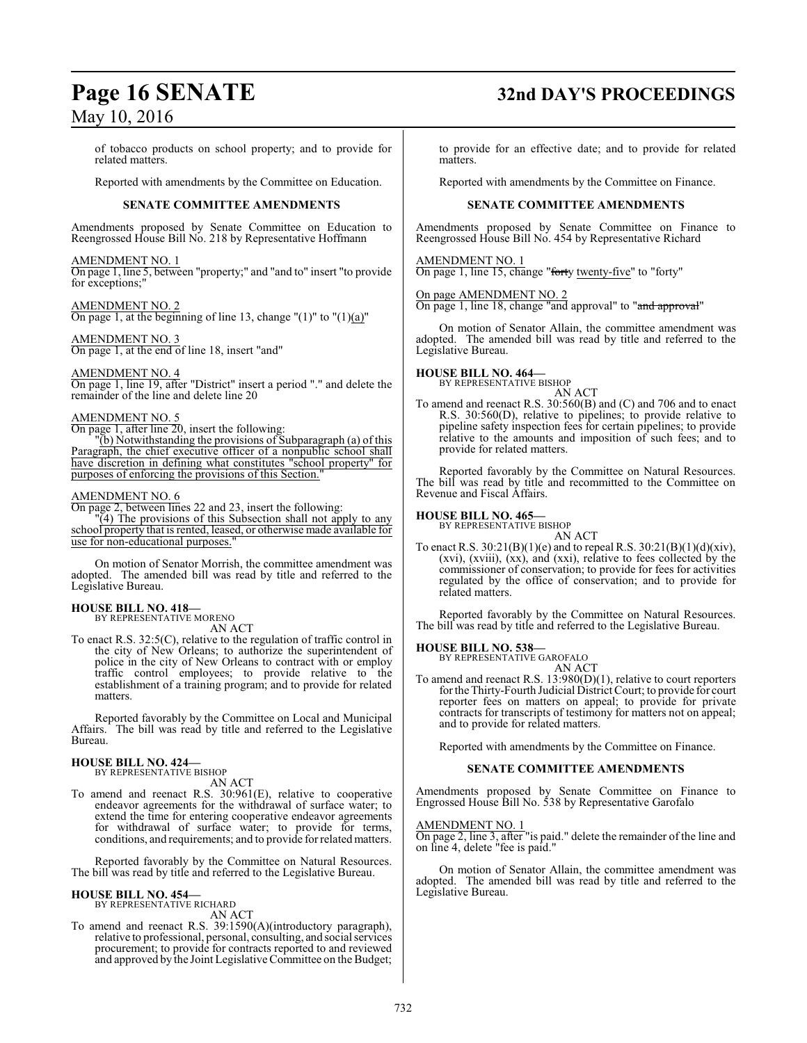of tobacco products on school property; and to provide for related matters.

Reported with amendments by the Committee on Education.

**SENATE COMMITTEE AMENDMENTS**

Amendments proposed by Senate Committee on Education to Reengrossed House Bill No. 218 by Representative Hoffmann

AMENDMENT NO. 1
On page 1, line 5, between "property;" and "and to" insert "to provide for exceptions;"

AMENDMENT NO. 2
On page 1, at the beginning of line 13, change "(1)" to "(1)(a)"

AMENDMENT NO. 3
On page 1, at the end of line 18, insert "and"

AMENDMENT NO. 4
On page 1, line 19, after "District" insert a period "." and delete the remainder of the line and delete line 20

AMENDMENT NO. 5
On page 1, after line 20, insert the following:

"(b) Notwithstanding the provisions of Subparagraph (a) of this Paragraph, the chief executive officer of a nonpublic school shall have discretion in defining what constitutes "school property" for purposes of enforcing the provisions of this Section."

AMENDMENT NO. 6
On page 2, between lines 22 and 23, insert the following:

"(4) The provisions of this Subsection shall not apply to any school property that is rented, leased, or otherwise made available for use for non-educational purposes."

On motion of Senator Morrish, the committee amendment was adopted. The amended bill was read by title and referred to the Legislative Bureau.

**HOUSE BILL NO. 418—**
BY REPRESENTATIVE MORENO
AN ACT

To enact R.S. 32:5(C), relative to the regulation of traffic control in the city of New Orleans; to authorize the superintendent of police in the city of New Orleans to contract with or employ traffic control employees; to provide relative to the establishment of a training program; and to provide for related matters.

Reported favorably by the Committee on Local and Municipal Affairs. The bill was read by title and referred to the Legislative Bureau.

**HOUSE BILL NO. 424—**
BY REPRESENTATIVE BISHOP
AN ACT

To amend and reenact R.S. 30:961(E), relative to cooperative endeavor agreements for the withdrawal of surface water; to extend the time for entering cooperative endeavor agreements for withdrawal of surface water; to provide for terms, conditions, and requirements; and to provide for related matters.

Reported favorably by the Committee on Natural Resources. The bill was read by title and referred to the Legislative Bureau.

**HOUSE BILL NO. 454—**
BY REPRESENTATIVE RICHARD
AN ACT

To amend and reenact R.S. 39:1590(A)(introductory paragraph), relative to professional, personal, consulting, and social services procurement; to provide for contracts reported to and reviewed and approved by the Joint Legislative Committee on the Budget; to provide for an effective date; and to provide for related matters.

Reported with amendments by the Committee on Finance.

**SENATE COMMITTEE AMENDMENTS**

Amendments proposed by Senate Committee on Finance to Reengrossed House Bill No. 454 by Representative Richard

AMENDMENT NO. 1
On page 1, line 15, change "~~forty~~ twenty-five" to "forty"

On page AMENDMENT NO. 2
On page 1, line 18, change "and approval" to "~~and approval~~"

On motion of Senator Allain, the committee amendment was adopted. The amended bill was read by title and referred to the Legislative Bureau.

**HOUSE BILL NO. 464—**
BY REPRESENTATIVE BISHOP
AN ACT

To amend and reenact R.S. 30:560(B) and (C) and 706 and to enact R.S. 30:560(D), relative to pipelines; to provide relative to pipeline safety inspection fees for certain pipelines; to provide relative to the amounts and imposition of such fees; and to provide for related matters.

Reported favorably by the Committee on Natural Resources. The bill was read by title and recommitted to the Committee on Revenue and Fiscal Affairs.

**HOUSE BILL NO. 465—**
BY REPRESENTATIVE BISHOP
AN ACT

To enact R.S. 30:21(B)(1)(e) and to repeal R.S. 30:21(B)(1)(d)(xiv), (xvi), (xviii), (xx), and (xxi), relative to fees collected by the commissioner of conservation; to provide for fees for activities regulated by the office of conservation; and to provide for related matters.

Reported favorably by the Committee on Natural Resources. The bill was read by title and referred to the Legislative Bureau.

**HOUSE BILL NO. 538—**
BY REPRESENTATIVE GAROFALO
AN ACT

To amend and reenact R.S. 13:980(D)(1), relative to court reporters for the Thirty-Fourth Judicial District Court; to provide for court reporter fees on matters on appeal; to provide for private contracts for transcripts of testimony for matters not on appeal; and to provide for related matters.

Reported with amendments by the Committee on Finance.

**SENATE COMMITTEE AMENDMENTS**

Amendments proposed by Senate Committee on Finance to Engrossed House Bill No. 538 by Representative Garofalo

AMENDMENT NO. 1
On page 2, line 3, after "is paid." delete the remainder of the line and on line 4, delete "fee is paid."

On motion of Senator Allain, the committee amendment was adopted. The amended bill was read by title and referred to the Legislative Bureau.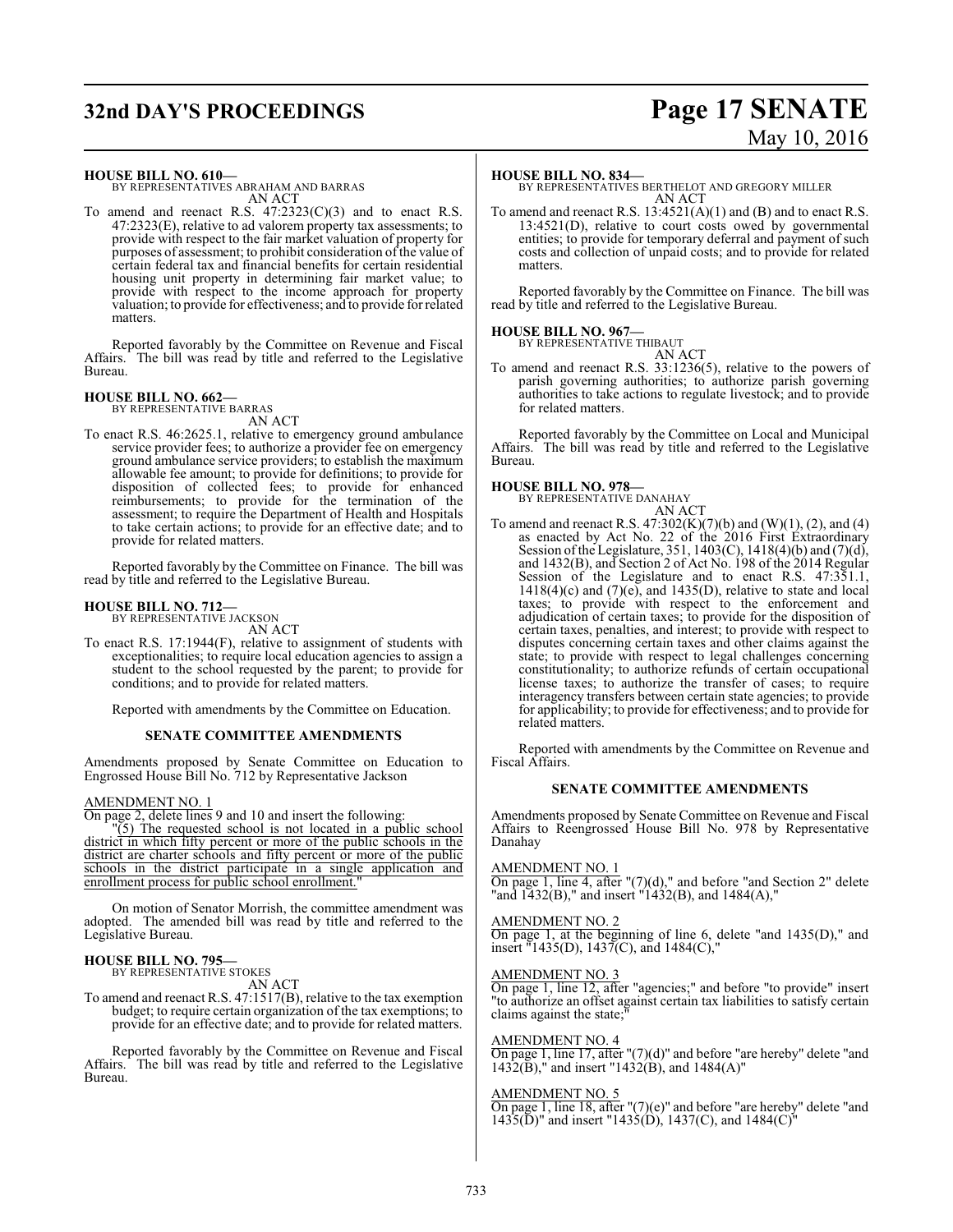**HOUSE BILL NO. 610—**
BY REPRESENTATIVES ABRAHAM AND BARRAS
AN ACT

To amend and reenact R.S. 47:2323(C)(3) and to enact R.S. 47:2323(E), relative to ad valorem property tax assessments; to provide with respect to the fair market valuation of property for purposes of assessment; to prohibit consideration of the value of certain federal tax and financial benefits for certain residential housing unit property in determining fair market value; to provide with respect to the income approach for property valuation; to provide for effectiveness; and to provide for related matters.

Reported favorably by the Committee on Revenue and Fiscal Affairs. The bill was read by title and referred to the Legislative Bureau.

**HOUSE BILL NO. 662—**
BY REPRESENTATIVE BARRAS
AN ACT

To enact R.S. 46:2625.1, relative to emergency ground ambulance service provider fees; to authorize a provider fee on emergency ground ambulance service providers; to establish the maximum allowable fee amount; to provide for definitions; to provide for disposition of collected fees; to provide for enhanced reimbursements; to provide for the termination of the assessment; to require the Department of Health and Hospitals to take certain actions; to provide for an effective date; and to provide for related matters.

Reported favorably by the Committee on Finance. The bill was read by title and referred to the Legislative Bureau.

**HOUSE BILL NO. 712—**
BY REPRESENTATIVE JACKSON
AN ACT

To enact R.S. 17:1944(F), relative to assignment of students with exceptionalities; to require local education agencies to assign a student to the school requested by the parent; to provide for conditions; and to provide for related matters.

Reported with amendments by the Committee on Education.

**SENATE COMMITTEE AMENDMENTS**

Amendments proposed by Senate Committee on Education to Engrossed House Bill No. 712 by Representative Jackson

AMENDMENT NO. 1
On page 2, delete lines 9 and 10 and insert the following:
"(5) The requested school is not located in a public school district in which fifty percent or more of the public schools in the district are charter schools and fifty percent or more of the public schools in the district participate in a single application and enrollment process for public school enrollment."

On motion of Senator Morrish, the committee amendment was adopted. The amended bill was read by title and referred to the Legislative Bureau.

**HOUSE BILL NO. 795—**
BY REPRESENTATIVE STOKES
AN ACT

To amend and reenact R.S. 47:1517(B), relative to the tax exemption budget; to require certain organization of the tax exemptions; to provide for an effective date; and to provide for related matters.

Reported favorably by the Committee on Revenue and Fiscal Affairs. The bill was read by title and referred to the Legislative Bureau.

**HOUSE BILL NO. 834—**
BY REPRESENTATIVES BERTHELOT AND GREGORY MILLER
AN ACT

To amend and reenact R.S. 13:4521(A)(1) and (B) and to enact R.S. 13:4521(D), relative to court costs owed by governmental entities; to provide for temporary deferral and payment of such costs and collection of unpaid costs; and to provide for related matters.

Reported favorably by the Committee on Finance. The bill was read by title and referred to the Legislative Bureau.

**HOUSE BILL NO. 967—**
BY REPRESENTATIVE THIBAUT
AN ACT

To amend and reenact R.S. 33:1236(5), relative to the powers of parish governing authorities; to authorize parish governing authorities to take actions to regulate livestock; and to provide for related matters.

Reported favorably by the Committee on Local and Municipal Affairs. The bill was read by title and referred to the Legislative Bureau.

**HOUSE BILL NO. 978—**
BY REPRESENTATIVE DANAHAY
AN ACT

To amend and reenact R.S. 47:302(K)(7)(b) and (W)(1), (2), and (4) as enacted by Act No. 22 of the 2016 First Extraordinary Session of the Legislature, 351, 1403(C), 1418(4)(b) and (7)(d), and 1432(B), and Section 2 of Act No. 198 of the 2014 Regular Session of the Legislature and to enact R.S. 47:351.1, 1418(4)(c) and (7)(e), and 1435(D), relative to state and local taxes; to provide with respect to the enforcement and adjudication of certain taxes; to provide for the disposition of certain taxes, penalties, and interest; to provide with respect to disputes concerning certain taxes and other claims against the state; to provide with respect to legal challenges concerning constitutionality; to authorize refunds of certain occupational license taxes; to authorize the transfer of cases; to require interagency transfers between certain state agencies; to provide for applicability; to provide for effectiveness; and to provide for related matters.

Reported with amendments by the Committee on Revenue and Fiscal Affairs.

**SENATE COMMITTEE AMENDMENTS**

Amendments proposed by Senate Committee on Revenue and Fiscal Affairs to Reengrossed House Bill No. 978 by Representative Danahay

AMENDMENT NO. 1
On page 1, line 4, after "(7)(d)," and before "and Section 2" delete "and 1432(B)," and insert "1432(B), and 1484(A),"

AMENDMENT NO. 2
On page 1, at the beginning of line 6, delete "and 1435(D)," and insert "1435(D), 1437(C), and 1484(C),"

AMENDMENT NO. 3
On page 1, line 12, after "agencies;" and before "to provide" insert "to authorize an offset against certain tax liabilities to satisfy certain claims against the state;"

AMENDMENT NO. 4
On page 1, line 17, after "(7)(d)" and before "are hereby" delete "and 1432(B)," and insert "1432(B), and 1484(A)"

AMENDMENT NO. 5
On page 1, line 18, after "(7)(e)" and before "are hereby" delete "and 1435(D)" and insert "1435(D), 1437(C), and 1484(C)"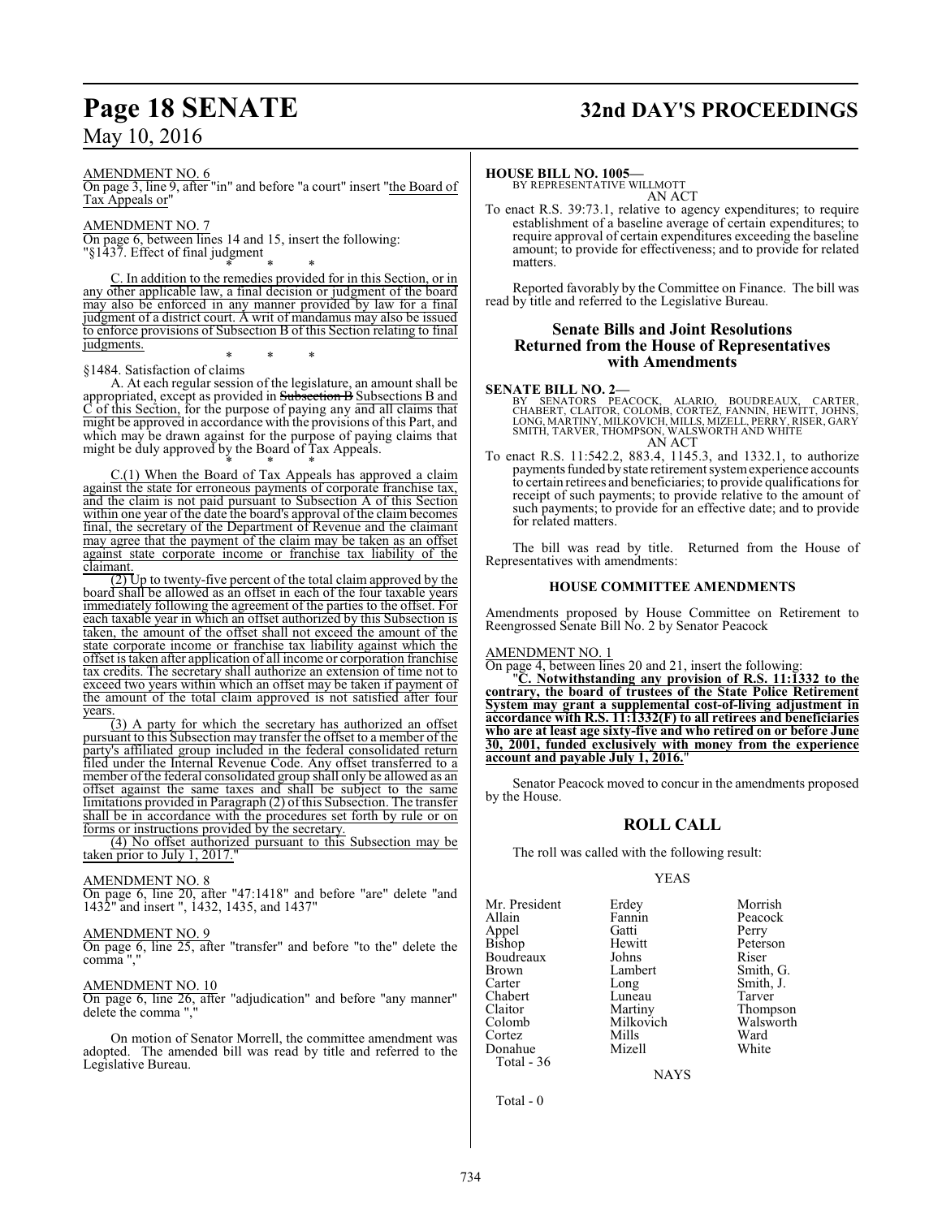AMENDMENT NO. 6

On page 3, line 9, after "in" and before "a court" insert "the Board of Tax Appeals or"

AMENDMENT NO. 7

On page 6, between lines 14 and 15, insert the following:

"§1437. Effect of final judgment

\* \* \*

C. In addition to the remedies provided for in this Section, or in any other applicable law, a final decision or judgment of the board may also be enforced in any manner provided by law for a final judgment of a district court. A writ of mandamus may also be issued to enforce provisions of Subsection B of this Section relating to final judgments.

\* \* \*

§1484. Satisfaction of claims

A. At each regular session of the legislature, an amount shall be appropriated, except as provided in ~~Subsection B~~ Subsections B and C of this Section, for the purpose of paying any and all claims that might be approved in accordance with the provisions of this Part, and which may be drawn against for the purpose of paying claims that might be duly approved by the Board of Tax Appeals.

\* \* \*

C.(1) When the Board of Tax Appeals has approved a claim against the state for erroneous payments of corporate franchise tax, and the claim is not paid pursuant to Subsection A of this Section within one year of the date the board's approval of the claim becomes final, the secretary of the Department of Revenue and the claimant may agree that the payment of the claim may be taken as an offset against state corporate income or franchise tax liability of the claimant.

(2) Up to twenty-five percent of the total claim approved by the board shall be allowed as an offset in each of the four taxable years immediately following the agreement of the parties to the offset. For each taxable year in which an offset authorized by this Subsection is taken, the amount of the offset shall not exceed the amount of the state corporate income or franchise tax liability against which the offset is taken after application of all income or corporation franchise tax credits. The secretary shall authorize an extension of time not to exceed two years within which an offset may be taken if payment of the amount of the total claim approved is not satisfied after four years.

(3) A party for which the secretary has authorized an offset pursuant to this Subsection may transfer the offset to a member of the party's affiliated group included in the federal consolidated return filed under the Internal Revenue Code. Any offset transferred to a member of the federal consolidated group shall only be allowed as an offset against the same taxes and shall be subject to the same limitations provided in Paragraph (2) of this Subsection. The transfer shall be in accordance with the procedures set forth by rule or on forms or instructions provided by the secretary.

(4) No offset authorized pursuant to this Subsection may be taken prior to July 1, 2017."

AMENDMENT NO. 8

On page 6, line 20, after "47:1418" and before "are" delete "and 1432" and insert ", 1432, 1435, and 1437"

AMENDMENT NO. 9

On page 6, line 25, after "transfer" and before "to the" delete the comma ","

AMENDMENT NO. 10

On page 6, line 26, after "adjudication" and before "any manner" delete the comma ","

On motion of Senator Morrell, the committee amendment was adopted. The amended bill was read by title and referred to the Legislative Bureau.

**HOUSE BILL NO. 1005—**

BY REPRESENTATIVE WILLMOTT

AN ACT

To enact R.S. 39:73.1, relative to agency expenditures; to require establishment of a baseline average of certain expenditures; to require approval of certain expenditures exceeding the baseline amount; to provide for effectiveness; and to provide for related matters.

Reported favorably by the Committee on Finance. The bill was read by title and referred to the Legislative Bureau.

## Senate Bills and Joint Resolutions Returned from the House of Representatives with Amendments

**SENATE BILL NO. 2—**

BY SENATORS PEACOCK, ALARIO, BOUDREAUX, CARTER, CHABERT, CLAITOR, COLOMB, CORTEZ, FANNIN, HEWITT, JOHNS, LONG, MARTINY, MILKOVICH, MILLS, MIZELL, PERRY, RISER, GARY SMITH, TARVER, THOMPSON, WALSWORTH AND WHITE

AN ACT

To enact R.S. 11:542.2, 883.4, 1145.3, and 1332.1, to authorize payments funded by state retirement system experience accounts to certain retirees and beneficiaries; to provide qualifications for receipt of such payments; to provide relative to the amount of such payments; to provide for an effective date; and to provide for related matters.

The bill was read by title. Returned from the House of Representatives with amendments:

### HOUSE COMMITTEE AMENDMENTS

Amendments proposed by House Committee on Retirement to Reengrossed Senate Bill No. 2 by Senator Peacock

AMENDMENT NO. 1

On page 4, between lines 20 and 21, insert the following:

"**C. Notwithstanding any provision of R.S. 11:1332 to the contrary, the board of trustees of the State Police Retirement System may grant a supplemental cost-of-living adjustment in accordance with R.S. 11:1332(F) to all retirees and beneficiaries who are at least age sixty-five and who retired on or before June 30, 2001, funded exclusively with money from the experience account and payable July 1, 2016.**"

Senator Peacock moved to concur in the amendments proposed by the House.

## ROLL CALL

The roll was called with the following result:

YEAS

| | | |
|---|---|---|
| Mr. President | Erdey | Morrish |
| Allain | Fannin | Peacock |
| Appel | Gatti | Perry |
| Bishop | Hewitt | Peterson |
| Boudreaux | Johns | Riser |
| Brown | Lambert | Smith, G. |
| Carter | Long | Smith, J. |
| Chabert | Luneau | Tarver |
| Claitor | Martiny | Thompson |
| Colomb | Milkovich | Walsworth |
| Cortez | Mills | Ward |
| Donahue | Mizell | White |

Total - 36

NAYS

Total - 0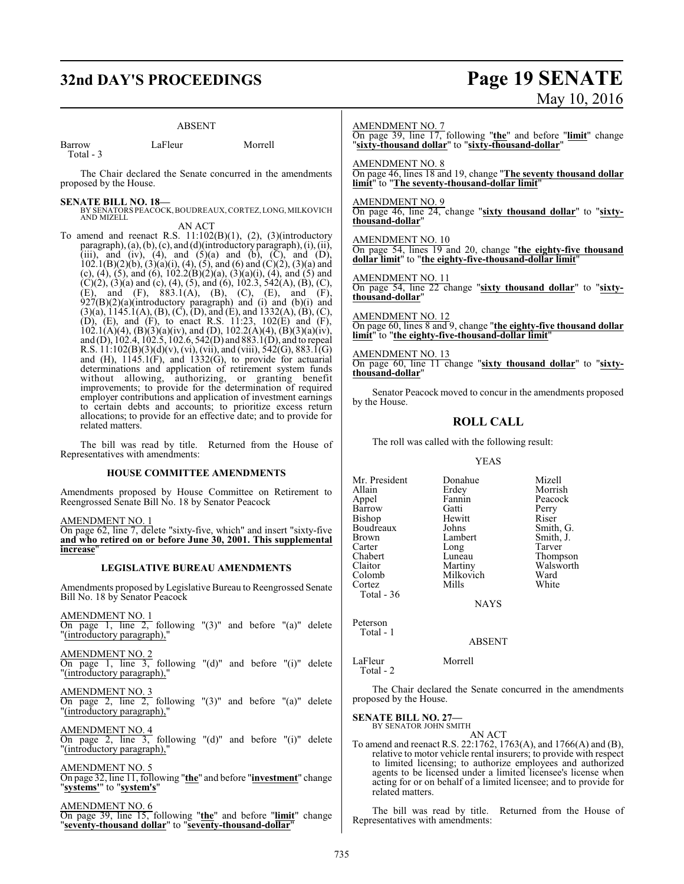ABSENT

| | | |
|---|---|---|
| Barrow | LaFleur | Morrell |
| Total - 3 | | |

The Chair declared the Senate concurred in the amendments proposed by the House.

**SENATE BILL NO. 18—**
BY SENATORS PEACOCK, BOUDREAUX, CORTEZ, LONG, MILKOVICH AND MIZELL

AN ACT

To amend and reenact R.S. 11:102(B)(1), (2), (3)(introductory paragraph), (a), (b), (c), and (d)(introductory paragraph), (i), (ii), (iii), and (iv), (4), and (5)(a) and (b), (C), and (D), 102.1(B)(2)(b), (3)(a)(i), (4), (5), and (6) and (C)(2), (3)(a) and (c), (4), (5), and (6), 102.2(B)(2)(a), (3)(a)(i), (4), and (5) and (C)(2), (3)(a) and (c), (4), (5), and (6), 102.3, 542(A), (B), (C), (E), and (F), 883.1(A), (B), (C), (E), and (F), 927(B)(2)(a)(introductory paragraph) and (i) and (b)(i) and (3)(a), 1145.1(A), (B), (C), (D), and (E), and 1332(A), (B), (C), (D), (E), and (F), to enact R.S. 11:23, 102(E) and (F), 102.1(A)(4), (B)(3)(a)(iv), and (D), 102.2(A)(4), (B)(3)(a)(iv), and (D), 102.4, 102.5, 102.6, 542(D) and 883.1(D), and to repeal R.S. 11:102(B)(3)(d)(v), (vi), (vii), and (viii), 542(G), 883.1(G) and (H), 1145.1(F), and 1332(G), to provide for actuarial determinations and application of retirement system funds without allowing, authorizing, or granting benefit improvements; to provide for the determination of required employer contributions and application of investment earnings to certain debts and accounts; to prioritize excess return allocations; to provide for an effective date; and to provide for related matters.

The bill was read by title. Returned from the House of Representatives with amendments:

**HOUSE COMMITTEE AMENDMENTS**

Amendments proposed by House Committee on Retirement to Reengrossed Senate Bill No. 18 by Senator Peacock

AMENDMENT NO. 1

On page 62, line 7, delete "sixty-five, which" and insert "sixty-five **and who retired on or before June 30, 2001. This supplemental increase**"

**LEGISLATIVE BUREAU AMENDMENTS**

Amendments proposed by Legislative Bureau to Reengrossed Senate Bill No. 18 by Senator Peacock

AMENDMENT NO. 1

On page 1, line 2, following "(3)" and before "(a)" delete "(introductory paragraph),"

AMENDMENT NO. 2

On page 1, line 3, following "(d)" and before "(i)" delete "(introductory paragraph),"

AMENDMENT NO. 3

On page 2, line 2, following "(3)" and before "(a)" delete "(introductory paragraph),"

AMENDMENT NO. 4

On page 2, line 3, following "(d)" and before "(i)" delete "(introductory paragraph),"

AMENDMENT NO. 5

On page 32, line 11, following "**the**" and before "**investment**" change "**systems'**" to "**system's**"

AMENDMENT NO. 6

On page 39, line 15, following "**the**" and before "**limit**" change "**seventy-thousand dollar**" to "**seventy-thousand-dollar**"

AMENDMENT NO. 7

On page 39, line 17, following "**the**" and before "**limit**" change "**sixty-thousand dollar**" to "**sixty-thousand-dollar**"

AMENDMENT NO. 8

On page 46, lines 18 and 19, change "**The seventy thousand dollar limit**" to "**The seventy-thousand-dollar limit**"

AMENDMENT NO. 9

On page 46, line 24, change "**sixty thousand dollar**" to "**sixty-thousand-dollar**"

AMENDMENT NO. 10

On page 54, lines 19 and 20, change "**the eighty-five thousand dollar limit**" to "**the eighty-five-thousand-dollar limit**"

AMENDMENT NO. 11

On page 54, line 22 change "**sixty thousand dollar**" to "**sixty-thousand-dollar**"

AMENDMENT NO. 12

On page 60, lines 8 and 9, change "**the eighty-five thousand dollar limit**" to "**the eighty-five-thousand-dollar limit**"

AMENDMENT NO. 13

On page 60, line 11 change "**sixty thousand dollar**" to "**sixty-thousand-dollar**"

Senator Peacock moved to concur in the amendments proposed by the House.

## ROLL CALL

The roll was called with the following result:

YEAS

| | | |
|---|---|---|
| Mr. President | Donahue | Mizell |
| Allain | Erdey | Morrish |
| Appel | Fannin | Peacock |
| Barrow | Gatti | Perry |
| Bishop | Hewitt | Riser |
| Boudreaux | Johns | Smith, G. |
| Brown | Lambert | Smith, J. |
| Carter | Long | Tarver |
| Chabert | Luneau | Thompson |
| Claitor | Martiny | Walsworth |
| Colomb | Milkovich | Ward |
| Cortez | Mills | White |
| Total - 36 | | |

NAYS

Peterson
Total - 1

ABSENT

| | |
|---|---|
| LaFleur | Morrell |
| Total - 2 | |

The Chair declared the Senate concurred in the amendments proposed by the House.

**SENATE BILL NO. 27—**
BY SENATOR JOHN SMITH

AN ACT

To amend and reenact R.S. 22:1762, 1763(A), and 1766(A) and (B), relative to motor vehicle rental insurers; to provide with respect to limited licensing; to authorize employees and authorized agents to be licensed under a limited licensee's license when acting for or on behalf of a limited licensee; and to provide for related matters.

The bill was read by title. Returned from the House of Representatives with amendments: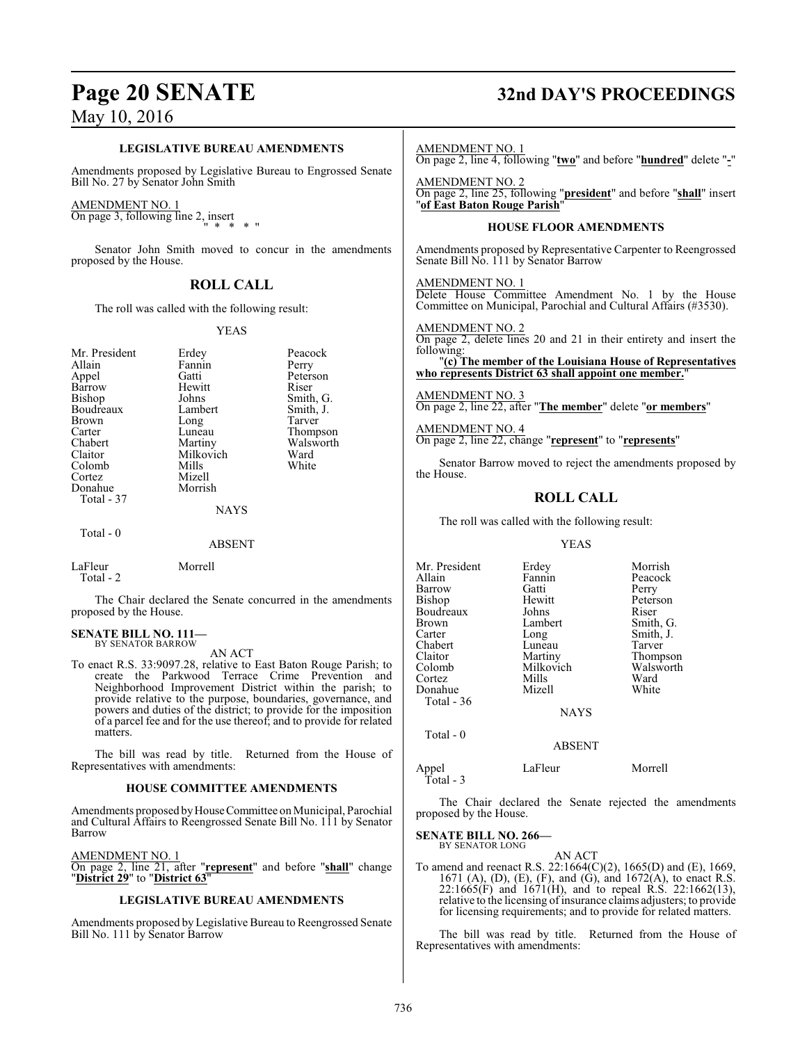**LEGISLATIVE BUREAU AMENDMENTS**

Amendments proposed by Legislative Bureau to Engrossed Senate Bill No. 27 by Senator John Smith

AMENDMENT NO. 1
On page 3, following line 2, insert
" * * * "

Senator John Smith moved to concur in the amendments proposed by the House.

## ROLL CALL

The roll was called with the following result:

YEAS

| | | |
|---|---|---|
| Mr. President | Erdey | Peacock |
| Allain | Fannin | Perry |
| Appel | Gatti | Peterson |
| Barrow | Hewitt | Riser |
| Bishop | Johns | Smith, G. |
| Boudreaux | Lambert | Smith, J. |
| Brown | Long | Tarver |
| Carter | Luneau | Thompson |
| Chabert | Martiny | Walsworth |
| Claitor | Milkovich | Ward |
| Colomb | Mills | White |
| Cortez | Mizell | |
| Donahue | Morrish | |

Total - 37

NAYS

Total - 0

ABSENT

LaFleur Morrell
Total - 2

The Chair declared the Senate concurred in the amendments proposed by the House.

**SENATE BILL NO. 111—**
BY SENATOR BARROW

AN ACT

To enact R.S. 33:9097.28, relative to East Baton Rouge Parish; to create the Parkwood Terrace Crime Prevention and Neighborhood Improvement District within the parish; to provide relative to the purpose, boundaries, governance, and powers and duties of the district; to provide for the imposition of a parcel fee and for the use thereof; and to provide for related matters.

The bill was read by title. Returned from the House of Representatives with amendments:

**HOUSE COMMITTEE AMENDMENTS**

Amendments proposed by House Committee on Municipal, Parochial and Cultural Affairs to Reengrossed Senate Bill No. 111 by Senator Barrow

AMENDMENT NO. 1
On page 2, line 21, after "**represent**" and before "**shall**" change "**District 29**" to "**District 63**"

**LEGISLATIVE BUREAU AMENDMENTS**

Amendments proposed by Legislative Bureau to Reengrossed Senate Bill No. 111 by Senator Barrow

AMENDMENT NO. 1
On page 2, line 4, following "**two**" and before "**hundred**" delete "**-**"

AMENDMENT NO. 2
On page 2, line 25, following "**president**" and before "**shall**" insert "**of East Baton Rouge Parish**"

**HOUSE FLOOR AMENDMENTS**

Amendments proposed by Representative Carpenter to Reengrossed Senate Bill No. 111 by Senator Barrow

AMENDMENT NO. 1
Delete House Committee Amendment No. 1 by the House Committee on Municipal, Parochial and Cultural Affairs (#3530).

AMENDMENT NO. 2
On page 2, delete lines 20 and 21 in their entirety and insert the following:

"**(c) The member of the Louisiana House of Representatives who represents District 63 shall appoint one member.**"

AMENDMENT NO. 3
On page 2, line 22, after "**The member**" delete "**or members**"

AMENDMENT NO. 4
On page 2, line 22, change "**represent**" to "**represents**"

Senator Barrow moved to reject the amendments proposed by the House.

## ROLL CALL

The roll was called with the following result:

YEAS

| | | |
|---|---|---|
| Mr. President | Erdey | Morrish |
| Allain | Fannin | Peacock |
| Barrow | Gatti | Perry |
| Bishop | Hewitt | Peterson |
| Boudreaux | Johns | Riser |
| Brown | Lambert | Smith, G. |
| Carter | Long | Smith, J. |
| Chabert | Luneau | Tarver |
| Claitor | Martiny | Thompson |
| Colomb | Milkovich | Walsworth |
| Cortez | Mills | Ward |
| Donahue | Mizell | White |

Total - 36

NAYS

Total - 0

ABSENT

Appel LaFleur Morrell
Total - 3

The Chair declared the Senate rejected the amendments proposed by the House.

**SENATE BILL NO. 266—**
BY SENATOR LONG

AN ACT

To amend and reenact R.S. 22:1664(C)(2), 1665(D) and (E), 1669, 1671 (A), (D), (E), (F), and (G), and 1672(A), to enact R.S. 22:1665(F) and 1671(H), and to repeal R.S. 22:1662(13), relative to the licensing of insurance claims adjusters; to provide for licensing requirements; and to provide for related matters.

The bill was read by title. Returned from the House of Representatives with amendments: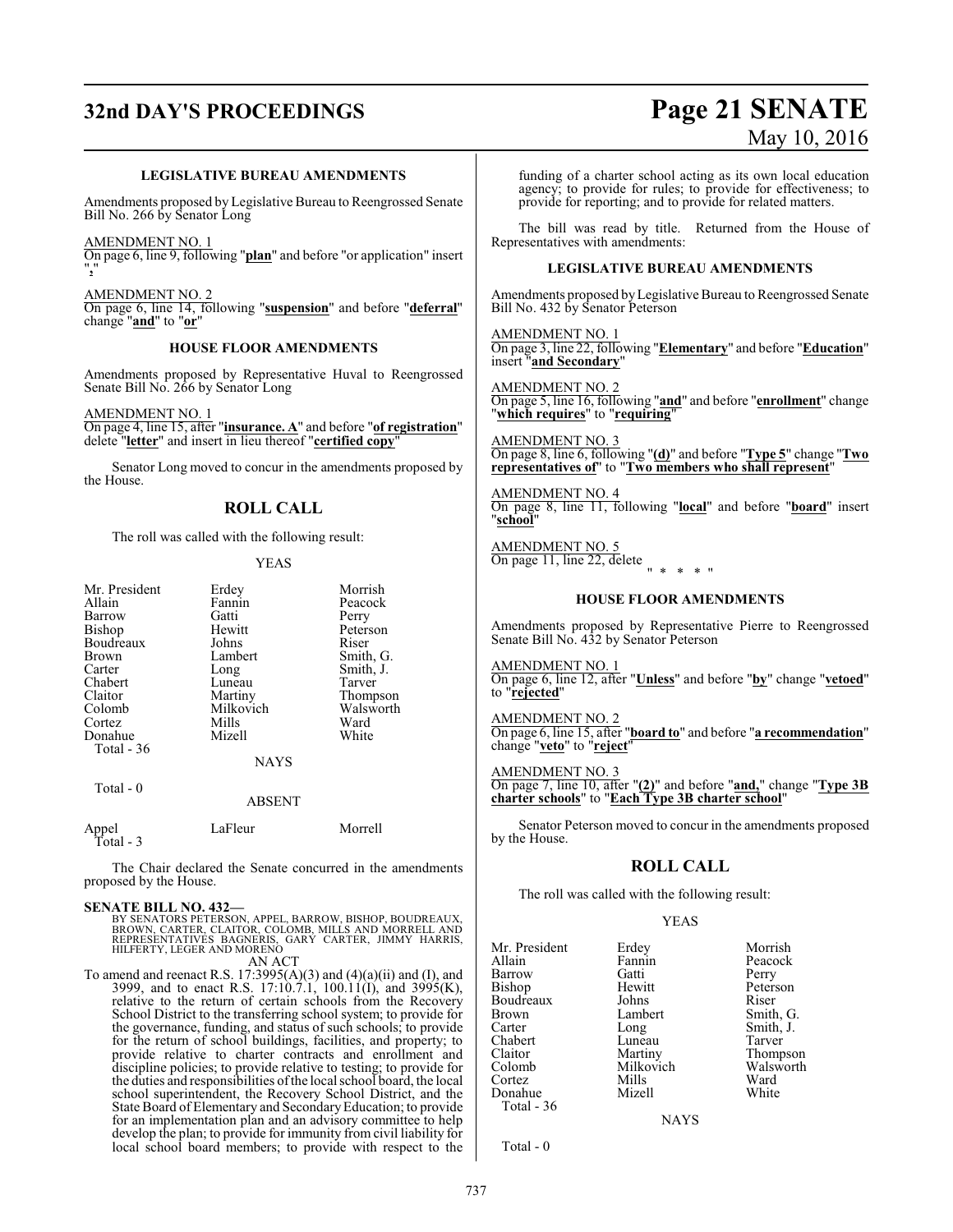### LEGISLATIVE BUREAU AMENDMENTS

Amendments proposed by Legislative Bureau to Reengrossed Senate Bill No. 266 by Senator Long

AMENDMENT NO. 1
On page 6, line 9, following "**plan**" and before "or application" insert "**,**"

AMENDMENT NO. 2
On page 6, line 14, following "**suspension**" and before "**deferral**" change "**and**" to "**or**"

### HOUSE FLOOR AMENDMENTS

Amendments proposed by Representative Huval to Reengrossed Senate Bill No. 266 by Senator Long

AMENDMENT NO. 1
On page 4, line 15, after "**insurance. A**" and before "**of registration**" delete "**letter**" and insert in lieu thereof "**certified copy**"

Senator Long moved to concur in the amendments proposed by the House.

## ROLL CALL

The roll was called with the following result:

YEAS

| | | |
|---|---|---|
| Mr. President | Erdey | Morrish |
| Allain | Fannin | Peacock |
| Barrow | Gatti | Perry |
| Bishop | Hewitt | Peterson |
| Boudreaux | Johns | Riser |
| Brown | Lambert | Smith, G. |
| Carter | Long | Smith, J. |
| Chabert | Luneau | Tarver |
| Claitor | Martiny | Thompson |
| Colomb | Milkovich | Walsworth |
| Cortez | Mills | Ward |
| Donahue | Mizell | White |

Total - 36

NAYS

Total - 0

ABSENT

| | | |
|---|---|---|
| Appel | LaFleur | Morrell |

Total - 3

The Chair declared the Senate concurred in the amendments proposed by the House.

**SENATE BILL NO. 432—**
BY SENATORS PETERSON, APPEL, BARROW, BISHOP, BOUDREAUX, BROWN, CARTER, CLAITOR, COLOMB, MILLS AND MORRELL AND REPRESENTATIVES BAGNERIS, GARY CARTER, JIMMY HARRIS, HILFERTY, LEGER AND MORENO

AN ACT

To amend and reenact R.S. 17:3995(A)(3) and (4)(a)(ii) and (I), and 3999, and to enact R.S. 17:10.7.1, 100.11(I), and 3995(K), relative to the return of certain schools from the Recovery School District to the transferring school system; to provide for the governance, funding, and status of such schools; to provide for the return of school buildings, facilities, and property; to provide relative to charter contracts and enrollment and discipline policies; to provide relative to testing; to provide for the duties and responsibilities of the local school board, the local school superintendent, the Recovery School District, and the State Board of Elementary and Secondary Education; to provide for an implementation plan and an advisory committee to help develop the plan; to provide for immunity from civil liability for local school board members; to provide with respect to the funding of a charter school acting as its own local education agency; to provide for rules; to provide for effectiveness; to provide for reporting; and to provide for related matters.

The bill was read by title. Returned from the House of Representatives with amendments:

### LEGISLATIVE BUREAU AMENDMENTS

Amendments proposed by Legislative Bureau to Reengrossed Senate Bill No. 432 by Senator Peterson

AMENDMENT NO. 1
On page 3, line 22, following "**Elementary**" and before "**Education**" insert "**and Secondary**"

AMENDMENT NO. 2
On page 5, line 16, following "**and**" and before "**enrollment**" change "**which requires**" to "**requiring**"

AMENDMENT NO. 3
On page 8, line 6, following "**(d)**" and before "**Type 5**" change "**Two representatives of**" to "**Two members who shall represent**"

AMENDMENT NO. 4
On page 8, line 11, following "**local**" and before "**board**" insert "**school**"

AMENDMENT NO. 5
On page 11, line 22, delete
" * * * "

### HOUSE FLOOR AMENDMENTS

Amendments proposed by Representative Pierre to Reengrossed Senate Bill No. 432 by Senator Peterson

AMENDMENT NO. 1
On page 6, line 12, after "**Unless**" and before "**by**" change "**vetoed**" to "**rejected**"

AMENDMENT NO. 2
On page 6, line 15, after "**board to**" and before "**a recommendation**" change "**veto**" to "**reject**"

AMENDMENT NO. 3
On page 7, line 10, after "**(2)**" and before "**and,**" change "**Type 3B charter schools**" to "**Each Type 3B charter school**"

Senator Peterson moved to concur in the amendments proposed by the House.

## ROLL CALL

The roll was called with the following result:

YEAS

| | | |
|---|---|---|
| Mr. President | Erdey | Morrish |
| Allain | Fannin | Peacock |
| Barrow | Gatti | Perry |
| Bishop | Hewitt | Peterson |
| Boudreaux | Johns | Riser |
| Brown | Lambert | Smith, G. |
| Carter | Long | Smith, J. |
| Chabert | Luneau | Tarver |
| Claitor | Martiny | Thompson |
| Colomb | Milkovich | Walsworth |
| Cortez | Mills | Ward |
| Donahue | Mizell | White |

Total - 36

NAYS

Total - 0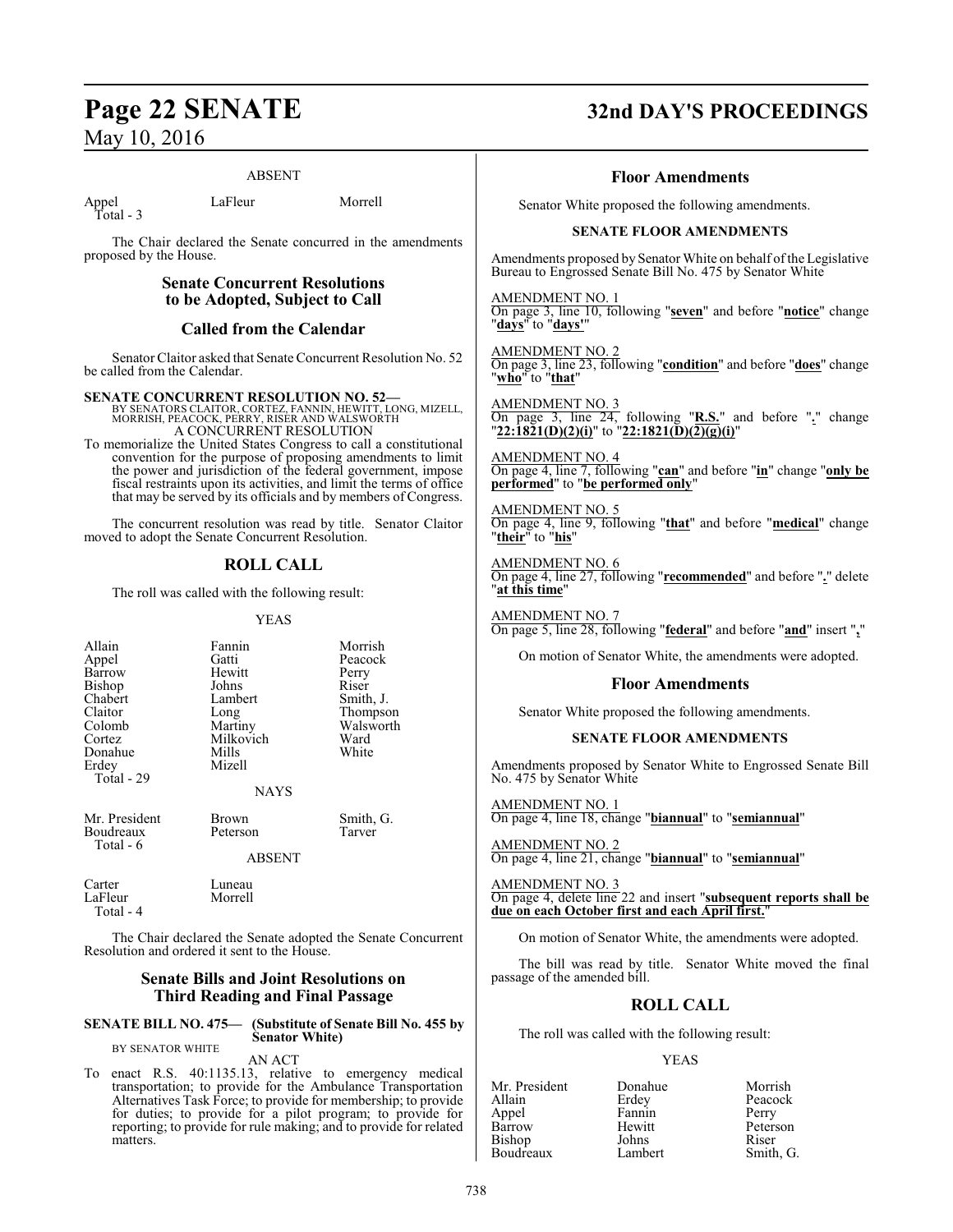ABSENT

| | | |
|---|---|---|
| Appel | LaFleur | Morrell |
| Total - 3 | | |

The Chair declared the Senate concurred in the amendments proposed by the House.

## Senate Concurrent Resolutions to be Adopted, Subject to Call

## Called from the Calendar

Senator Claitor asked that Senate Concurrent Resolution No. 52 be called from the Calendar.

**SENATE CONCURRENT RESOLUTION NO. 52—**
BY SENATORS CLAITOR, CORTEZ, FANNIN, HEWITT, LONG, MIZELL, MORRISH, PEACOCK, PERRY, RISER AND WALSWORTH
A CONCURRENT RESOLUTION
To memorialize the United States Congress to call a constitutional convention for the purpose of proposing amendments to limit the power and jurisdiction of the federal government, impose fiscal restraints upon its activities, and limit the terms of office that may be served by its officials and by members of Congress.

The concurrent resolution was read by title. Senator Claitor moved to adopt the Senate Concurrent Resolution.

## ROLL CALL

The roll was called with the following result:

YEAS

| | | |
|---|---|---|
| Allain | Fannin | Morrish |
| Appel | Gatti | Peacock |
| Barrow | Hewitt | Perry |
| Bishop | Johns | Riser |
| Chabert | Lambert | Smith, J. |
| Claitor | Long | Thompson |
| Colomb | Martiny | Walsworth |
| Cortez | Milkovich | Ward |
| Donahue | Mills | White |
| Erdey | Mizell | |
| Total - 29 | | |

NAYS

| | | |
|---|---|---|
| Mr. President | Brown | Smith, G. |
| Boudreaux | Peterson | Tarver |
| Total - 6 | | |

ABSENT

| | |
|---|---|
| Carter | Luneau |
| LaFleur | Morrell |
| Total - 4 | |

The Chair declared the Senate adopted the Senate Concurrent Resolution and ordered it sent to the House.

## Senate Bills and Joint Resolutions on Third Reading and Final Passage

**SENATE BILL NO. 475— (Substitute of Senate Bill No. 455 by Senator White)**
BY SENATOR WHITE
AN ACT
To enact R.S. 40:1135.13, relative to emergency medical transportation; to provide for the Ambulance Transportation Alternatives Task Force; to provide for membership; to provide for duties; to provide for a pilot program; to provide for reporting; to provide for rule making; and to provide for related matters.

## Floor Amendments

Senator White proposed the following amendments.

**SENATE FLOOR AMENDMENTS**

Amendments proposed by Senator White on behalf of the Legislative Bureau to Engrossed Senate Bill No. 475 by Senator White

AMENDMENT NO. 1
On page 3, line 10, following "**seven**" and before "**notice**" change "**days**" to "**days'**"

AMENDMENT NO. 2
On page 3, line 23, following "**condition**" and before "**does**" change "**who**" to "**that**"

AMENDMENT NO. 3
On page 3, line 24, following "**R.S.**" and before "**.**" change "**22:1821(D)(2)(i)**" to "**22:1821(D)(2)(g)(i)**"

AMENDMENT NO. 4
On page 4, line 7, following "**can**" and before "**in**" change "**only be performed**" to "**be performed only**"

AMENDMENT NO. 5
On page 4, line 9, following "**that**" and before "**medical**" change "**their**" to "**his**"

AMENDMENT NO. 6
On page 4, line 27, following "**recommended**" and before "**.**" delete "**at this time**"

AMENDMENT NO. 7
On page 5, line 28, following "**federal**" and before "**and**" insert "**,**"

On motion of Senator White, the amendments were adopted.

## Floor Amendments

Senator White proposed the following amendments.

**SENATE FLOOR AMENDMENTS**

Amendments proposed by Senator White to Engrossed Senate Bill No. 475 by Senator White

AMENDMENT NO. 1
On page 4, line 18, change "**biannual**" to "**semiannual**"

AMENDMENT NO. 2
On page 4, line 21, change "**biannual**" to "**semiannual**"

AMENDMENT NO. 3
On page 4, delete line 22 and insert "**subsequent reports shall be due on each October first and each April first.**"

On motion of Senator White, the amendments were adopted.

The bill was read by title. Senator White moved the final passage of the amended bill.

## ROLL CALL

The roll was called with the following result:

YEAS

| | | |
|---|---|---|
| Mr. President | Donahue | Morrish |
| Allain | Erdey | Peacock |
| Appel | Fannin | Perry |
| Barrow | Hewitt | Peterson |
| Bishop | Johns | Riser |
| Boudreaux | Lambert | Smith, G. |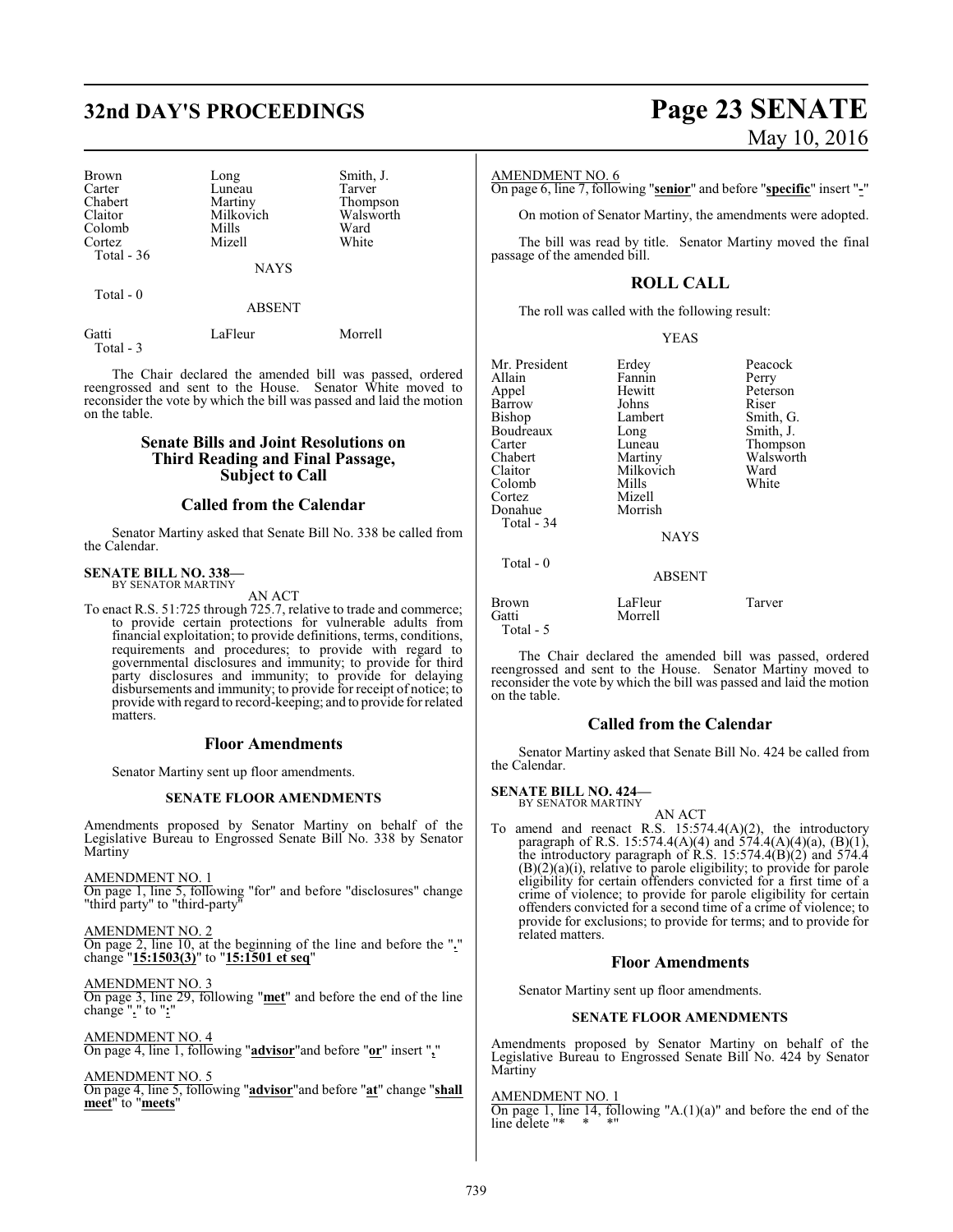| | | |
|---|---|---|
| Brown | Long | Smith, J. |
| Carter | Luneau | Tarver |
| Chabert | Martiny | Thompson |
| Claitor | Milkovich | Walsworth |
| Colomb | Mills | Ward |
| Cortez | Mizell | White |
| Total - 36 | | |

NAYS

Total - 0

ABSENT

| | | |
|---|---|---|
| Gatti | LaFleur | Morrell |
| Total - 3 | | |

The Chair declared the amended bill was passed, ordered reengrossed and sent to the House. Senator White moved to reconsider the vote by which the bill was passed and laid the motion on the table.

## Senate Bills and Joint Resolutions on Third Reading and Final Passage, Subject to Call

## Called from the Calendar

Senator Martiny asked that Senate Bill No. 338 be called from the Calendar.

**SENATE BILL NO. 338—**
BY SENATOR MARTINY

AN ACT

To enact R.S. 51:725 through 725.7, relative to trade and commerce; to provide certain protections for vulnerable adults from financial exploitation; to provide definitions, terms, conditions, requirements and procedures; to provide with regard to governmental disclosures and immunity; to provide for third party disclosures and immunity; to provide for delaying disbursements and immunity; to provide for receipt of notice; to provide with regard to record-keeping; and to provide for related matters.

## Floor Amendments

Senator Martiny sent up floor amendments.

### SENATE FLOOR AMENDMENTS

Amendments proposed by Senator Martiny on behalf of the Legislative Bureau to Engrossed Senate Bill No. 338 by Senator Martiny

AMENDMENT NO. 1
On page 1, line 5, following "for" and before "disclosures" change "third party" to "third-party"

AMENDMENT NO. 2
On page 2, line 10, at the beginning of the line and before the "**.**" change "**15:1503(3)**" to "**15:1501 et seq**"

AMENDMENT NO. 3
On page 3, line 29, following "**met**" and before the end of the line change "**.**" to "**:**"

AMENDMENT NO. 4
On page 4, line 1, following "**advisor**"and before "**or**" insert "**,**"

AMENDMENT NO. 5
On page 4, line 5, following "**advisor**"and before "**at**" change "**shall meet**" to "**meets**"

AMENDMENT NO. 6
On page 6, line 7, following "**senior**" and before "**specific**" insert "**-**"

On motion of Senator Martiny, the amendments were adopted.

The bill was read by title. Senator Martiny moved the final passage of the amended bill.

## ROLL CALL

The roll was called with the following result:

YEAS

| | | |
|---|---|---|
| Mr. President | Erdey | Peacock |
| Allain | Fannin | Perry |
| Appel | Hewitt | Peterson |
| Barrow | Johns | Riser |
| Bishop | Lambert | Smith, G. |
| Boudreaux | Long | Smith, J. |
| Carter | Luneau | Thompson |
| Chabert | Martiny | Walsworth |
| Claitor | Milkovich | Ward |
| Colomb | Mills | White |
| Cortez | Mizell | |
| Donahue | Morrish | |
| Total - 34 | | |

NAYS

Total - 0

ABSENT

| | | |
|---|---|---|
| Brown | LaFleur | Tarver |
| Gatti | Morrell | |
| Total - 5 | | |

The Chair declared the amended bill was passed, ordered reengrossed and sent to the House. Senator Martiny moved to reconsider the vote by which the bill was passed and laid the motion on the table.

## Called from the Calendar

Senator Martiny asked that Senate Bill No. 424 be called from the Calendar.

**SENATE BILL NO. 424—**
BY SENATOR MARTINY

AN ACT

To amend and reenact R.S. 15:574.4(A)(2), the introductory paragraph of R.S. 15:574.4(A)(4) and 574.4(A)(4)(a), (B)(1), the introductory paragraph of R.S. 15:574.4(B)(2) and 574.4 (B)(2)(a)(i), relative to parole eligibility; to provide for parole eligibility for certain offenders convicted for a first time of a crime of violence; to provide for parole eligibility for certain offenders convicted for a second time of a crime of violence; to provide for exclusions; to provide for terms; and to provide for related matters.

## Floor Amendments

Senator Martiny sent up floor amendments.

### SENATE FLOOR AMENDMENTS

Amendments proposed by Senator Martiny on behalf of the Legislative Bureau to Engrossed Senate Bill No. 424 by Senator Martiny

AMENDMENT NO. 1
On page 1, line 14, following "A.(1)(a)" and before the end of the line delete "* * *"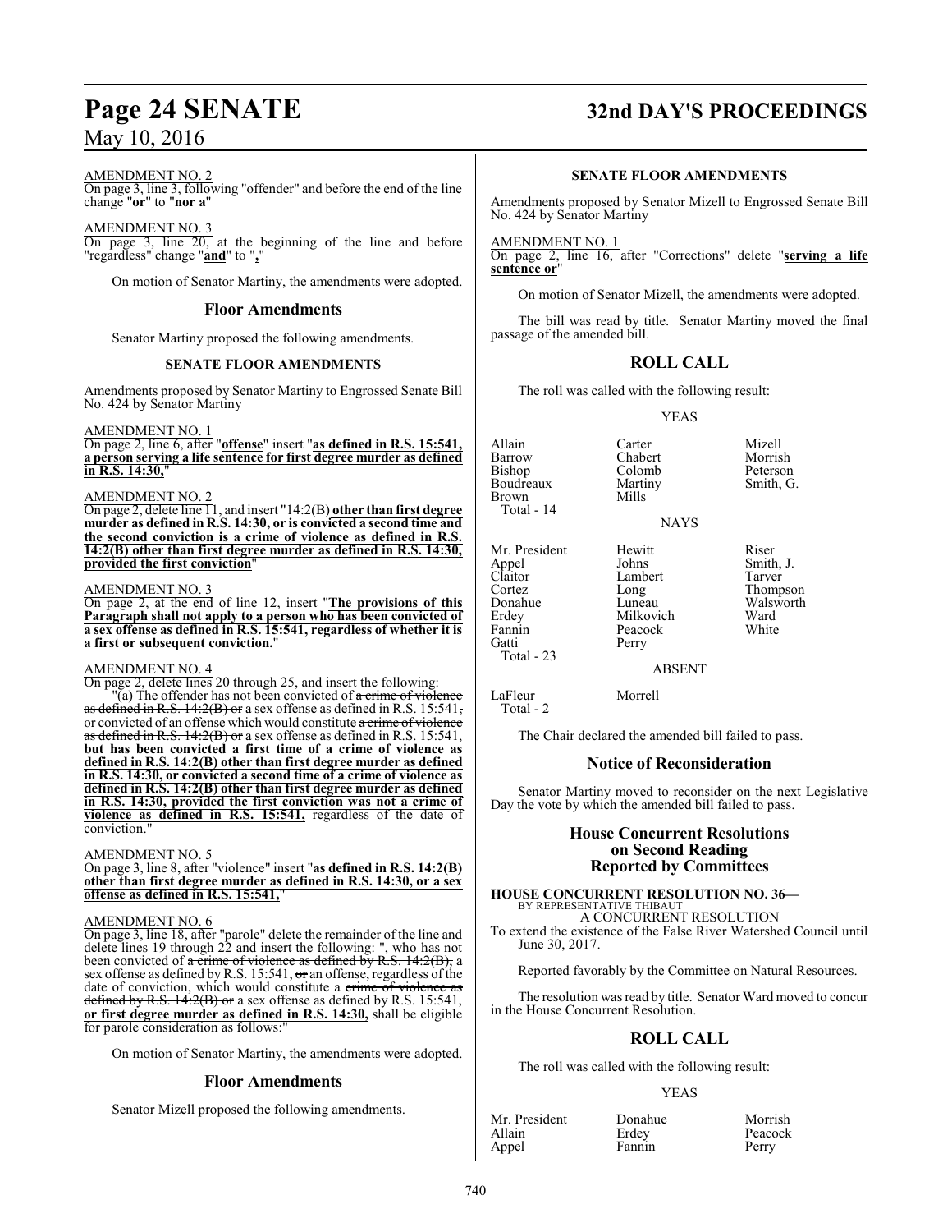AMENDMENT NO. 2

On page 3, line 3, following "offender" and before the end of the line change "**or**" to "**nor a**"

AMENDMENT NO. 3

On page 3, line 20, at the beginning of the line and before "regardless" change "**and**" to "**,**"

On motion of Senator Martiny, the amendments were adopted.

## Floor Amendments

Senator Martiny proposed the following amendments.

### SENATE FLOOR AMENDMENTS

Amendments proposed by Senator Martiny to Engrossed Senate Bill No. 424 by Senator Martiny

AMENDMENT NO. 1

On page 2, line 6, after "**offense**" insert "**as defined in R.S. 15:541, a person serving a life sentence for first degree murder as defined in R.S. 14:30,**"

AMENDMENT NO. 2

On page 2, delete line 11, and insert "14:2(B) **other than first degree murder as defined in R.S. 14:30, or is convicted a second time and the second conviction is a crime of violence as defined in R.S. 14:2(B) other than first degree murder as defined in R.S. 14:30, provided the first conviction**"

AMENDMENT NO. 3

On page 2, at the end of line 12, insert "**The provisions of this Paragraph shall not apply to a person who has been convicted of a sex offense as defined in R.S. 15:541, regardless of whether it is a first or subsequent conviction.**"

AMENDMENT NO. 4

On page 2, delete lines 20 through 25, and insert the following:

"(a) The offender has not been convicted of ~~a crime of violence as defined in R.S. 14:2(B) or~~ a sex offense as defined in R.S. 15:541~~,~~ or convicted of an offense which would constitute ~~a crime of violence as defined in R.S. 14:2(B) or~~ a sex offense as defined in R.S. 15:541, **but has been convicted a first time of a crime of violence as defined in R.S. 14:2(B) other than first degree murder as defined in R.S. 14:30, or convicted a second time of a crime of violence as defined in R.S. 14:2(B) other than first degree murder as defined in R.S. 14:30, provided the first conviction was not a crime of violence as defined in R.S. 15:541,** regardless of the date of conviction."

AMENDMENT NO. 5

On page 3, line 8, after "violence" insert "**as defined in R.S. 14:2(B) other than first degree murder as defined in R.S. 14:30, or a sex offense as defined in R.S. 15:541,**"

AMENDMENT NO. 6

On page 3, line 18, after "parole" delete the remainder of the line and delete lines 19 through 22 and insert the following: ", who has not been convicted of ~~a crime of violence as defined by R.S. 14:2(B),~~ a sex offense as defined by R.S. 15:541, ~~or~~ an offense, regardless of the date of conviction, which would constitute a ~~crime of violence as defined by R.S. 14:2(B) or~~ a sex offense as defined by R.S. 15:541, **or first degree murder as defined in R.S. 14:30,** shall be eligible for parole consideration as follows:"

On motion of Senator Martiny, the amendments were adopted.

## Floor Amendments

Senator Mizell proposed the following amendments.

### SENATE FLOOR AMENDMENTS

Amendments proposed by Senator Mizell to Engrossed Senate Bill No. 424 by Senator Martiny

AMENDMENT NO. 1

On page 2, line 16, after "Corrections" delete "**serving a life sentence or**"

On motion of Senator Mizell, the amendments were adopted.

The bill was read by title. Senator Martiny moved the final passage of the amended bill.

## ROLL CALL

The roll was called with the following result:

YEAS

| | | |
|---|---|---|
| Allain | Carter | Mizell |
| Barrow | Chabert | Morrish |
| Bishop | Colomb | Peterson |
| Boudreaux | Martiny | Smith, G. |
| Brown | Mills | |
| Total - 14 | | |

NAYS

| | | |
|---|---|---|
| Mr. President | Hewitt | Riser |
| Appel | Johns | Smith, J. |
| Claitor | Lambert | Tarver |
| Cortez | Long | Thompson |
| Donahue | Luneau | Walsworth |
| Erdey | Milkovich | Ward |
| Fannin | Peacock | White |
| Gatti | Perry | |
| Total - 23 | | |

ABSENT

| | |
|---|---|
| LaFleur | Morrell |
| Total - 2 | |

The Chair declared the amended bill failed to pass.

## Notice of Reconsideration

Senator Martiny moved to reconsider on the next Legislative Day the vote by which the amended bill failed to pass.

## House Concurrent Resolutions on Second Reading Reported by Committees

**HOUSE CONCURRENT RESOLUTION NO. 36—**
BY REPRESENTATIVE THIBAUT
A CONCURRENT RESOLUTION
To extend the existence of the False River Watershed Council until June 30, 2017.

Reported favorably by the Committee on Natural Resources.

The resolution was read by title. Senator Ward moved to concur in the House Concurrent Resolution.

## ROLL CALL

The roll was called with the following result:

YEAS

| | | |
|---|---|---|
| Mr. President | Donahue | Morrish |
| Allain | Erdey | Peacock |
| Appel | Fannin | Perry |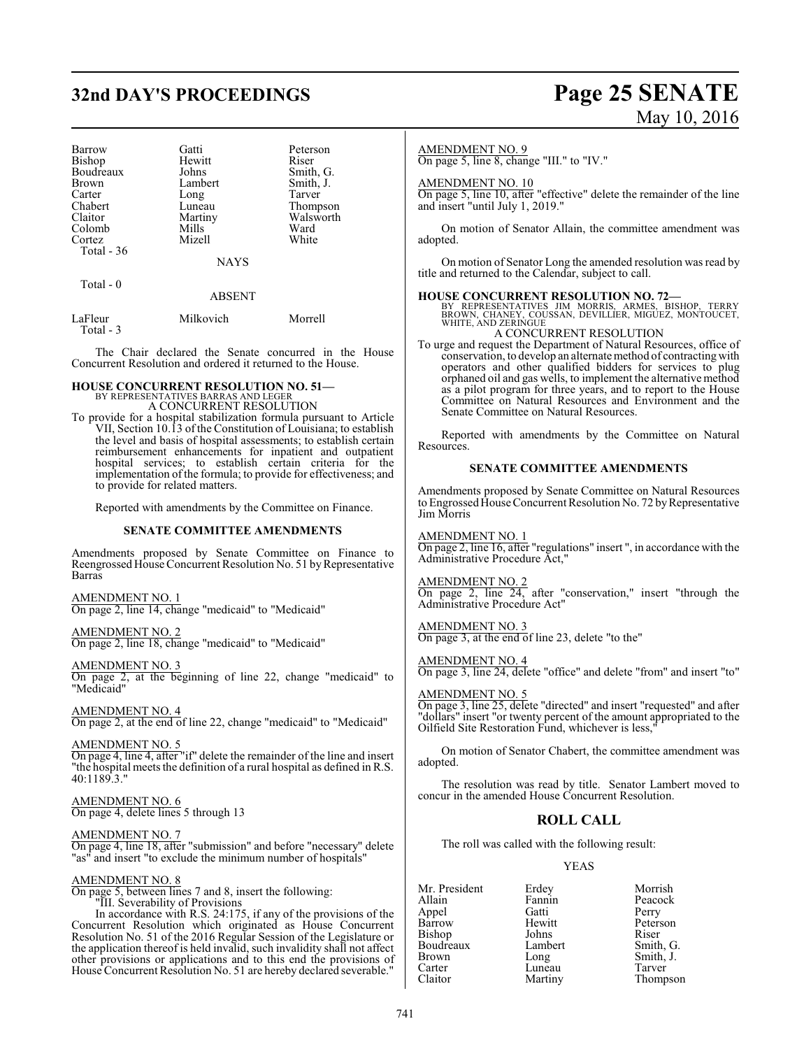| | | |
|---|---|---|
| Barrow | Gatti | Peterson |
| Bishop | Hewitt | Riser |
| Boudreaux | Johns | Smith, G. |
| Brown | Lambert | Smith, J. |
| Carter | Long | Tarver |
| Chabert | Luneau | Thompson |
| Claitor | Martiny | Walsworth |
| Colomb | Mills | Ward |
| Cortez | Mizell | White |
| Total - 36 | | |

NAYS

Total - 0

ABSENT

| | | |
|---|---|---|
| LaFleur | Milkovich | Morrell |
| Total - 3 | | |

The Chair declared the Senate concurred in the House Concurrent Resolution and ordered it returned to the House.

**HOUSE CONCURRENT RESOLUTION NO. 51—**
BY REPRESENTATIVES BARRAS AND LEGER
A CONCURRENT RESOLUTION

To provide for a hospital stabilization formula pursuant to Article VII, Section 10.13 of the Constitution of Louisiana; to establish the level and basis of hospital assessments; to establish certain reimbursement enhancements for inpatient and outpatient hospital services; to establish certain criteria for the implementation of the formula; to provide for effectiveness; and to provide for related matters.

Reported with amendments by the Committee on Finance.

**SENATE COMMITTEE AMENDMENTS**

Amendments proposed by Senate Committee on Finance to Reengrossed House Concurrent Resolution No. 51 by Representative Barras

AMENDMENT NO. 1
On page 2, line 14, change "medicaid" to "Medicaid"

AMENDMENT NO. 2
On page 2, line 18, change "medicaid" to "Medicaid"

AMENDMENT NO. 3
On page 2, at the beginning of line 22, change "medicaid" to "Medicaid"

AMENDMENT NO. 4
On page 2, at the end of line 22, change "medicaid" to "Medicaid"

AMENDMENT NO. 5
On page 4, line 4, after "if" delete the remainder of the line and insert "the hospital meets the definition of a rural hospital as defined in R.S. 40:1189.3."

AMENDMENT NO. 6
On page 4, delete lines 5 through 13

AMENDMENT NO. 7
On page 4, line 18, after "submission" and before "necessary" delete "as" and insert "to exclude the minimum number of hospitals"

AMENDMENT NO. 8
On page 5, between lines 7 and 8, insert the following:
"III. Severability of Provisions
In accordance with R.S. 24:175, if any of the provisions of the Concurrent Resolution which originated as House Concurrent Resolution No. 51 of the 2016 Regular Session of the Legislature or the application thereof is held invalid, such invalidity shall not affect other provisions or applications and to this end the provisions of House Concurrent Resolution No. 51 are hereby declared severable."

AMENDMENT NO. 9
On page 5, line 8, change "III." to "IV."

AMENDMENT NO. 10
On page 5, line 10, after "effective" delete the remainder of the line and insert "until July 1, 2019."

On motion of Senator Allain, the committee amendment was adopted.

On motion of Senator Long the amended resolution was read by title and returned to the Calendar, subject to call.

**HOUSE CONCURRENT RESOLUTION NO. 72—**
BY REPRESENTATIVES JIM MORRIS, ARMES, BISHOP, TERRY BROWN, CHANEY, COUSSAN, DEVILLIER, MIGUEZ, MONTOUCET, WHITE, AND ZERINGUE
A CONCURRENT RESOLUTION

To urge and request the Department of Natural Resources, office of conservation, to develop an alternate method of contracting with operators and other qualified bidders for services to plug orphaned oil and gas wells, to implement the alternative method as a pilot program for three years, and to report to the House Committee on Natural Resources and Environment and the Senate Committee on Natural Resources.

Reported with amendments by the Committee on Natural Resources.

**SENATE COMMITTEE AMENDMENTS**

Amendments proposed by Senate Committee on Natural Resources to Engrossed House Concurrent Resolution No. 72 by Representative Jim Morris

AMENDMENT NO. 1
On page 2, line 16, after "regulations" insert ", in accordance with the Administrative Procedure Act,"

AMENDMENT NO. 2
On page 2, line 24, after "conservation," insert "through the Administrative Procedure Act"

AMENDMENT NO. 3
On page 3, at the end of line 23, delete "to the"

AMENDMENT NO. 4
On page 3, line 24, delete "office" and delete "from" and insert "to"

AMENDMENT NO. 5
On page 3, line 25, delete "directed" and insert "requested" and after "dollars" insert "or twenty percent of the amount appropriated to the Oilfield Site Restoration Fund, whichever is less,"

On motion of Senator Chabert, the committee amendment was adopted.

The resolution was read by title. Senator Lambert moved to concur in the amended House Concurrent Resolution.

## ROLL CALL

The roll was called with the following result:

YEAS

| | | |
|---|---|---|
| Mr. President | Erdey | Morrish |
| Allain | Fannin | Peacock |
| Appel | Gatti | Perry |
| Barrow | Hewitt | Peterson |
| Bishop | Johns | Riser |
| Boudreaux | Lambert | Smith, G. |
| Brown | Long | Smith, J. |
| Carter | Luneau | Tarver |
| Claitor | Martiny | Thompson |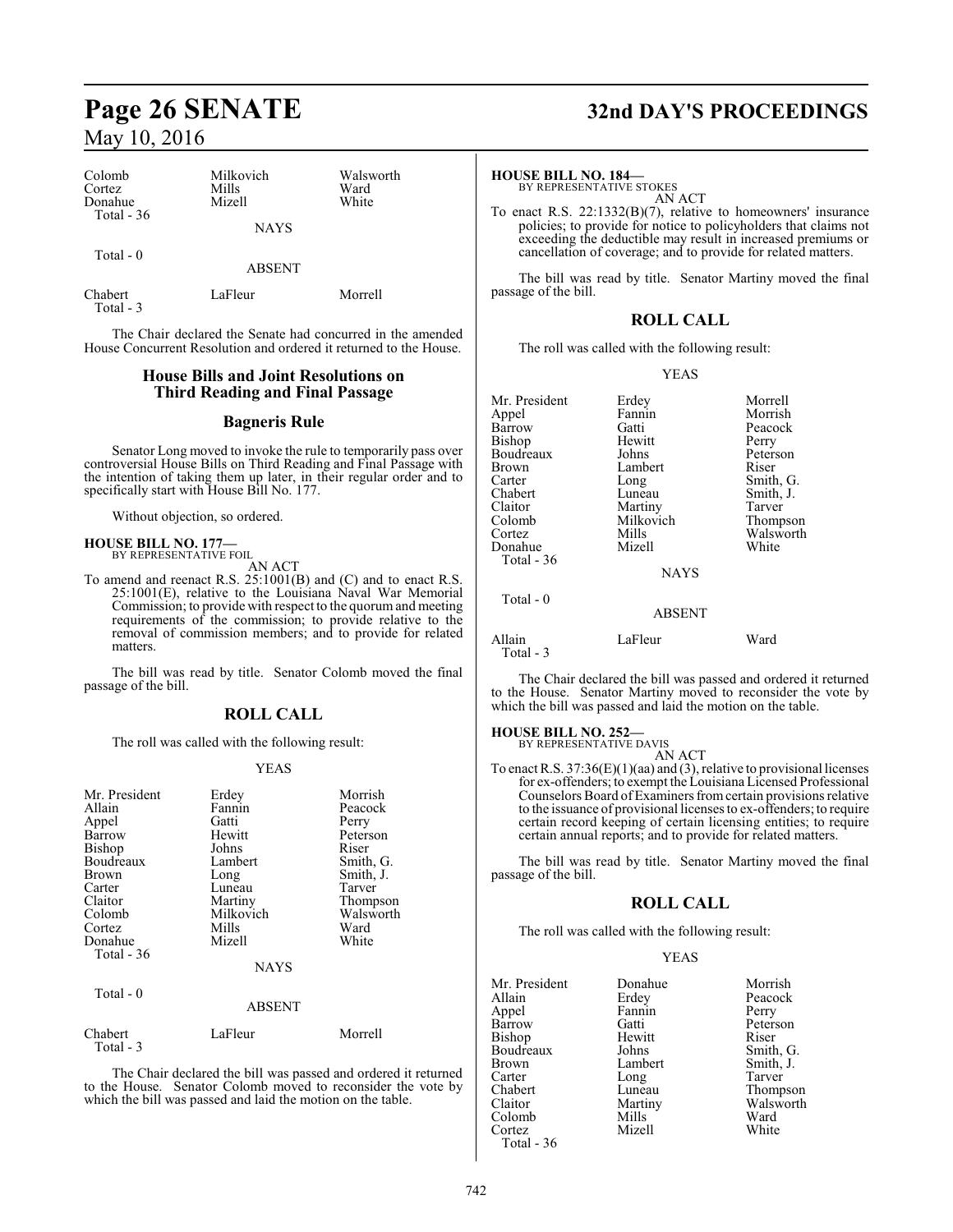| Colomb | Milkovich | Walsworth |
|---|---|---|
| Cortez | Mills | Ward |
| Donahue | Mizell | White |
| Total - 36 | | |

NAYS

Total - 0

ABSENT

| Chabert | LaFleur | Morrell |
|---|---|---|
| Total - 3 | | |

The Chair declared the Senate had concurred in the amended House Concurrent Resolution and ordered it returned to the House.

## House Bills and Joint Resolutions on Third Reading and Final Passage

## Bagneris Rule

Senator Long moved to invoke the rule to temporarily pass over controversial House Bills on Third Reading and Final Passage with the intention of taking them up later, in their regular order and to specifically start with House Bill No. 177.

Without objection, so ordered.

**HOUSE BILL NO. 177—**
BY REPRESENTATIVE FOIL
AN ACT

To amend and reenact R.S. 25:1001(B) and (C) and to enact R.S. 25:1001(E), relative to the Louisiana Naval War Memorial Commission; to provide with respect to the quorum and meeting requirements of the commission; to provide relative to the removal of commission members; and to provide for related matters.

The bill was read by title. Senator Colomb moved the final passage of the bill.

## ROLL CALL

The roll was called with the following result:

YEAS

| Mr. President | Erdey | Morrish |
|---|---|---|
| Allain | Fannin | Peacock |
| Appel | Gatti | Perry |
| Barrow | Hewitt | Peterson |
| Bishop | Johns | Riser |
| Boudreaux | Lambert | Smith, G. |
| Brown | Long | Smith, J. |
| Carter | Luneau | Tarver |
| Claitor | Martiny | Thompson |
| Colomb | Milkovich | Walsworth |
| Cortez | Mills | Ward |
| Donahue | Mizell | White |
| Total - 36 | | |

NAYS

Total - 0

ABSENT

| Chabert | LaFleur | Morrell |
|---|---|---|
| Total - 3 | | |

The Chair declared the bill was passed and ordered it returned to the House. Senator Colomb moved to reconsider the vote by which the bill was passed and laid the motion on the table.

**HOUSE BILL NO. 184—**
BY REPRESENTATIVE STOKES
AN ACT

To enact R.S. 22:1332(B)(7), relative to homeowners' insurance policies; to provide for notice to policyholders that claims not exceeding the deductible may result in increased premiums or cancellation of coverage; and to provide for related matters.

The bill was read by title. Senator Martiny moved the final passage of the bill.

## ROLL CALL

The roll was called with the following result:

YEAS

| Mr. President | Erdey | Morrell |
|---|---|---|
| Appel | Fannin | Morrish |
| Barrow | Gatti | Peacock |
| Bishop | Hewitt | Perry |
| Boudreaux | Johns | Peterson |
| Brown | Lambert | Riser |
| Carter | Long | Smith, G. |
| Chabert | Luneau | Smith, J. |
| Claitor | Martiny | Tarver |
| Colomb | Milkovich | Thompson |
| Cortez | Mills | Walsworth |
| Donahue | Mizell | White |
| Total - 36 | | |

NAYS

Total - 0

ABSENT

| Allain | LaFleur | Ward |
|---|---|---|
| Total - 3 | | |

The Chair declared the bill was passed and ordered it returned to the House. Senator Martiny moved to reconsider the vote by which the bill was passed and laid the motion on the table.

**HOUSE BILL NO. 252—**
BY REPRESENTATIVE DAVIS
AN ACT

To enact R.S. 37:36(E)(1)(aa) and (3), relative to provisional licenses for ex-offenders; to exempt the Louisiana Licensed Professional Counselors Board of Examiners from certain provisions relative to the issuance of provisional licenses to ex-offenders; to require certain record keeping of certain licensing entities; to require certain annual reports; and to provide for related matters.

The bill was read by title. Senator Martiny moved the final passage of the bill.

## ROLL CALL

The roll was called with the following result:

YEAS

| Mr. President | Donahue | Morrish |
|---|---|---|
| Allain | Erdey | Peacock |
| Appel | Fannin | Perry |
| Barrow | Gatti | Peterson |
| Bishop | Hewitt | Riser |
| Boudreaux | Johns | Smith, G. |
| Brown | Lambert | Smith, J. |
| Carter | Long | Tarver |
| Chabert | Luneau | Thompson |
| Claitor | Martiny | Walsworth |
| Colomb | Mills | Ward |
| Cortez | Mizell | White |
| Total - 36 | | |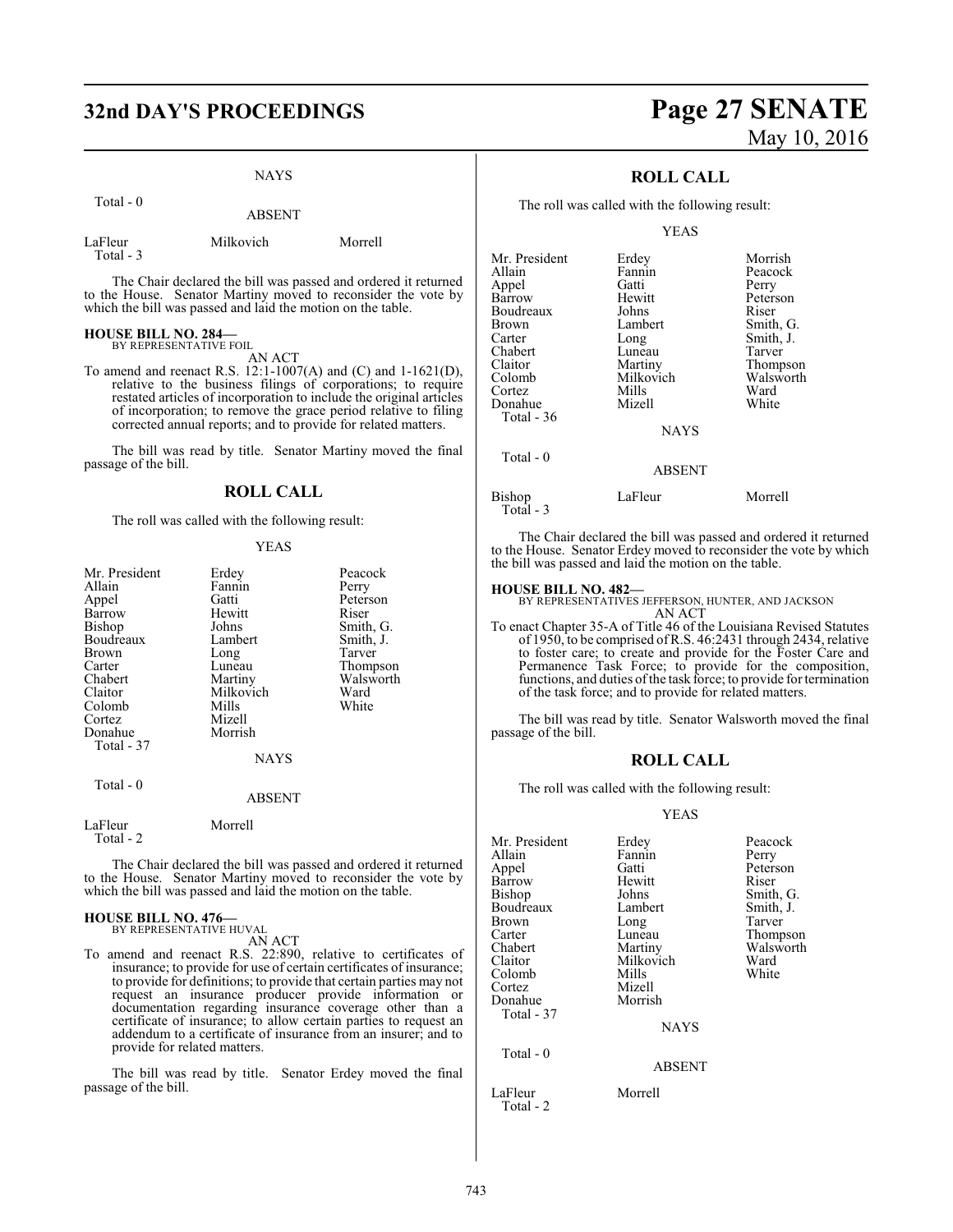NAYS

Total - 0

ABSENT

| | | |
|---|---|---|
| LaFleur | Milkovich | Morrell |
| Total - 3 | | |

The Chair declared the bill was passed and ordered it returned to the House. Senator Martiny moved to reconsider the vote by which the bill was passed and laid the motion on the table.

**HOUSE BILL NO. 284—**
BY REPRESENTATIVE FOIL

AN ACT

To amend and reenact R.S. 12:1-1007(A) and (C) and 1-1621(D), relative to the business filings of corporations; to require restated articles of incorporation to include the original articles of incorporation; to remove the grace period relative to filing corrected annual reports; and to provide for related matters.

The bill was read by title. Senator Martiny moved the final passage of the bill.

## ROLL CALL

The roll was called with the following result:

YEAS

| | | |
|---|---|---|
| Mr. President | Erdey | Peacock |
| Allain | Fannin | Perry |
| Appel | Gatti | Peterson |
| Barrow | Hewitt | Riser |
| Bishop | Johns | Smith, G. |
| Boudreaux | Lambert | Smith, J. |
| Brown | Long | Tarver |
| Carter | Luneau | Thompson |
| Chabert | Martiny | Walsworth |
| Claitor | Milkovich | Ward |
| Colomb | Mills | White |
| Cortez | Mizell | |
| Donahue | Morrish | |
| Total - 37 | | |

NAYS

Total - 0

ABSENT

| | |
|---|---|
| LaFleur | Morrell |
| Total - 2 | |

The Chair declared the bill was passed and ordered it returned to the House. Senator Martiny moved to reconsider the vote by which the bill was passed and laid the motion on the table.

**HOUSE BILL NO. 476—**
BY REPRESENTATIVE HUVAL

AN ACT

To amend and reenact R.S. 22:890, relative to certificates of insurance; to provide for use of certain certificates of insurance; to provide for definitions; to provide that certain parties may not request an insurance producer provide information or documentation regarding insurance coverage other than a certificate of insurance; to allow certain parties to request an addendum to a certificate of insurance from an insurer; and to provide for related matters.

The bill was read by title. Senator Erdey moved the final passage of the bill.

## ROLL CALL

The roll was called with the following result:

YEAS

| | | |
|---|---|---|
| Mr. President | Erdey | Morrish |
| Allain | Fannin | Peacock |
| Appel | Gatti | Perry |
| Barrow | Hewitt | Peterson |
| Boudreaux | Johns | Riser |
| Brown | Lambert | Smith, G. |
| Carter | Long | Smith, J. |
| Chabert | Luneau | Tarver |
| Claitor | Martiny | Thompson |
| Colomb | Milkovich | Walsworth |
| Cortez | Mills | Ward |
| Donahue | Mizell | White |
| Total - 36 | | |

NAYS

Total - 0

ABSENT

| | | |
|---|---|---|
| Bishop | LaFleur | Morrell |
| Total - 3 | | |

The Chair declared the bill was passed and ordered it returned to the House. Senator Erdey moved to reconsider the vote by which the bill was passed and laid the motion on the table.

**HOUSE BILL NO. 482—**
BY REPRESENTATIVES JEFFERSON, HUNTER, AND JACKSON

AN ACT

To enact Chapter 35-A of Title 46 of the Louisiana Revised Statutes of 1950, to be comprised of R.S. 46:2431 through 2434, relative to foster care; to create and provide for the Foster Care and Permanence Task Force; to provide for the composition, functions, and duties of the task force; to provide for termination of the task force; and to provide for related matters.

The bill was read by title. Senator Walsworth moved the final passage of the bill.

## ROLL CALL

The roll was called with the following result:

YEAS

| | | |
|---|---|---|
| Mr. President | Erdey | Peacock |
| Allain | Fannin | Perry |
| Appel | Gatti | Peterson |
| Barrow | Hewitt | Riser |
| Bishop | Johns | Smith, G. |
| Boudreaux | Lambert | Smith, J. |
| Brown | Long | Tarver |
| Carter | Luneau | Thompson |
| Chabert | Martiny | Walsworth |
| Claitor | Milkovich | Ward |
| Colomb | Mills | White |
| Cortez | Mizell | |
| Donahue | Morrish | |
| Total - 37 | | |

NAYS

Total - 0

ABSENT

| | |
|---|---|
| LaFleur | Morrell |
| Total - 2 | |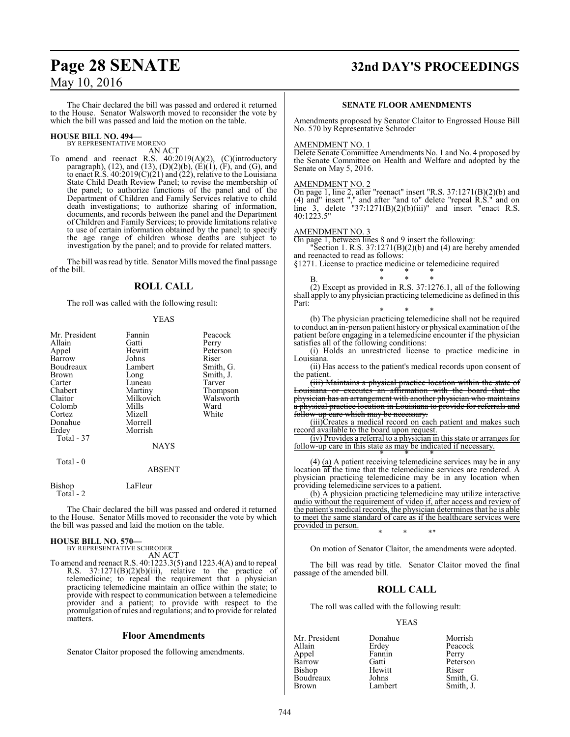The Chair declared the bill was passed and ordered it returned to the House. Senator Walsworth moved to reconsider the vote by which the bill was passed and laid the motion on the table.

**HOUSE BILL NO. 494—**
BY REPRESENTATIVE MORENO

AN ACT

To amend and reenact R.S. 40:2019(A)(2), (C)(introductory paragraph), (12), and (13), (D)(2)(b), (E)(1), (F), and (G), and to enact R.S. 40:2019(C)(21) and (22), relative to the Louisiana State Child Death Review Panel; to revise the membership of the panel; to authorize functions of the panel and of the Department of Children and Family Services relative to child death investigations; to authorize sharing of information, documents, and records between the panel and the Department of Children and Family Services; to provide limitations relative to use of certain information obtained by the panel; to specify the age range of children whose deaths are subject to investigation by the panel; and to provide for related matters.

The bill was read by title. Senator Mills moved the final passage of the bill.

## ROLL CALL

The roll was called with the following result:

YEAS

| | | |
|---|---|---|
| Mr. President | Fannin | Peacock |
| Allain | Gatti | Perry |
| Appel | Hewitt | Peterson |
| Barrow | Johns | Riser |
| Boudreaux | Lambert | Smith, G. |
| Brown | Long | Smith, J. |
| Carter | Luneau | Tarver |
| Chabert | Martiny | Thompson |
| Claitor | Milkovich | Walsworth |
| Colomb | Mills | Ward |
| Cortez | Mizell | White |
| Donahue | Morrell | |
| Erdey | Morrish | |

Total - 37

NAYS

Total - 0

ABSENT

| | |
|---|---|
| Bishop | LaFleur |

Total - 2

The Chair declared the bill was passed and ordered it returned to the House. Senator Mills moved to reconsider the vote by which the bill was passed and laid the motion on the table.

**HOUSE BILL NO. 570—**
BY REPRESENTATIVE SCHRODER

AN ACT

To amend and reenact R.S. 40:1223.3(5) and 1223.4(A) and to repeal R.S. 37:1271(B)(2)(b)(iii), relative to the practice of telemedicine; to repeal the requirement that a physician practicing telemedicine maintain an office within the state; to provide with respect to communication between a telemedicine provider and a patient; to provide with respect to the promulgation of rules and regulations; and to provide for related matters.

### Floor Amendments

Senator Claitor proposed the following amendments.

### SENATE FLOOR AMENDMENTS

Amendments proposed by Senator Claitor to Engrossed House Bill No. 570 by Representative Schroder

AMENDMENT NO. 1

Delete Senate Committee Amendments No. 1 and No. 4 proposed by the Senate Committee on Health and Welfare and adopted by the Senate on May 5, 2016.

AMENDMENT NO. 2

On page 1, line 2, after "reenact" insert "R.S. 37:1271(B)(2)(b) and (4) and" insert "," and after "and to" delete "repeal R.S." and on line 3, delete "37:1271(B)(2)(b)(iii)" and insert "enact R.S. 40:1223.5"

AMENDMENT NO. 3

On page 1, between lines 8 and 9 insert the following:

"Section 1. R.S. 37:1271(B)(2)(b) and (4) are hereby amended and reenacted to read as follows:

§1271. License to practice medicine or telemedicine required

\* \* \*

B. \* \* \*

(2) Except as provided in R.S. 37:1276.1, all of the following shall apply to any physician practicing telemedicine as defined in this Part:

\* \* \*

(b) The physician practicing telemedicine shall not be required to conduct an in-person patient history or physical examination of the patient before engaging in a telemedicine encounter if the physician satisfies all of the following conditions:

(i) Holds an unrestricted license to practice medicine in Louisiana.

(ii) Has access to the patient's medical records upon consent of the patient.

~~(iii) Maintains a physical practice location within the state of Louisiana or executes an affirmation with the board that the physician has an arrangement with another physician who maintains a physical practice location in Louisiana to provide for referrals and follow-up care which may be necessary.~~

(iii)Creates a medical record on each patient and makes such record available to the board upon request.

(iv) Provides a referral to a physician in this state or arranges for follow-up care in this state as may be indicated if necessary.

\* \* \*

(4) (a) A patient receiving telemedicine services may be in any location at the time that the telemedicine services are rendered. A physician practicing telemedicine may be in any location when providing telemedicine services to a patient.

(b) A physician practicing telemedicine may utilize interactive audio without the requirement of video if, after access and review of the patient's medical records, the physician determines that he is able to meet the same standard of care as if the healthcare services were provided in person.

\* \* \*"

On motion of Senator Claitor, the amendments were adopted.

The bill was read by title. Senator Claitor moved the final passage of the amended bill.

## ROLL CALL

The roll was called with the following result:

YEAS

| | | |
|---|---|---|
| Mr. President | Donahue | Morrish |
| Allain | Erdey | Peacock |
| Appel | Fannin | Perry |
| Barrow | Gatti | Peterson |
| Bishop | Hewitt | Riser |
| Boudreaux | Johns | Smith, G. |
| Brown | Lambert | Smith, J. |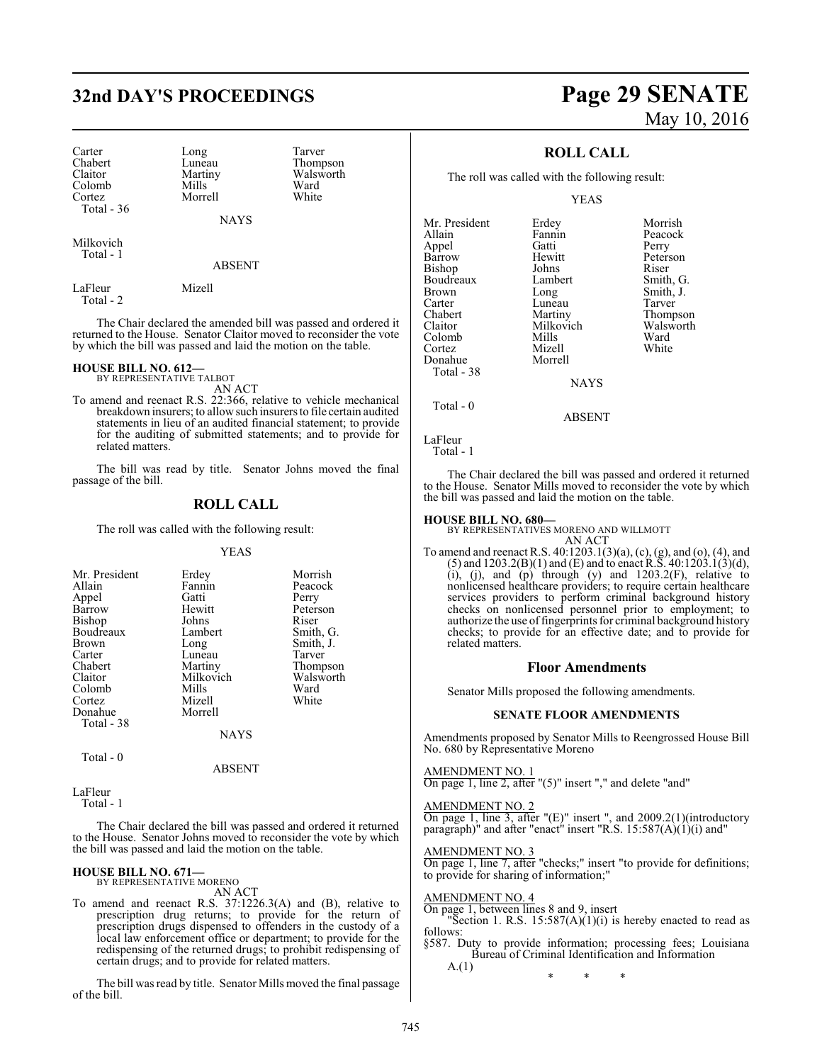| Carter | Long | Tarver |
|---|---|---|
| Chabert | Luneau | Thompson |
| Claitor | Martiny | Walsworth |
| Colomb | Mills | Ward |
| Cortez | Morrell | White |
| Total - 36 | | |

NAYS

Milkovich
Total - 1

ABSENT

LaFleur Mizell
Total - 2

The Chair declared the amended bill was passed and ordered it returned to the House. Senator Claitor moved to reconsider the vote by which the bill was passed and laid the motion on the table.

**HOUSE BILL NO. 612—**
BY REPRESENTATIVE TALBOT
AN ACT

To amend and reenact R.S. 22:366, relative to vehicle mechanical breakdown insurers; to allow such insurers to file certain audited statements in lieu of an audited financial statement; to provide for the auditing of submitted statements; and to provide for related matters.

The bill was read by title. Senator Johns moved the final passage of the bill.

## ROLL CALL

The roll was called with the following result:

YEAS

| Mr. President | Erdey | Morrish |
|---|---|---|
| Allain | Fannin | Peacock |
| Appel | Gatti | Perry |
| Barrow | Hewitt | Peterson |
| Bishop | Johns | Riser |
| Boudreaux | Lambert | Smith, G. |
| Brown | Long | Smith, J. |
| Carter | Luneau | Tarver |
| Chabert | Martiny | Thompson |
| Claitor | Milkovich | Walsworth |
| Colomb | Mills | Ward |
| Cortez | Mizell | White |
| Donahue | Morrell | |
| Total - 38 | | |

NAYS

Total - 0

ABSENT

LaFleur
Total - 1

The Chair declared the bill was passed and ordered it returned to the House. Senator Johns moved to reconsider the vote by which the bill was passed and laid the motion on the table.

**HOUSE BILL NO. 671—**
BY REPRESENTATIVE MORENO
AN ACT

To amend and reenact R.S. 37:1226.3(A) and (B), relative to prescription drug returns; to provide for the return of prescription drugs dispensed to offenders in the custody of a local law enforcement office or department; to provide for the redispensing of the returned drugs; to prohibit redispensing of certain drugs; and to provide for related matters.

The bill was read by title. Senator Mills moved the final passage of the bill.

## ROLL CALL

The roll was called with the following result:

YEAS

| Mr. President | Erdey | Morrish |
|---|---|---|
| Allain | Fannin | Peacock |
| Appel | Gatti | Perry |
| Barrow | Hewitt | Peterson |
| Bishop | Johns | Riser |
| Boudreaux | Lambert | Smith, G. |
| Brown | Long | Smith, J. |
| Carter | Luneau | Tarver |
| Chabert | Martiny | Thompson |
| Claitor | Milkovich | Walsworth |
| Colomb | Mills | Ward |
| Cortez | Mizell | White |
| Donahue | Morrell | |
| Total - 38 | | |

NAYS

Total - 0

ABSENT

LaFleur
Total - 1

The Chair declared the bill was passed and ordered it returned to the House. Senator Mills moved to reconsider the vote by which the bill was passed and laid the motion on the table.

**HOUSE BILL NO. 680—**
BY REPRESENTATIVES MORENO AND WILLMOTT
AN ACT

To amend and reenact R.S. 40:1203.1(3)(a), (c), (g), and (o), (4), and (5) and 1203.2(B)(1) and (E) and to enact R.S. 40:1203.1(3)(d), (i), (j), and (p) through (y) and 1203.2(F), relative to nonlicensed healthcare providers; to require certain healthcare services providers to perform criminal background history checks on nonlicensed personnel prior to employment; to authorize the use of fingerprints for criminal background history checks; to provide for an effective date; and to provide for related matters.

## Floor Amendments

Senator Mills proposed the following amendments.

### SENATE FLOOR AMENDMENTS

Amendments proposed by Senator Mills to Reengrossed House Bill No. 680 by Representative Moreno

AMENDMENT NO. 1
On page 1, line 2, after "(5)" insert "," and delete "and"

AMENDMENT NO. 2
On page 1, line 3, after "(E)" insert ", and 2009.2(1)(introductory paragraph)" and after "enact" insert "R.S. 15:587(A)(1)(i) and"

AMENDMENT NO. 3
On page 1, line 7, after "checks;" insert "to provide for definitions; to provide for sharing of information;"

AMENDMENT NO. 4
On page 1, between lines 8 and 9, insert
"Section 1. R.S. 15:587(A)(1)(i) is hereby enacted to read as follows:
§587. Duty to provide information; processing fees; Louisiana Bureau of Criminal Identification and Information
A.(1)
\* \* \*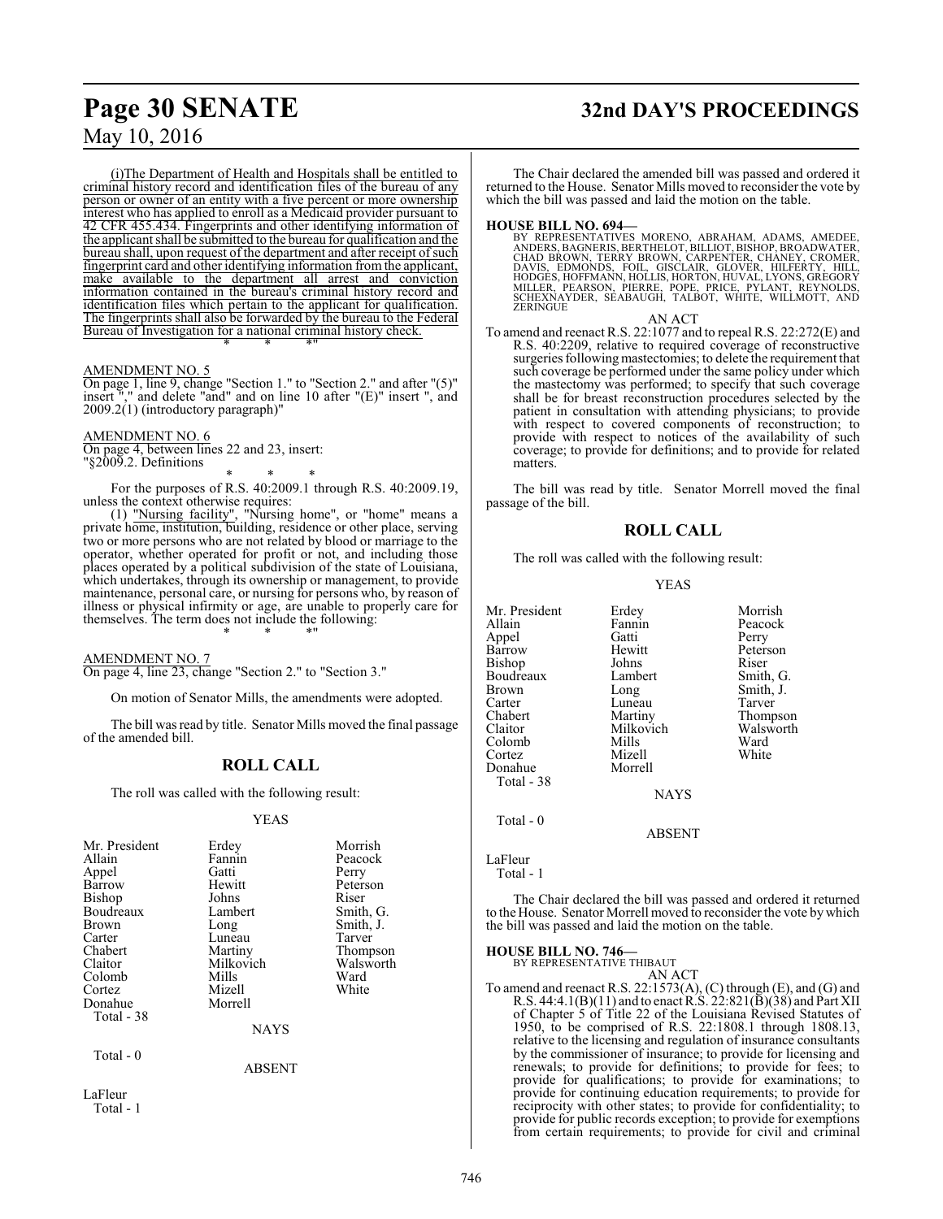(i)The Department of Health and Hospitals shall be entitled to criminal history record and identification files of the bureau of any person or owner of an entity with a five percent or more ownership interest who has applied to enroll as a Medicaid provider pursuant to 42 CFR 455.434. Fingerprints and other identifying information of the applicant shall be submitted to the bureau for qualification and the bureau shall, upon request of the department and after receipt of such fingerprint card and other identifying information from the applicant, make available to the department all arrest and conviction information contained in the bureau's criminal history record and identification files which pertain to the applicant for qualification. The fingerprints shall also be forwarded by the bureau to the Federal Bureau of Investigation for a national criminal history check.

\* \* \*"

AMENDMENT NO. 5

On page 1, line 9, change "Section 1." to "Section 2." and after "(5)" insert "," and delete "and" and on line 10 after "(E)" insert ", and 2009.2(1) (introductory paragraph)"

AMENDMENT NO. 6

On page 4, between lines 22 and 23, insert:

"§2009.2. Definitions

\* \* \*

For the purposes of R.S. 40:2009.1 through R.S. 40:2009.19, unless the context otherwise requires:

(1) "Nursing facility", "Nursing home", or "home" means a private home, institution, building, residence or other place, serving two or more persons who are not related by blood or marriage to the operator, whether operated for profit or not, and including those places operated by a political subdivision of the state of Louisiana, which undertakes, through its ownership or management, to provide maintenance, personal care, or nursing for persons who, by reason of illness or physical infirmity or age, are unable to properly care for themselves. The term does not include the following:

\* \* \*"

AMENDMENT NO. 7

On page 4, line 23, change "Section 2." to "Section 3."

On motion of Senator Mills, the amendments were adopted.

The bill was read by title. Senator Mills moved the final passage of the amended bill.

## ROLL CALL

The roll was called with the following result:

YEAS

| | | |
|---|---|---|
| Mr. President | Erdey | Morrish |
| Allain | Fannin | Peacock |
| Appel | Gatti | Perry |
| Barrow | Hewitt | Peterson |
| Bishop | Johns | Riser |
| Boudreaux | Lambert | Smith, G. |
| Brown | Long | Smith, J. |
| Carter | Luneau | Tarver |
| Chabert | Martiny | Thompson |
| Claitor | Milkovich | Walsworth |
| Colomb | Mills | Ward |
| Cortez | Mizell | White |
| Donahue | Morrell | |

Total - 38

NAYS

Total - 0

ABSENT

LaFleur

Total - 1

The Chair declared the amended bill was passed and ordered it returned to the House. Senator Mills moved to reconsider the vote by which the bill was passed and laid the motion on the table.

**HOUSE BILL NO. 694—**

BY REPRESENTATIVES MORENO, ABRAHAM, ADAMS, AMEDEE, ANDERS, BAGNERIS, BERTHELOT, BILLIOT, BISHOP, BROADWATER, CHAD BROWN, TERRY BROWN, CARPENTER, CHANEY, CROMER, DAVIS, EDMONDS, FOIL, GISCLAIR, GLOVER, HILFERTY, HILL, HODGES, HOFFMANN, HOLLIS, HORTON, HUVAL, LYONS, GREGORY MILLER, PEARSON, PIERRE, POPE, PRICE, PYLANT, REYNOLDS, SCHEXNAYDER, SEABAUGH, TALBOT, WHITE, WILLMOTT, AND ZERINGUE

AN ACT

To amend and reenact R.S. 22:1077 and to repeal R.S. 22:272(E) and R.S. 40:2209, relative to required coverage of reconstructive surgeries following mastectomies; to delete the requirement that such coverage be performed under the same policy under which the mastectomy was performed; to specify that such coverage shall be for breast reconstruction procedures selected by the patient in consultation with attending physicians; to provide with respect to covered components of reconstruction; to provide with respect to notices of the availability of such coverage; to provide for definitions; and to provide for related matters.

The bill was read by title. Senator Morrell moved the final passage of the bill.

## ROLL CALL

The roll was called with the following result:

YEAS

| | | |
|---|---|---|
| Mr. President | Erdey | Morrish |
| Allain | Fannin | Peacock |
| Appel | Gatti | Perry |
| Barrow | Hewitt | Peterson |
| Bishop | Johns | Riser |
| Boudreaux | Lambert | Smith, G. |
| Brown | Long | Smith, J. |
| Carter | Luneau | Tarver |
| Chabert | Martiny | Thompson |
| Claitor | Milkovich | Walsworth |
| Colomb | Mills | Ward |
| Cortez | Mizell | White |
| Donahue | Morrell | |

Total - 38

NAYS

Total - 0

ABSENT

LaFleur

Total - 1

The Chair declared the bill was passed and ordered it returned to the House. Senator Morrell moved to reconsider the vote by which the bill was passed and laid the motion on the table.

**HOUSE BILL NO. 746—**

BY REPRESENTATIVE THIBAUT

AN ACT

To amend and reenact R.S. 22:1573(A), (C) through (E), and (G) and R.S. 44:4.1(B)(11) and to enact R.S. 22:821(B)(38) and Part XII of Chapter 5 of Title 22 of the Louisiana Revised Statutes of 1950, to be comprised of R.S. 22:1808.1 through 1808.13, relative to the licensing and regulation of insurance consultants by the commissioner of insurance; to provide for licensing and renewals; to provide for definitions; to provide for fees; to provide for qualifications; to provide for examinations; to provide for continuing education requirements; to provide for reciprocity with other states; to provide for confidentiality; to provide for public records exception; to provide for exemptions from certain requirements; to provide for civil and criminal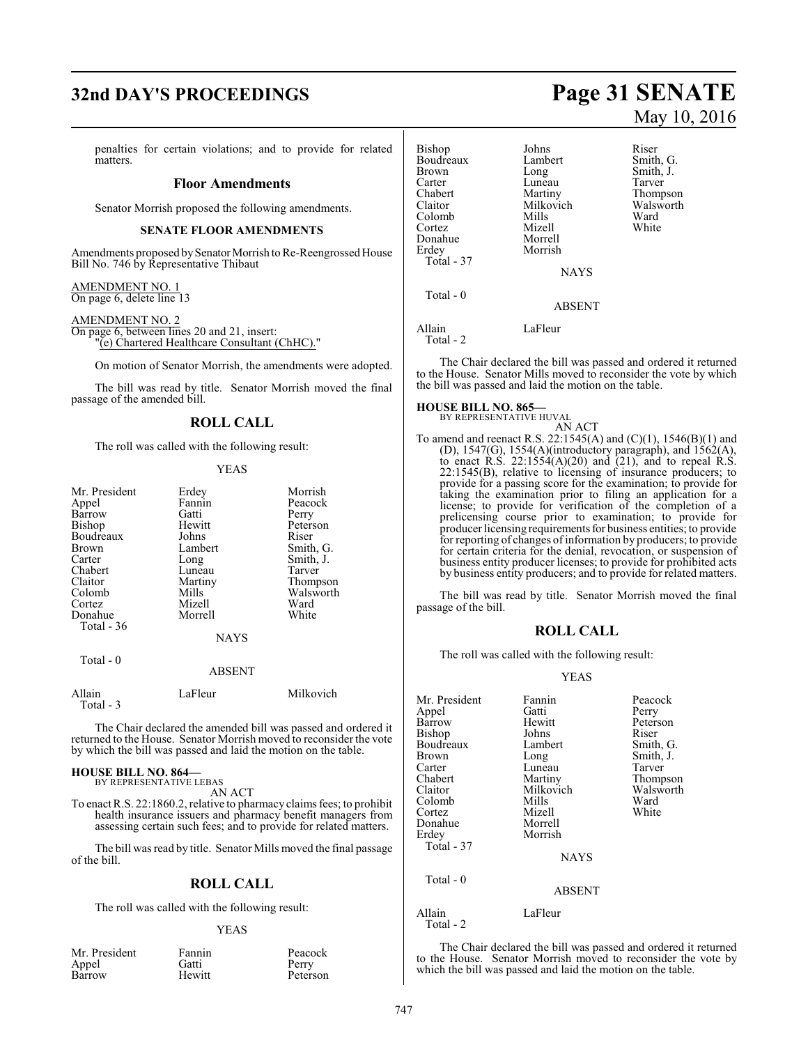penalties for certain violations; and to provide for related matters.

### Floor Amendments

Senator Morrish proposed the following amendments.

#### SENATE FLOOR AMENDMENTS

Amendments proposed by Senator Morrish to Re-Reengrossed House Bill No. 746 by Representative Thibaut

AMENDMENT NO. 1
On page 6, delete line 13

AMENDMENT NO. 2
On page 6, between lines 20 and 21, insert:
"(e) Chartered Healthcare Consultant (ChHC)."

On motion of Senator Morrish, the amendments were adopted.

The bill was read by title. Senator Morrish moved the final passage of the amended bill.

## ROLL CALL

The roll was called with the following result:

YEAS

| | | |
|---|---|---|
| Mr. President | Erdey | Morrish |
| Appel | Fannin | Peacock |
| Barrow | Gatti | Perry |
| Bishop | Hewitt | Peterson |
| Boudreaux | Johns | Riser |
| Brown | Lambert | Smith, G. |
| Carter | Long | Smith, J. |
| Chabert | Luneau | Tarver |
| Claitor | Martiny | Thompson |
| Colomb | Mills | Walsworth |
| Cortez | Mizell | Ward |
| Donahue | Morrell | White |

Total - 36

NAYS

Total - 0

ABSENT

| | | |
|---|---|---|
| Allain | LaFleur | Milkovich |

Total - 3

The Chair declared the amended bill was passed and ordered it returned to the House. Senator Morrish moved to reconsider the vote by which the bill was passed and laid the motion on the table.

**HOUSE BILL NO. 864—**
BY REPRESENTATIVE LEBAS

AN ACT

To enact R.S. 22:1860.2, relative to pharmacy claims fees; to prohibit health insurance issuers and pharmacy benefit managers from assessing certain such fees; and to provide for related matters.

The bill was read by title. Senator Mills moved the final passage of the bill.

## ROLL CALL

The roll was called with the following result:

YEAS

| | | |
|---|---|---|
| Mr. President | Fannin | Peacock |
| Appel | Gatti | Perry |
| Barrow | Hewitt | Peterson |
| Bishop | Johns | Riser |
| Boudreaux | Lambert | Smith, G. |
| Brown | Long | Smith, J. |
| Carter | Luneau | Tarver |
| Chabert | Martiny | Thompson |
| Claitor | Milkovich | Walsworth |
| Colomb | Mills | Ward |
| Cortez | Mizell | White |
| Donahue | Morrell | |
| Erdey | Morrish | |

Total - 37

NAYS

Total - 0

ABSENT

| | |
|---|---|
| Allain | LaFleur |

Total - 2

The Chair declared the bill was passed and ordered it returned to the House. Senator Mills moved to reconsider the vote by which the bill was passed and laid the motion on the table.

**HOUSE BILL NO. 865—**
BY REPRESENTATIVE HUVAL

AN ACT

To amend and reenact R.S. 22:1545(A) and (C)(1), 1546(B)(1) and (D), 1547(G), 1554(A)(introductory paragraph), and 1562(A), to enact R.S. 22:1554(A)(20) and (21), and to repeal R.S. 22:1545(B), relative to licensing of insurance producers; to provide for a passing score for the examination; to provide for taking the examination prior to filing an application for a license; to provide for verification of the completion of a prelicensing course prior to examination; to provide for producer licensing requirements for business entities; to provide for reporting of changes of information by producers; to provide for certain criteria for the denial, revocation, or suspension of business entity producer licenses; to provide for prohibited acts by business entity producers; and to provide for related matters.

The bill was read by title. Senator Morrish moved the final passage of the bill.

## ROLL CALL

The roll was called with the following result:

YEAS

| | | |
|---|---|---|
| Mr. President | Fannin | Peacock |
| Appel | Gatti | Perry |
| Barrow | Hewitt | Peterson |
| Bishop | Johns | Riser |
| Boudreaux | Lambert | Smith, G. |
| Brown | Long | Smith, J. |
| Carter | Luneau | Tarver |
| Chabert | Martiny | Thompson |
| Claitor | Milkovich | Walsworth |
| Colomb | Mills | Ward |
| Cortez | Mizell | White |
| Donahue | Morrell | |
| Erdey | Morrish | |

Total - 37

NAYS

Total - 0

ABSENT

| | |
|---|---|
| Allain | LaFleur |

Total - 2

The Chair declared the bill was passed and ordered it returned to the House. Senator Morrish moved to reconsider the vote by which the bill was passed and laid the motion on the table.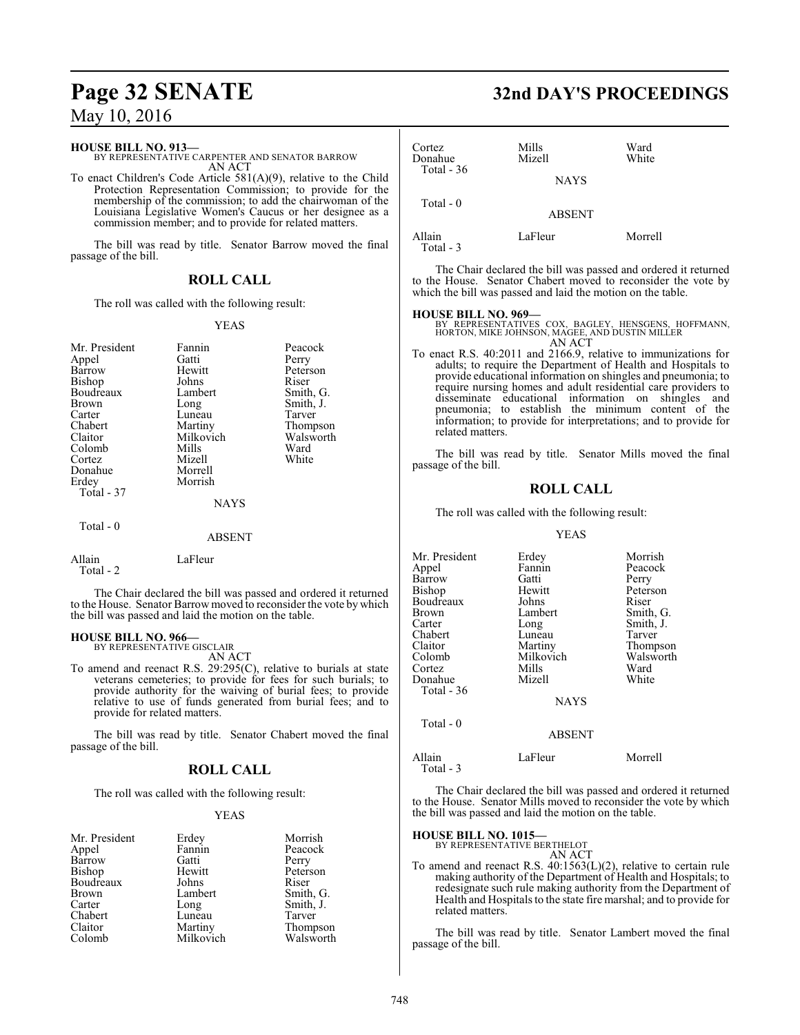**HOUSE BILL NO. 913—**
BY REPRESENTATIVE CARPENTER AND SENATOR BARROW
AN ACT

To enact Children's Code Article 581(A)(9), relative to the Child Protection Representation Commission; to provide for the membership of the commission; to add the chairwoman of the Louisiana Legislative Women's Caucus or her designee as a commission member; and to provide for related matters.

The bill was read by title. Senator Barrow moved the final passage of the bill.

## ROLL CALL

The roll was called with the following result:

YEAS

| | | |
|---|---|---|
| Mr. President | Fannin | Peacock |
| Appel | Gatti | Perry |
| Barrow | Hewitt | Peterson |
| Bishop | Johns | Riser |
| Boudreaux | Lambert | Smith, G. |
| Brown | Long | Smith, J. |
| Carter | Luneau | Tarver |
| Chabert | Martiny | Thompson |
| Claitor | Milkovich | Walsworth |
| Colomb | Mills | Ward |
| Cortez | Mizell | White |
| Donahue | Morrell | |
| Erdey | Morrish | |

Total - 37

NAYS

Total - 0

ABSENT

| | |
|---|---|
| Allain | LaFleur |

Total - 2

The Chair declared the bill was passed and ordered it returned to the House. Senator Barrow moved to reconsider the vote by which the bill was passed and laid the motion on the table.

**HOUSE BILL NO. 966—**
BY REPRESENTATIVE GISCLAIR
AN ACT

To amend and reenact R.S. 29:295(C), relative to burials at state veterans cemeteries; to provide for fees for such burials; to provide authority for the waiving of burial fees; to provide relative to use of funds generated from burial fees; and to provide for related matters.

The bill was read by title. Senator Chabert moved the final passage of the bill.

## ROLL CALL

The roll was called with the following result:

YEAS

| | | |
|---|---|---|
| Mr. President | Erdey | Morrish |
| Appel | Fannin | Peacock |
| Barrow | Gatti | Perry |
| Bishop | Hewitt | Peterson |
| Boudreaux | Johns | Riser |
| Brown | Lambert | Smith, G. |
| Carter | Long | Smith, J. |
| Chabert | Luneau | Tarver |
| Claitor | Martiny | Thompson |
| Colomb | Milkovich | Walsworth |
| Cortez | Mills | Ward |
| Donahue | Mizell | White |

Total - 36

NAYS

Total - 0

ABSENT

| | | |
|---|---|---|
| Allain | LaFleur | Morrell |

Total - 3

The Chair declared the bill was passed and ordered it returned to the House. Senator Chabert moved to reconsider the vote by which the bill was passed and laid the motion on the table.

**HOUSE BILL NO. 969—**
BY REPRESENTATIVES COX, BAGLEY, HENSGENS, HOFFMANN, HORTON, MIKE JOHNSON, MAGEE, AND DUSTIN MILLER
AN ACT

To enact R.S. 40:2011 and 2166.9, relative to immunizations for adults; to require the Department of Health and Hospitals to provide educational information on shingles and pneumonia; to require nursing homes and adult residential care providers to disseminate educational information on shingles and pneumonia; to establish the minimum content of the information; to provide for interpretations; and to provide for related matters.

The bill was read by title. Senator Mills moved the final passage of the bill.

## ROLL CALL

The roll was called with the following result:

YEAS

| | | |
|---|---|---|
| Mr. President | Erdey | Morrish |
| Appel | Fannin | Peacock |
| Barrow | Gatti | Perry |
| Bishop | Hewitt | Peterson |
| Boudreaux | Johns | Riser |
| Brown | Lambert | Smith, G. |
| Carter | Long | Smith, J. |
| Chabert | Luneau | Tarver |
| Claitor | Martiny | Thompson |
| Colomb | Milkovich | Walsworth |
| Cortez | Mills | Ward |
| Donahue | Mizell | White |

Total - 36

NAYS

Total - 0

ABSENT

| | | |
|---|---|---|
| Allain | LaFleur | Morrell |

Total - 3

The Chair declared the bill was passed and ordered it returned to the House. Senator Mills moved to reconsider the vote by which the bill was passed and laid the motion on the table.

**HOUSE BILL NO. 1015—**
BY REPRESENTATIVE BERTHELOT
AN ACT

To amend and reenact R.S. 40:1563(L)(2), relative to certain rule making authority of the Department of Health and Hospitals; to redesignate such rule making authority from the Department of Health and Hospitals to the state fire marshal; and to provide for related matters.

The bill was read by title. Senator Lambert moved the final passage of the bill.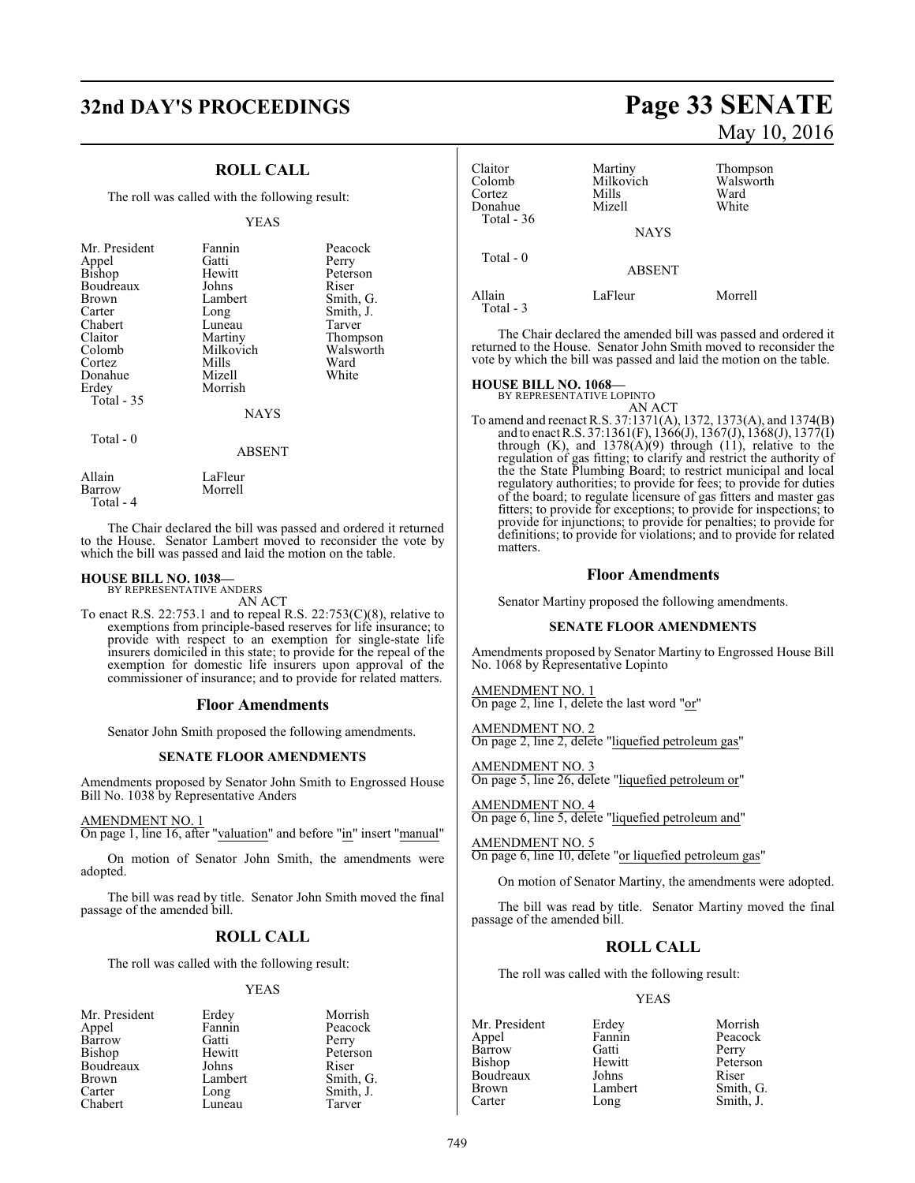## ROLL CALL

The roll was called with the following result:

YEAS

| | | |
|---|---|---|
| Mr. President | Fannin | Peacock |
| Appel | Gatti | Perry |
| Bishop | Hewitt | Peterson |
| Boudreaux | Johns | Riser |
| Brown | Lambert | Smith, G. |
| Carter | Long | Smith, J. |
| Chabert | Luneau | Tarver |
| Claitor | Martiny | Thompson |
| Colomb | Milkovich | Walsworth |
| Cortez | Mills | Ward |
| Donahue | Mizell | White |
| Erdey | Morrish | |

Total - 35

NAYS

Total - 0

ABSENT

| | |
|---|---|
| Allain | LaFleur |
| Barrow | Morrell |

Total - 4

The Chair declared the bill was passed and ordered it returned to the House. Senator Lambert moved to reconsider the vote by which the bill was passed and laid the motion on the table.

**HOUSE BILL NO. 1038—**
BY REPRESENTATIVE ANDERS

AN ACT

To enact R.S. 22:753.1 and to repeal R.S. 22:753(C)(8), relative to exemptions from principle-based reserves for life insurance; to provide with respect to an exemption for single-state life insurers domiciled in this state; to provide for the repeal of the exemption for domestic life insurers upon approval of the commissioner of insurance; and to provide for related matters.

### Floor Amendments

Senator John Smith proposed the following amendments.

#### SENATE FLOOR AMENDMENTS

Amendments proposed by Senator John Smith to Engrossed House Bill No. 1038 by Representative Anders

AMENDMENT NO. 1
On page 1, line 16, after "valuation" and before "in" insert "manual"

On motion of Senator John Smith, the amendments were adopted.

The bill was read by title. Senator John Smith moved the final passage of the amended bill.

## ROLL CALL

The roll was called with the following result:

YEAS

| | | |
|---|---|---|
| Mr. President | Erdey | Morrish |
| Appel | Fannin | Peacock |
| Barrow | Gatti | Perry |
| Bishop | Hewitt | Peterson |
| Boudreaux | Johns | Riser |
| Brown | Lambert | Smith, G. |
| Carter | Long | Smith, J. |
| Chabert | Luneau | Tarver |
| Claitor | Martiny | Thompson |
| Colomb | Milkovich | Walsworth |
| Cortez | Mills | Ward |
| Donahue | Mizell | White |

Total - 36

NAYS

Total - 0

ABSENT

| | | |
|---|---|---|
| Allain | LaFleur | Morrell |

Total - 3

The Chair declared the amended bill was passed and ordered it returned to the House. Senator John Smith moved to reconsider the vote by which the bill was passed and laid the motion on the table.

**HOUSE BILL NO. 1068—**
BY REPRESENTATIVE LOPINTO

AN ACT

To amend and reenact R.S. 37:1371(A), 1372, 1373(A), and 1374(B) and to enact R.S. 37:1361(F), 1366(J), 1367(J), 1368(J), 1377(I) through (K), and 1378(A)(9) through (11), relative to the regulation of gas fitting; to clarify and restrict the authority of the the State Plumbing Board; to restrict municipal and local regulatory authorities; to provide for fees; to provide for duties of the board; to regulate licensure of gas fitters and master gas fitters; to provide for exceptions; to provide for inspections; to provide for injunctions; to provide for penalties; to provide for definitions; to provide for violations; and to provide for related matters.

### Floor Amendments

Senator Martiny proposed the following amendments.

#### SENATE FLOOR AMENDMENTS

Amendments proposed by Senator Martiny to Engrossed House Bill No. 1068 by Representative Lopinto

AMENDMENT NO. 1
On page 2, line 1, delete the last word "or"

AMENDMENT NO. 2
On page 2, line 2, delete "liquefied petroleum gas"

AMENDMENT NO. 3
On page 5, line 26, delete "liquefied petroleum or"

AMENDMENT NO. 4
On page 6, line 5, delete "liquefied petroleum and"

AMENDMENT NO. 5
On page 6, line 10, delete "or liquefied petroleum gas"

On motion of Senator Martiny, the amendments were adopted.

The bill was read by title. Senator Martiny moved the final passage of the amended bill.

## ROLL CALL

The roll was called with the following result:

YEAS

| | | |
|---|---|---|
| Mr. President | Erdey | Morrish |
| Appel | Fannin | Peacock |
| Barrow | Gatti | Perry |
| Bishop | Hewitt | Peterson |
| Boudreaux | Johns | Riser |
| Brown | Lambert | Smith, G. |
| Carter | Long | Smith, J. |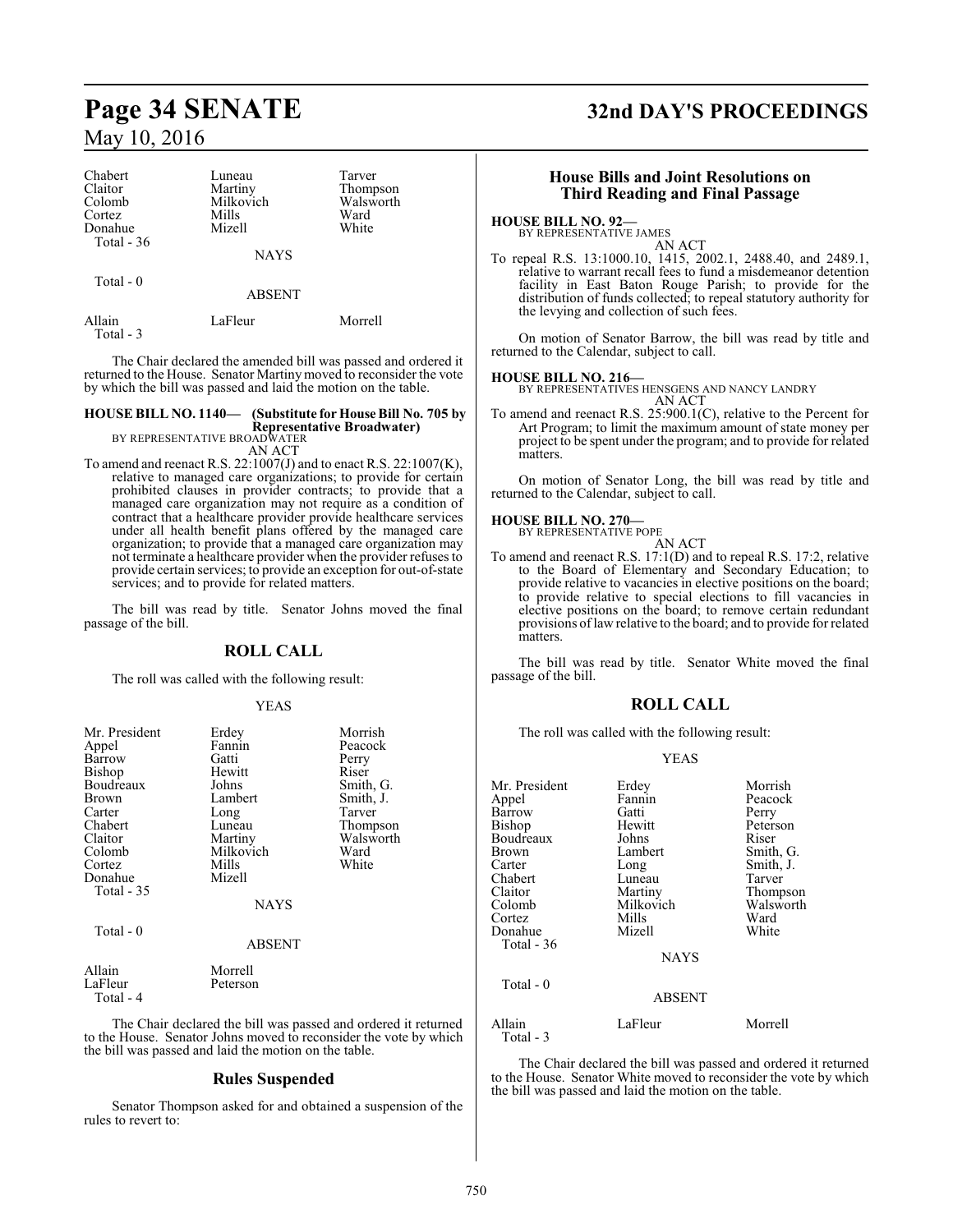| | | |
|---|---|---|
| Chabert | Luneau | Tarver |
| Claitor | Martiny | Thompson |
| Colomb | Milkovich | Walsworth |
| Cortez | Mills | Ward |
| Donahue | Mizell | White |
| Total - 36 | | |

NAYS

Total - 0

ABSENT

| | | |
|---|---|---|
| Allain | LaFleur | Morrell |
| Total - 3 | | |

The Chair declared the amended bill was passed and ordered it returned to the House. Senator Martiny moved to reconsider the vote by which the bill was passed and laid the motion on the table.

**HOUSE BILL NO. 1140— (Substitute for House Bill No. 705 by Representative Broadwater)**
BY REPRESENTATIVE BROADWATER
AN ACT

To amend and reenact R.S. 22:1007(J) and to enact R.S. 22:1007(K), relative to managed care organizations; to provide for certain prohibited clauses in provider contracts; to provide that a managed care organization may not require as a condition of contract that a healthcare provider provide healthcare services under all health benefit plans offered by the managed care organization; to provide that a managed care organization may not terminate a healthcare provider when the provider refuses to provide certain services; to provide an exception for out-of-state services; and to provide for related matters.

The bill was read by title. Senator Johns moved the final passage of the bill.

## ROLL CALL

The roll was called with the following result:

YEAS

| | | |
|---|---|---|
| Mr. President | Erdey | Morrish |
| Appel | Fannin | Peacock |
| Barrow | Gatti | Perry |
| Bishop | Hewitt | Riser |
| Boudreaux | Johns | Smith, G. |
| Brown | Lambert | Smith, J. |
| Carter | Long | Tarver |
| Chabert | Luneau | Thompson |
| Claitor | Martiny | Walsworth |
| Colomb | Milkovich | Ward |
| Cortez | Mills | White |
| Donahue | Mizell | |
| Total - 35 | | |

NAYS

Total - 0

ABSENT

| | |
|---|---|
| Allain | Morrell |
| LaFleur | Peterson |
| Total - 4 | |

The Chair declared the bill was passed and ordered it returned to the House. Senator Johns moved to reconsider the vote by which the bill was passed and laid the motion on the table.

## Rules Suspended

Senator Thompson asked for and obtained a suspension of the rules to revert to:

## House Bills and Joint Resolutions on Third Reading and Final Passage

**HOUSE BILL NO. 92—**
BY REPRESENTATIVE JAMES
AN ACT

To repeal R.S. 13:1000.10, 1415, 2002.1, 2488.40, and 2489.1, relative to warrant recall fees to fund a misdemeanor detention facility in East Baton Rouge Parish; to provide for the distribution of funds collected; to repeal statutory authority for the levying and collection of such fees.

On motion of Senator Barrow, the bill was read by title and returned to the Calendar, subject to call.

**HOUSE BILL NO. 216—**
BY REPRESENTATIVES HENSGENS AND NANCY LANDRY
AN ACT

To amend and reenact R.S. 25:900.1(C), relative to the Percent for Art Program; to limit the maximum amount of state money per project to be spent under the program; and to provide for related matters.

On motion of Senator Long, the bill was read by title and returned to the Calendar, subject to call.

**HOUSE BILL NO. 270—**
BY REPRESENTATIVE POPE
AN ACT

To amend and reenact R.S. 17:1(D) and to repeal R.S. 17:2, relative to the Board of Elementary and Secondary Education; to provide relative to vacancies in elective positions on the board; to provide relative to special elections to fill vacancies in elective positions on the board; to remove certain redundant provisions of law relative to the board; and to provide for related matters.

The bill was read by title. Senator White moved the final passage of the bill.

## ROLL CALL

The roll was called with the following result:

YEAS

| | | |
|---|---|---|
| Mr. President | Erdey | Morrish |
| Appel | Fannin | Peacock |
| Barrow | Gatti | Perry |
| Bishop | Hewitt | Peterson |
| Boudreaux | Johns | Riser |
| Brown | Lambert | Smith, G. |
| Carter | Long | Smith, J. |
| Chabert | Luneau | Tarver |
| Claitor | Martiny | Thompson |
| Colomb | Milkovich | Walsworth |
| Cortez | Mills | Ward |
| Donahue | Mizell | White |
| Total - 36 | | |

NAYS

Total - 0

ABSENT

| | | |
|---|---|---|
| Allain | LaFleur | Morrell |
| Total - 3 | | |

The Chair declared the bill was passed and ordered it returned to the House. Senator White moved to reconsider the vote by which the bill was passed and laid the motion on the table.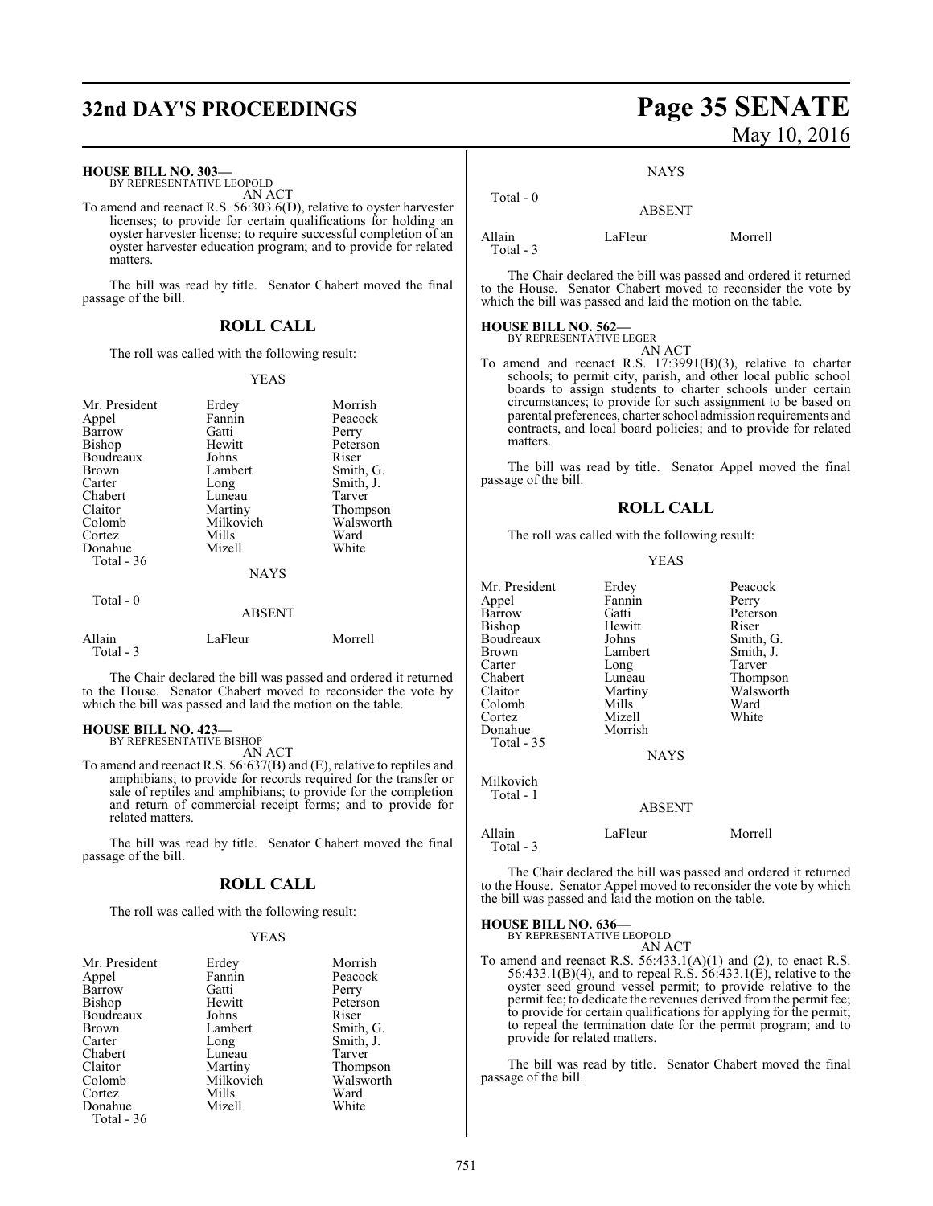**HOUSE BILL NO. 303—**
BY REPRESENTATIVE LEOPOLD

AN ACT

To amend and reenact R.S. 56:303.6(D), relative to oyster harvester licenses; to provide for certain qualifications for holding an oyster harvester license; to require successful completion of an oyster harvester education program; and to provide for related matters.

The bill was read by title. Senator Chabert moved the final passage of the bill.

## ROLL CALL

The roll was called with the following result:

YEAS

| | | |
|---|---|---|
| Mr. President | Erdey | Morrish |
| Appel | Fannin | Peacock |
| Barrow | Gatti | Perry |
| Bishop | Hewitt | Peterson |
| Boudreaux | Johns | Riser |
| Brown | Lambert | Smith, G. |
| Carter | Long | Smith, J. |
| Chabert | Luneau | Tarver |
| Claitor | Martiny | Thompson |
| Colomb | Milkovich | Walsworth |
| Cortez | Mills | Ward |
| Donahue | Mizell | White |
| Total - 36 | | |

NAYS

Total - 0

ABSENT

| | | |
|---|---|---|
| Allain | LaFleur | Morrell |
| Total - 3 | | |

The Chair declared the bill was passed and ordered it returned to the House. Senator Chabert moved to reconsider the vote by which the bill was passed and laid the motion on the table.

**HOUSE BILL NO. 423—**
BY REPRESENTATIVE BISHOP

AN ACT

To amend and reenact R.S. 56:637(B) and (E), relative to reptiles and amphibians; to provide for records required for the transfer or sale of reptiles and amphibians; to provide for the completion and return of commercial receipt forms; and to provide for related matters.

The bill was read by title. Senator Chabert moved the final passage of the bill.

## ROLL CALL

The roll was called with the following result:

YEAS

| | | |
|---|---|---|
| Mr. President | Erdey | Morrish |
| Appel | Fannin | Peacock |
| Barrow | Gatti | Perry |
| Bishop | Hewitt | Peterson |
| Boudreaux | Johns | Riser |
| Brown | Lambert | Smith, G. |
| Carter | Long | Smith, J. |
| Chabert | Luneau | Tarver |
| Claitor | Martiny | Thompson |
| Colomb | Milkovich | Walsworth |
| Cortez | Mills | Ward |
| Donahue | Mizell | White |
| Total - 36 | | |

NAYS

Total - 0

ABSENT

| | | |
|---|---|---|
| Allain | LaFleur | Morrell |
| Total - 3 | | |

The Chair declared the bill was passed and ordered it returned to the House. Senator Chabert moved to reconsider the vote by which the bill was passed and laid the motion on the table.

**HOUSE BILL NO. 562—**
BY REPRESENTATIVE LEGER

AN ACT

To amend and reenact R.S. 17:3991(B)(3), relative to charter schools; to permit city, parish, and other local public school boards to assign students to charter schools under certain circumstances; to provide for such assignment to be based on parental preferences, charter school admission requirements and contracts, and local board policies; and to provide for related matters.

The bill was read by title. Senator Appel moved the final passage of the bill.

## ROLL CALL

The roll was called with the following result:

YEAS

| | | |
|---|---|---|
| Mr. President | Erdey | Peacock |
| Appel | Fannin | Perry |
| Barrow | Gatti | Peterson |
| Bishop | Hewitt | Riser |
| Boudreaux | Johns | Smith, G. |
| Brown | Lambert | Smith, J. |
| Carter | Long | Tarver |
| Chabert | Luneau | Thompson |
| Claitor | Martiny | Walsworth |
| Colomb | Mills | Ward |
| Cortez | Mizell | White |
| Donahue | Morrish | |
| Total - 35 | | |

NAYS

Milkovich
Total - 1

ABSENT

| | | |
|---|---|---|
| Allain | LaFleur | Morrell |
| Total - 3 | | |

The Chair declared the bill was passed and ordered it returned to the House. Senator Appel moved to reconsider the vote by which the bill was passed and laid the motion on the table.

**HOUSE BILL NO. 636—**
BY REPRESENTATIVE LEOPOLD

AN ACT

To amend and reenact R.S. 56:433.1(A)(1) and (2), to enact R.S. 56:433.1(B)(4), and to repeal R.S. 56:433.1(E), relative to the oyster seed ground vessel permit; to provide relative to the permit fee; to dedicate the revenues derived from the permit fee; to provide for certain qualifications for applying for the permit; to repeal the termination date for the permit program; and to provide for related matters.

The bill was read by title. Senator Chabert moved the final passage of the bill.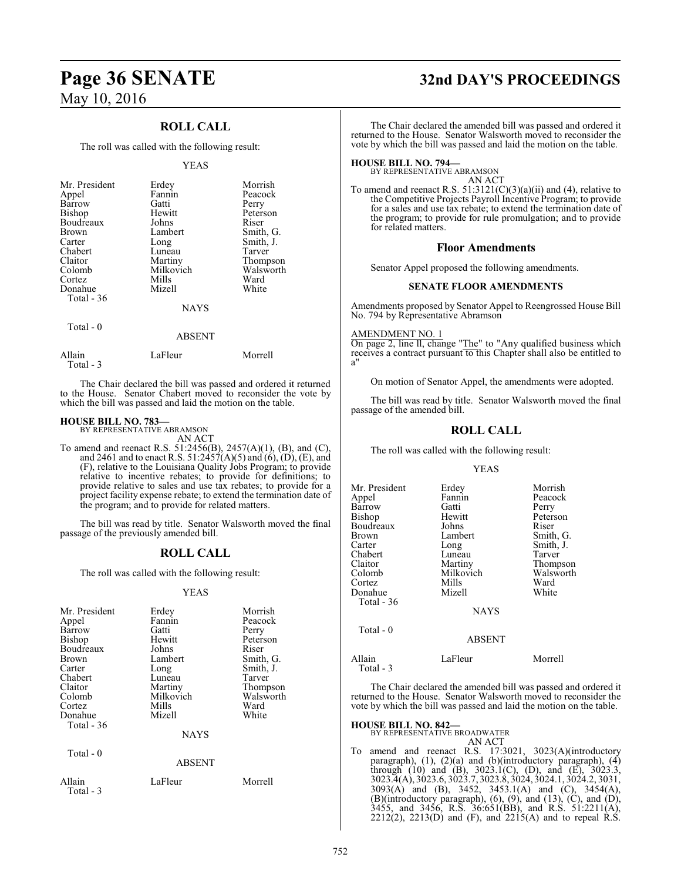## ROLL CALL

The roll was called with the following result:

YEAS

| | | |
|---|---|---|
| Mr. President | Erdey | Morrish |
| Appel | Fannin | Peacock |
| Barrow | Gatti | Perry |
| Bishop | Hewitt | Peterson |
| Boudreaux | Johns | Riser |
| Brown | Lambert | Smith, G. |
| Carter | Long | Smith, J. |
| Chabert | Luneau | Tarver |
| Claitor | Martiny | Thompson |
| Colomb | Milkovich | Walsworth |
| Cortez | Mills | Ward |
| Donahue | Mizell | White |
| Total - 36 | | |

NAYS

Total - 0

ABSENT

| | | |
|---|---|---|
| Allain | LaFleur | Morrell |
| Total - 3 | | |

The Chair declared the bill was passed and ordered it returned to the House. Senator Chabert moved to reconsider the vote by which the bill was passed and laid the motion on the table.

**HOUSE BILL NO. 783—**
BY REPRESENTATIVE ABRAMSON
AN ACT

To amend and reenact R.S. 51:2456(B), 2457(A)(1), (B), and (C), and 2461 and to enact R.S. 51:2457(A)(5) and (6), (D), (E), and (F), relative to the Louisiana Quality Jobs Program; to provide relative to incentive rebates; to provide for definitions; to provide relative to sales and use tax rebates; to provide for a project facility expense rebate; to extend the termination date of the program; and to provide for related matters.

The bill was read by title. Senator Walsworth moved the final passage of the previously amended bill.

## ROLL CALL

The roll was called with the following result:

YEAS

| | | |
|---|---|---|
| Mr. President | Erdey | Morrish |
| Appel | Fannin | Peacock |
| Barrow | Gatti | Perry |
| Bishop | Hewitt | Peterson |
| Boudreaux | Johns | Riser |
| Brown | Lambert | Smith, G. |
| Carter | Long | Smith, J. |
| Chabert | Luneau | Tarver |
| Claitor | Martiny | Thompson |
| Colomb | Milkovich | Walsworth |
| Cortez | Mills | Ward |
| Donahue | Mizell | White |
| Total - 36 | | |

NAYS

Total - 0

ABSENT

| | | |
|---|---|---|
| Allain | LaFleur | Morrell |
| Total - 3 | | |

The Chair declared the amended bill was passed and ordered it returned to the House. Senator Walsworth moved to reconsider the vote by which the bill was passed and laid the motion on the table.

**HOUSE BILL NO. 794—**
BY REPRESENTATIVE ABRAMSON
AN ACT

To amend and reenact R.S. 51:3121(C)(3)(a)(ii) and (4), relative to the Competitive Projects Payroll Incentive Program; to provide for a sales and use tax rebate; to extend the termination date of the program; to provide for rule promulgation; and to provide for related matters.

## Floor Amendments

Senator Appel proposed the following amendments.

**SENATE FLOOR AMENDMENTS**

Amendments proposed by Senator Appel to Reengrossed House Bill No. 794 by Representative Abramson

AMENDMENT NO. 1
On page 2, line ll, change "The" to "Any qualified business which receives a contract pursuant to this Chapter shall also be entitled to a"

On motion of Senator Appel, the amendments were adopted.

The bill was read by title. Senator Walsworth moved the final passage of the amended bill.

## ROLL CALL

The roll was called with the following result:

YEAS

| | | |
|---|---|---|
| Mr. President | Erdey | Morrish |
| Appel | Fannin | Peacock |
| Barrow | Gatti | Perry |
| Bishop | Hewitt | Peterson |
| Boudreaux | Johns | Riser |
| Brown | Lambert | Smith, G. |
| Carter | Long | Smith, J. |
| Chabert | Luneau | Tarver |
| Claitor | Martiny | Thompson |
| Colomb | Milkovich | Walsworth |
| Cortez | Mills | Ward |
| Donahue | Mizell | White |
| Total - 36 | | |

NAYS

Total - 0

ABSENT

| | | |
|---|---|---|
| Allain | LaFleur | Morrell |
| Total - 3 | | |

The Chair declared the amended bill was passed and ordered it returned to the House. Senator Walsworth moved to reconsider the vote by which the bill was passed and laid the motion on the table.

**HOUSE BILL NO. 842—**
BY REPRESENTATIVE BROADWATER
AN ACT

To amend and reenact R.S. 17:3021, 3023(A)(introductory paragraph), (1), (2)(a) and (b)(introductory paragraph), (4) through (10) and (B), 3023.1(C), (D), and (E), 3023.3, 3023.4(A), 3023.6, 3023.7, 3023.8, 3024, 3024.1, 3024.2, 3031, 3093(A) and (B), 3452, 3453.1(A) and (C), 3454(A), (B)(introductory paragraph), (6), (9), and (13), (C), and (D), 3455, and 3456, R.S. 36:651(BB), and R.S. 51:2211(A), 2212(2), 2213(D) and (F), and 2215(A) and to repeal R.S.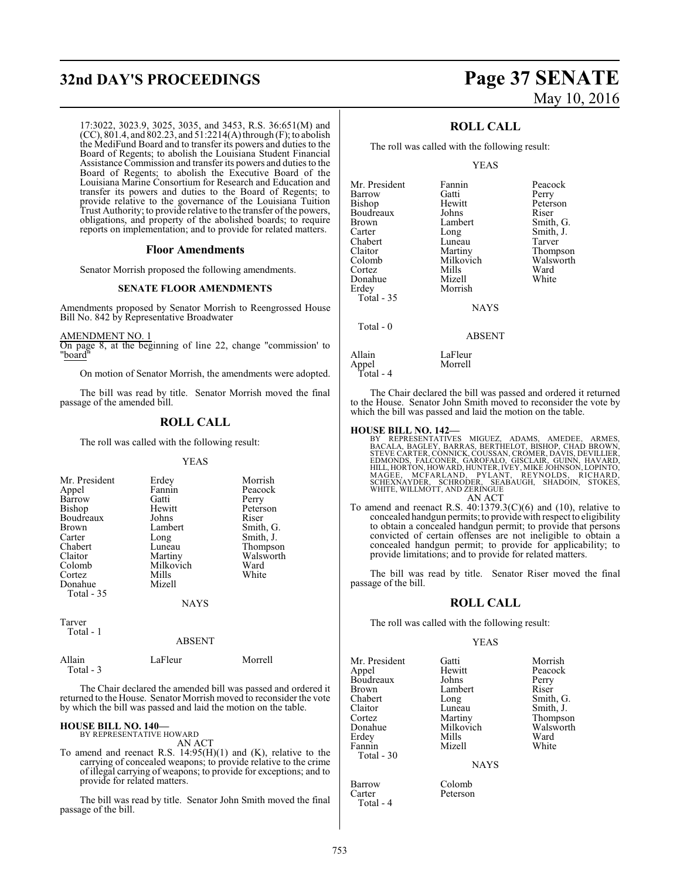17:3022, 3023.9, 3025, 3035, and 3453, R.S. 36:651(M) and (CC), 801.4, and 802.23, and 51:2214(A) through (F); to abolish the MediFund Board and to transfer its powers and duties to the Board of Regents; to abolish the Louisiana Student Financial Assistance Commission and transfer its powers and duties to the Board of Regents; to abolish the Executive Board of the Louisiana Marine Consortium for Research and Education and transfer its powers and duties to the Board of Regents; to provide relative to the governance of the Louisiana Tuition Trust Authority; to provide relative to the transfer of the powers, obligations, and property of the abolished boards; to require reports on implementation; and to provide for related matters.

## Floor Amendments

Senator Morrish proposed the following amendments.

### SENATE FLOOR AMENDMENTS

Amendments proposed by Senator Morrish to Reengrossed House Bill No. 842 by Representative Broadwater

AMENDMENT NO. 1
On page 8, at the beginning of line 22, change "commission' to "board"

On motion of Senator Morrish, the amendments were adopted.

The bill was read by title. Senator Morrish moved the final passage of the amended bill.

## ROLL CALL

The roll was called with the following result:

YEAS

| | | |
|---|---|---|
| Mr. President | Erdey | Morrish |
| Appel | Fannin | Peacock |
| Barrow | Gatti | Perry |
| Bishop | Hewitt | Peterson |
| Boudreaux | Johns | Riser |
| Brown | Lambert | Smith, G. |
| Carter | Long | Smith, J. |
| Chabert | Luneau | Thompson |
| Claitor | Martiny | Walsworth |
| Colomb | Milkovich | Ward |
| Cortez | Mills | White |
| Donahue | Mizell | |

Total - 35

NAYS

Tarver
Total - 1

ABSENT

| | | |
|---|---|---|
| Allain | LaFleur | Morrell |

Total - 3

The Chair declared the amended bill was passed and ordered it returned to the House. Senator Morrish moved to reconsider the vote by which the bill was passed and laid the motion on the table.

**HOUSE BILL NO. 140—**
BY REPRESENTATIVE HOWARD
AN ACT
To amend and reenact R.S. 14:95(H)(1) and (K), relative to the carrying of concealed weapons; to provide relative to the crime of illegal carrying of weapons; to provide for exceptions; and to provide for related matters.

The bill was read by title. Senator John Smith moved the final passage of the bill.

## ROLL CALL

The roll was called with the following result:

YEAS

| | | |
|---|---|---|
| Mr. President | Fannin | Peacock |
| Barrow | Gatti | Perry |
| Bishop | Hewitt | Peterson |
| Boudreaux | Johns | Riser |
| Brown | Lambert | Smith, G. |
| Carter | Long | Smith, J. |
| Chabert | Luneau | Tarver |
| Claitor | Martiny | Thompson |
| Colomb | Milkovich | Walsworth |
| Cortez | Mills | Ward |
| Donahue | Mizell | White |
| Erdey | Morrish | |

Total - 35

NAYS

Total - 0

ABSENT

| | |
|---|---|
| Allain | LaFleur |
| Appel | Morrell |

Total - 4

The Chair declared the bill was passed and ordered it returned to the House. Senator John Smith moved to reconsider the vote by which the bill was passed and laid the motion on the table.

**HOUSE BILL NO. 142—**
BY REPRESENTATIVES MIGUEZ, ADAMS, AMEDEE, ARMES, BACALA, BAGLEY, BARRAS, BERTHELOT, BISHOP, CHAD BROWN, STEVE CARTER, CONNICK, COUSSAN, CROMER, DAVIS, DEVILLIER, EDMONDS, FALCONER, GAROFALO, GISCLAIR, GUINN, HAVARD, HILL, HORTON, HOWARD, HUNTER, IVEY, MIKE JOHNSON, LOPINTO, MAGEE, MCFARLAND, PYLANT, REYNOLDS, RICHARD, SCHEXNAYDER, SCHRODER, SEABAUGH, SHADOIN, STOKES, WHITE, WILLMOTT, AND ZERINGUE
AN ACT
To amend and reenact R.S. 40:1379.3(C)(6) and (10), relative to concealed handgun permits; to provide with respect to eligibility to obtain a concealed handgun permit; to provide that persons convicted of certain offenses are not ineligible to obtain a concealed handgun permit; to provide for applicability; to provide limitations; and to provide for related matters.

The bill was read by title. Senator Riser moved the final passage of the bill.

## ROLL CALL

The roll was called with the following result:

YEAS

| | | |
|---|---|---|
| Mr. President | Gatti | Morrish |
| Appel | Hewitt | Peacock |
| Boudreaux | Johns | Perry |
| Brown | Lambert | Riser |
| Chabert | Long | Smith, G. |
| Claitor | Luneau | Smith, J. |
| Cortez | Martiny | Thompson |
| Donahue | Milkovich | Walsworth |
| Erdey | Mills | Ward |
| Fannin | Mizell | White |

Total - 30

NAYS

| | |
|---|---|
| Barrow | Colomb |
| Carter | Peterson |

Total - 4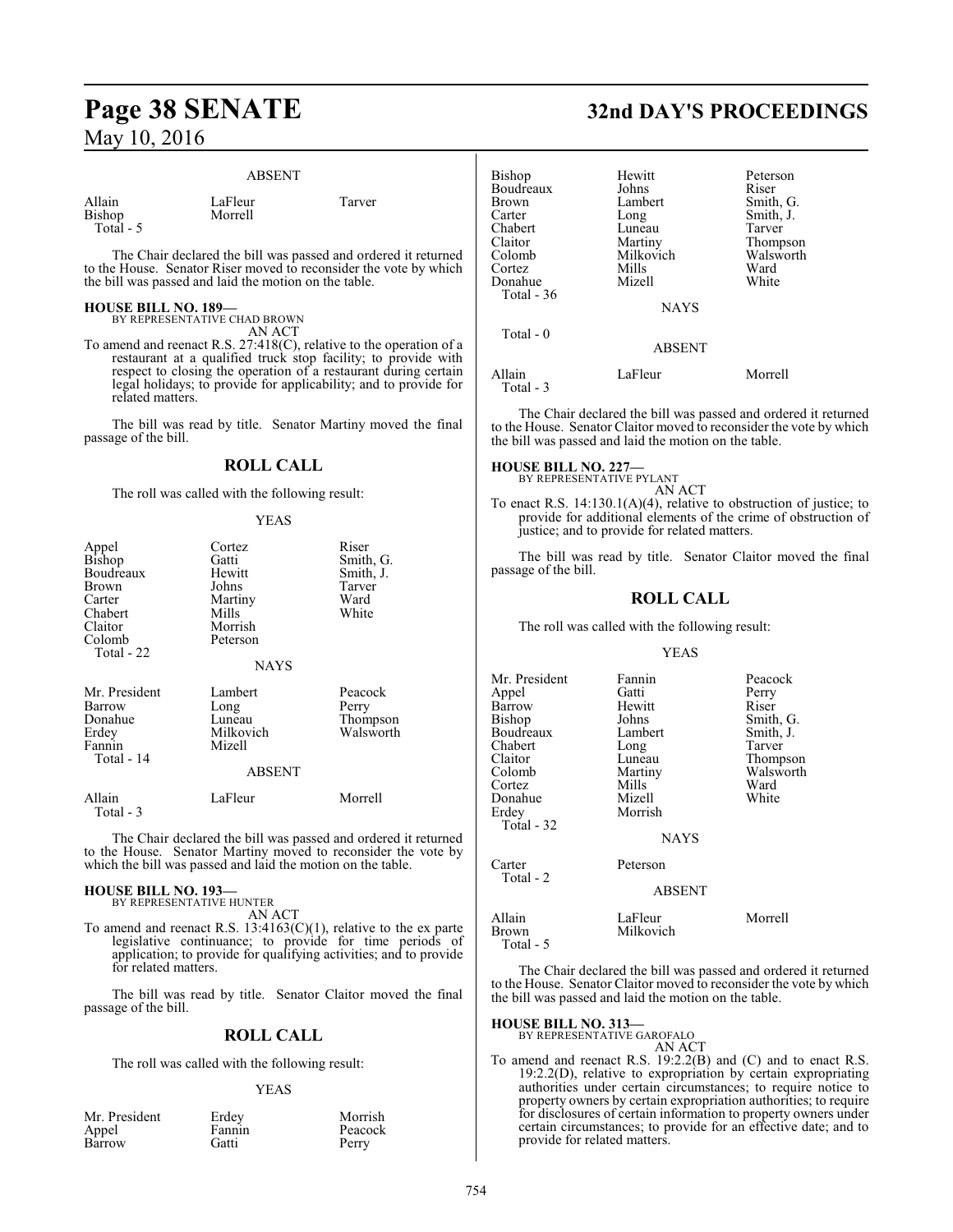ABSENT

| | | |
|---|---|---|
| Allain | LaFleur | Tarver |
| Bishop | Morrell | |
| Total - 5 | | |

The Chair declared the bill was passed and ordered it returned to the House. Senator Riser moved to reconsider the vote by which the bill was passed and laid the motion on the table.

**HOUSE BILL NO. 189—**
BY REPRESENTATIVE CHAD BROWN
AN ACT

To amend and reenact R.S. 27:418(C), relative to the operation of a restaurant at a qualified truck stop facility; to provide with respect to closing the operation of a restaurant during certain legal holidays; to provide for applicability; and to provide for related matters.

The bill was read by title. Senator Martiny moved the final passage of the bill.

## ROLL CALL

The roll was called with the following result:

YEAS

| | | |
|---|---|---|
| Appel | Cortez | Riser |
| Bishop | Gatti | Smith, G. |
| Boudreaux | Hewitt | Smith, J. |
| Brown | Johns | Tarver |
| Carter | Martiny | Ward |
| Chabert | Mills | White |
| Claitor | Morrish | |
| Colomb | Peterson | |
| Total - 22 | | |

NAYS

| | | |
|---|---|---|
| Mr. President | Lambert | Peacock |
| Barrow | Long | Perry |
| Donahue | Luneau | Thompson |
| Erdey | Milkovich | Walsworth |
| Fannin | Mizell | |
| Total - 14 | | |

ABSENT

| | | |
|---|---|---|
| Allain | LaFleur | Morrell |
| Total - 3 | | |

The Chair declared the bill was passed and ordered it returned to the House. Senator Martiny moved to reconsider the vote by which the bill was passed and laid the motion on the table.

**HOUSE BILL NO. 193—**
BY REPRESENTATIVE HUNTER
AN ACT

To amend and reenact R.S. 13:4163(C)(1), relative to the ex parte legislative continuance; to provide for time periods of application; to provide for qualifying activities; and to provide for related matters.

The bill was read by title. Senator Claitor moved the final passage of the bill.

## ROLL CALL

The roll was called with the following result:

YEAS

| | | |
|---|---|---|
| Mr. President | Erdey | Morrish |
| Appel | Fannin | Peacock |
| Barrow | Gatti | Perry |
| Bishop | Hewitt | Peterson |
| Boudreaux | Johns | Riser |
| Brown | Lambert | Smith, G. |
| Carter | Long | Smith, J. |
| Chabert | Luneau | Tarver |
| Claitor | Martiny | Thompson |
| Colomb | Milkovich | Walsworth |
| Cortez | Mills | Ward |
| Donahue | Mizell | White |
| Total - 36 | | |

NAYS

Total - 0

ABSENT

| | | |
|---|---|---|
| Allain | LaFleur | Morrell |
| Total - 3 | | |

The Chair declared the bill was passed and ordered it returned to the House. Senator Claitor moved to reconsider the vote by which the bill was passed and laid the motion on the table.

**HOUSE BILL NO. 227—**
BY REPRESENTATIVE PYLANT
AN ACT

To enact R.S. 14:130.1(A)(4), relative to obstruction of justice; to provide for additional elements of the crime of obstruction of justice; and to provide for related matters.

The bill was read by title. Senator Claitor moved the final passage of the bill.

## ROLL CALL

The roll was called with the following result:

YEAS

| | | |
|---|---|---|
| Mr. President | Fannin | Peacock |
| Appel | Gatti | Perry |
| Barrow | Hewitt | Riser |
| Bishop | Johns | Smith, G. |
| Boudreaux | Lambert | Smith, J. |
| Chabert | Long | Tarver |
| Claitor | Luneau | Thompson |
| Colomb | Martiny | Walsworth |
| Cortez | Mills | Ward |
| Donahue | Mizell | White |
| Erdey | Morrish | |
| Total - 32 | | |

NAYS

| | |
|---|---|
| Carter | Peterson |
| Total - 2 | |

ABSENT

| | | |
|---|---|---|
| Allain | LaFleur | Morrell |
| Brown | Milkovich | |
| Total - 5 | | |

The Chair declared the bill was passed and ordered it returned to the House. Senator Claitor moved to reconsider the vote by which the bill was passed and laid the motion on the table.

**HOUSE BILL NO. 313—**
BY REPRESENTATIVE GAROFALO
AN ACT

To amend and reenact R.S. 19:2.2(B) and (C) and to enact R.S. 19:2.2(D), relative to expropriation by certain expropriating authorities under certain circumstances; to require notice to property owners by certain expropriation authorities; to require for disclosures of certain information to property owners under certain circumstances; to provide for an effective date; and to provide for related matters.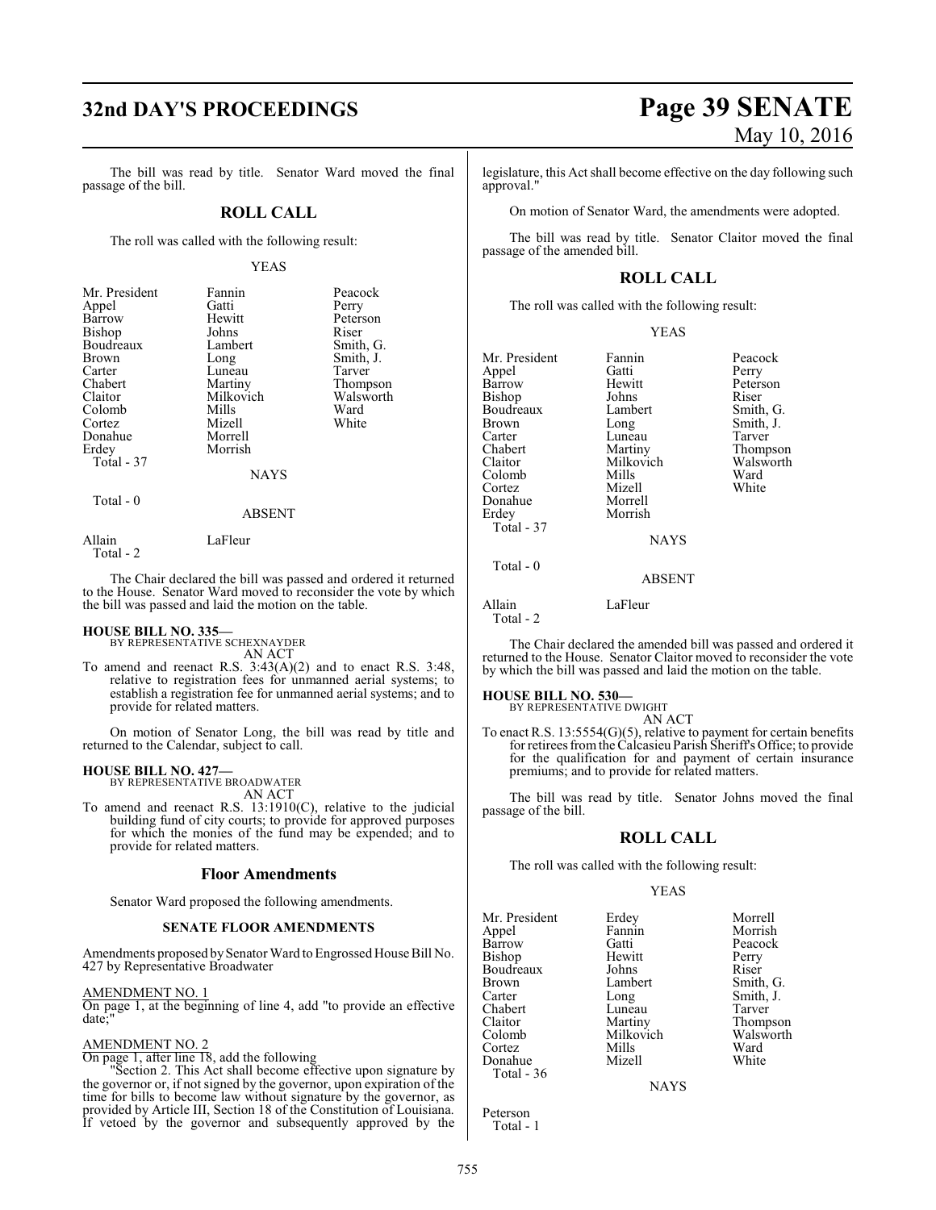The bill was read by title. Senator Ward moved the final passage of the bill.

## ROLL CALL

The roll was called with the following result:

YEAS

| | | |
|---|---|---|
| Mr. President | Fannin | Peacock |
| Appel | Gatti | Perry |
| Barrow | Hewitt | Peterson |
| Bishop | Johns | Riser |
| Boudreaux | Lambert | Smith, G. |
| Brown | Long | Smith, J. |
| Carter | Luneau | Tarver |
| Chabert | Martiny | Thompson |
| Claitor | Milkovich | Walsworth |
| Colomb | Mills | Ward |
| Cortez | Mizell | White |
| Donahue | Morrell | |
| Erdey | Morrish | |
| Total - 37 | | |

NAYS

Total - 0

ABSENT

| | |
|---|---|
| Allain | LaFleur |
| Total - 2 | |

The Chair declared the bill was passed and ordered it returned to the House. Senator Ward moved to reconsider the vote by which the bill was passed and laid the motion on the table.

**HOUSE BILL NO. 335—**
BY REPRESENTATIVE SCHEXNAYDER
AN ACT

To amend and reenact R.S. 3:43(A)(2) and to enact R.S. 3:48, relative to registration fees for unmanned aerial systems; to establish a registration fee for unmanned aerial systems; and to provide for related matters.

On motion of Senator Long, the bill was read by title and returned to the Calendar, subject to call.

**HOUSE BILL NO. 427—**
BY REPRESENTATIVE BROADWATER
AN ACT

To amend and reenact R.S. 13:1910(C), relative to the judicial building fund of city courts; to provide for approved purposes for which the monies of the fund may be expended; and to provide for related matters.

### Floor Amendments

Senator Ward proposed the following amendments.

#### SENATE FLOOR AMENDMENTS

Amendments proposed by Senator Ward to Engrossed House Bill No. 427 by Representative Broadwater

AMENDMENT NO. 1
On page 1, at the beginning of line 4, add "to provide an effective date;"

AMENDMENT NO. 2
On page 1, after line 18, add the following
"Section 2. This Act shall become effective upon signature by the governor or, if not signed by the governor, upon expiration of the time for bills to become law without signature by the governor, as provided by Article III, Section 18 of the Constitution of Louisiana. If vetoed by the governor and subsequently approved by the legislature, this Act shall become effective on the day following such approval."

On motion of Senator Ward, the amendments were adopted.

The bill was read by title. Senator Claitor moved the final passage of the amended bill.

## ROLL CALL

The roll was called with the following result:

YEAS

| | | |
|---|---|---|
| Mr. President | Fannin | Peacock |
| Appel | Gatti | Perry |
| Barrow | Hewitt | Peterson |
| Bishop | Johns | Riser |
| Boudreaux | Lambert | Smith, G. |
| Brown | Long | Smith, J. |
| Carter | Luneau | Tarver |
| Chabert | Martiny | Thompson |
| Claitor | Milkovich | Walsworth |
| Colomb | Mills | Ward |
| Cortez | Mizell | White |
| Donahue | Morrell | |
| Erdey | Morrish | |
| Total - 37 | | |

NAYS

Total - 0

ABSENT

| | |
|---|---|
| Allain | LaFleur |
| Total - 2 | |

The Chair declared the amended bill was passed and ordered it returned to the House. Senator Claitor moved to reconsider the vote by which the bill was passed and laid the motion on the table.

**HOUSE BILL NO. 530—**
BY REPRESENTATIVE DWIGHT
AN ACT

To enact R.S. 13:5554(G)(5), relative to payment for certain benefits for retirees from the Calcasieu Parish Sheriff's Office; to provide for the qualification for and payment of certain insurance premiums; and to provide for related matters.

The bill was read by title. Senator Johns moved the final passage of the bill.

## ROLL CALL

The roll was called with the following result:

YEAS

| | | |
|---|---|---|
| Mr. President | Erdey | Morrell |
| Appel | Fannin | Morrish |
| Barrow | Gatti | Peacock |
| Bishop | Hewitt | Perry |
| Boudreaux | Johns | Riser |
| Brown | Lambert | Smith, G. |
| Carter | Long | Smith, J. |
| Chabert | Luneau | Tarver |
| Claitor | Martiny | Thompson |
| Colomb | Milkovich | Walsworth |
| Cortez | Mills | Ward |
| Donahue | Mizell | White |
| Total - 36 | | |

NAYS

Peterson
Total - 1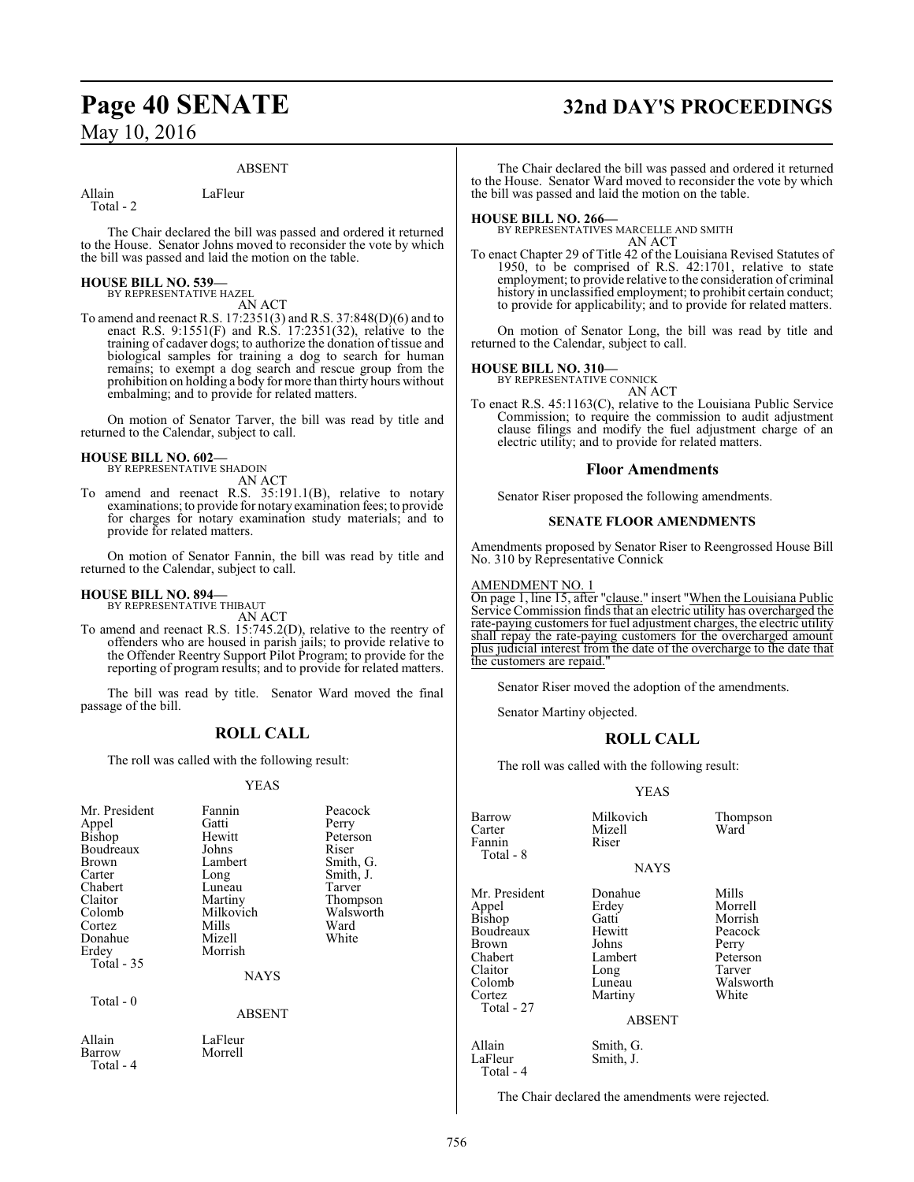### ABSENT

| | |
|---|---|
| Allain | LaFleur |
| Total - 2 | |

The Chair declared the bill was passed and ordered it returned to the House. Senator Johns moved to reconsider the vote by which the bill was passed and laid the motion on the table.

**HOUSE BILL NO. 539—**
BY REPRESENTATIVE HAZEL
AN ACT

To amend and reenact R.S. 17:2351(3) and R.S. 37:848(D)(6) and to enact R.S. 9:1551(F) and R.S. 17:2351(32), relative to the training of cadaver dogs; to authorize the donation of tissue and biological samples for training a dog to search for human remains; to exempt a dog search and rescue group from the prohibition on holding a body for more than thirty hours without embalming; and to provide for related matters.

On motion of Senator Tarver, the bill was read by title and returned to the Calendar, subject to call.

**HOUSE BILL NO. 602—**
BY REPRESENTATIVE SHADOIN
AN ACT

To amend and reenact R.S. 35:191.1(B), relative to notary examinations; to provide for notary examination fees; to provide for charges for notary examination study materials; and to provide for related matters.

On motion of Senator Fannin, the bill was read by title and returned to the Calendar, subject to call.

**HOUSE BILL NO. 894—**
BY REPRESENTATIVE THIBAUT
AN ACT

To amend and reenact R.S. 15:745.2(D), relative to the reentry of offenders who are housed in parish jails; to provide relative to the Offender Reentry Support Pilot Program; to provide for the reporting of program results; and to provide for related matters.

The bill was read by title. Senator Ward moved the final passage of the bill.

## ROLL CALL

The roll was called with the following result:

### YEAS

| | | |
|---|---|---|
| Mr. President | Fannin | Peacock |
| Appel | Gatti | Perry |
| Bishop | Hewitt | Peterson |
| Boudreaux | Johns | Riser |
| Brown | Lambert | Smith, G. |
| Carter | Long | Smith, J. |
| Chabert | Luneau | Tarver |
| Claitor | Martiny | Thompson |
| Colomb | Milkovich | Walsworth |
| Cortez | Mills | Ward |
| Donahue | Mizell | White |
| Erdey | Morrish | |
| Total - 35 | | |

### NAYS

Total - 0

### ABSENT

| | |
|---|---|
| Allain | LaFleur |
| Barrow | Morrell |
| Total - 4 | |

The Chair declared the bill was passed and ordered it returned to the House. Senator Ward moved to reconsider the vote by which the bill was passed and laid the motion on the table.

**HOUSE BILL NO. 266—**
BY REPRESENTATIVES MARCELLE AND SMITH
AN ACT

To enact Chapter 29 of Title 42 of the Louisiana Revised Statutes of 1950, to be comprised of R.S. 42:1701, relative to state employment; to provide relative to the consideration of criminal history in unclassified employment; to prohibit certain conduct; to provide for applicability; and to provide for related matters.

On motion of Senator Long, the bill was read by title and returned to the Calendar, subject to call.

**HOUSE BILL NO. 310—**
BY REPRESENTATIVE CONNICK
AN ACT

To enact R.S. 45:1163(C), relative to the Louisiana Public Service Commission; to require the commission to audit adjustment clause filings and modify the fuel adjustment charge of an electric utility; and to provide for related matters.

## Floor Amendments

Senator Riser proposed the following amendments.

### SENATE FLOOR AMENDMENTS

Amendments proposed by Senator Riser to Reengrossed House Bill No. 310 by Representative Connick

AMENDMENT NO. 1

On page 1, line 15, after "clause." insert "When the Louisiana Public Service Commission finds that an electric utility has overcharged the rate-paying customers for fuel adjustment charges, the electric utility shall repay the rate-paying customers for the overcharged amount plus judicial interest from the date of the overcharge to the date that the customers are repaid."

Senator Riser moved the adoption of the amendments.

Senator Martiny objected.

## ROLL CALL

The roll was called with the following result:

### YEAS

| | | |
|---|---|---|
| Barrow | Milkovich | Thompson |
| Carter | Mizell | Ward |
| Fannin | Riser | |
| Total - 8 | | |

### NAYS

| | | |
|---|---|---|
| Mr. President | Donahue | Mills |
| Appel | Erdey | Morrell |
| Bishop | Gatti | Morrish |
| Boudreaux | Hewitt | Peacock |
| Brown | Johns | Perry |
| Chabert | Lambert | Peterson |
| Claitor | Long | Tarver |
| Colomb | Luneau | Walsworth |
| Cortez | Martiny | White |
| Total - 27 | | |

### ABSENT

| | |
|---|---|
| Allain | Smith, G. |
| LaFleur | Smith, J. |
| Total - 4 | |

The Chair declared the amendments were rejected.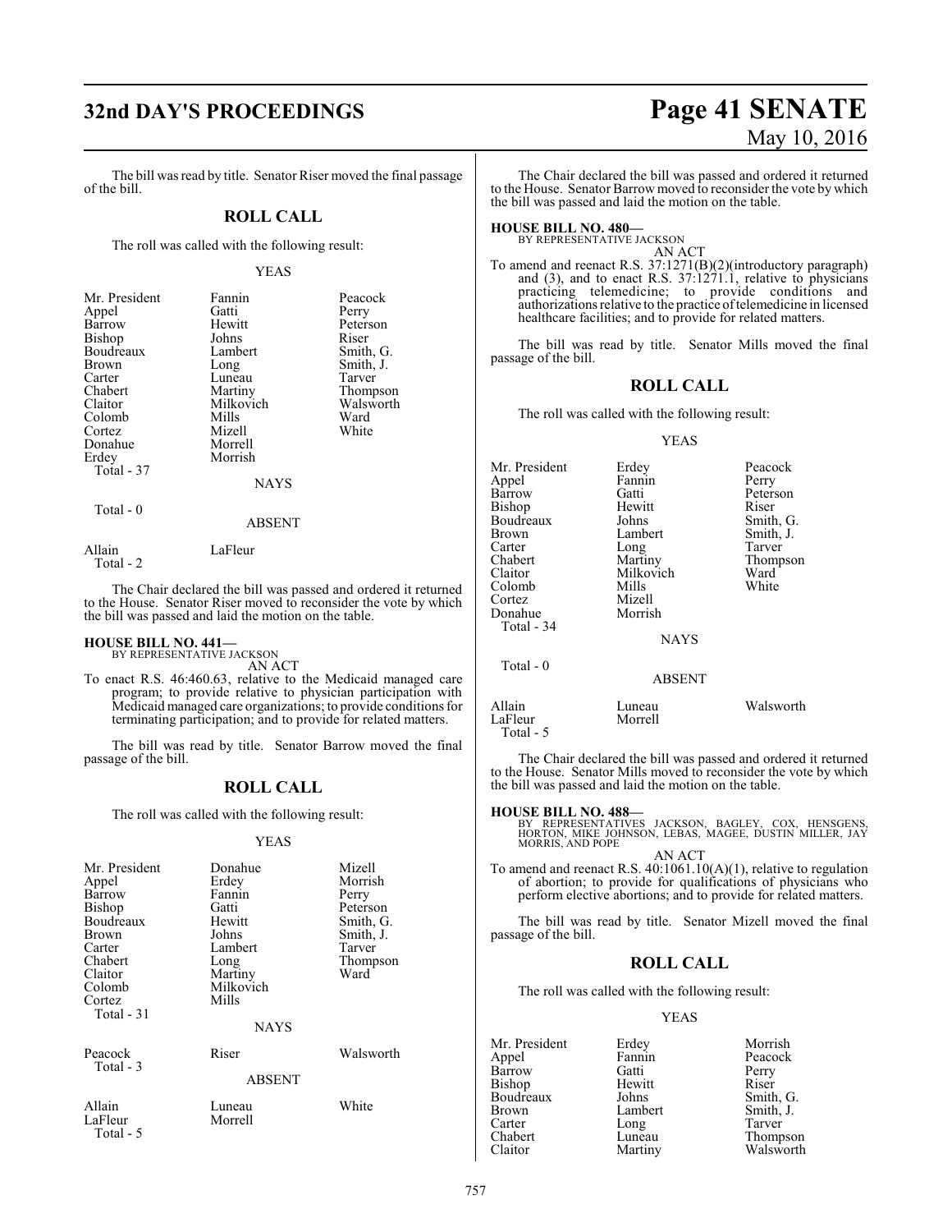The bill was read by title. Senator Riser moved the final passage of the bill.

## ROLL CALL

The roll was called with the following result:

YEAS

| | | |
|---|---|---|
| Mr. President | Fannin | Peacock |
| Appel | Gatti | Perry |
| Barrow | Hewitt | Peterson |
| Bishop | Johns | Riser |
| Boudreaux | Lambert | Smith, G. |
| Brown | Long | Smith, J. |
| Carter | Luneau | Tarver |
| Chabert | Martiny | Thompson |
| Claitor | Milkovich | Walsworth |
| Colomb | Mills | Ward |
| Cortez | Mizell | White |
| Donahue | Morrell | |
| Erdey | Morrish | |
| Total - 37 | | |

NAYS

Total - 0

ABSENT

| | |
|---|---|
| Allain | LaFleur |
| Total - 2 | |

The Chair declared the bill was passed and ordered it returned to the House. Senator Riser moved to reconsider the vote by which the bill was passed and laid the motion on the table.

**HOUSE BILL NO. 441—**
BY REPRESENTATIVE JACKSON

AN ACT

To enact R.S. 46:460.63, relative to the Medicaid managed care program; to provide relative to physician participation with Medicaid managed care organizations; to provide conditions for terminating participation; and to provide for related matters.

The bill was read by title. Senator Barrow moved the final passage of the bill.

## ROLL CALL

The roll was called with the following result:

YEAS

| | | |
|---|---|---|
| Mr. President | Donahue | Mizell |
| Appel | Erdey | Morrish |
| Barrow | Fannin | Perry |
| Bishop | Gatti | Peterson |
| Boudreaux | Hewitt | Smith, G. |
| Brown | Johns | Smith, J. |
| Carter | Lambert | Tarver |
| Chabert | Long | Thompson |
| Claitor | Martiny | Ward |
| Colomb | Milkovich | |
| Cortez | Mills | |
| Total - 31 | | |

NAYS

| | | |
|---|---|---|
| Peacock | Riser | Walsworth |
| Total - 3 | | |

ABSENT

| | | |
|---|---|---|
| Allain | Luneau | White |
| LaFleur | Morrell | |
| Total - 5 | | |

The Chair declared the bill was passed and ordered it returned to the House. Senator Barrow moved to reconsider the vote by which the bill was passed and laid the motion on the table.

**HOUSE BILL NO. 480—**
BY REPRESENTATIVE JACKSON

AN ACT

To amend and reenact R.S. 37:1271(B)(2)(introductory paragraph) and (3), and to enact R.S. 37:1271.1, relative to physicians practicing telemedicine; to provide conditions and authorizations relative to the practice of telemedicine in licensed healthcare facilities; and to provide for related matters.

The bill was read by title. Senator Mills moved the final passage of the bill.

## ROLL CALL

The roll was called with the following result:

YEAS

| | | |
|---|---|---|
| Mr. President | Erdey | Peacock |
| Appel | Fannin | Perry |
| Barrow | Gatti | Peterson |
| Bishop | Hewitt | Riser |
| Boudreaux | Johns | Smith, G. |
| Brown | Lambert | Smith, J. |
| Carter | Long | Tarver |
| Chabert | Martiny | Thompson |
| Claitor | Milkovich | Ward |
| Colomb | Mills | White |
| Cortez | Mizell | |
| Donahue | Morrish | |
| Total - 34 | | |

NAYS

Total - 0

ABSENT

| | | |
|---|---|---|
| Allain | Luneau | Walsworth |
| LaFleur | Morrell | |
| Total - 5 | | |

The Chair declared the bill was passed and ordered it returned to the House. Senator Mills moved to reconsider the vote by which the bill was passed and laid the motion on the table.

**HOUSE BILL NO. 488—**
BY REPRESENTATIVES JACKSON, BAGLEY, COX, HENSGENS, HORTON, MIKE JOHNSON, LEBAS, MAGEE, DUSTIN MILLER, JAY MORRIS, AND POPE

AN ACT

To amend and reenact R.S. 40:1061.10(A)(1), relative to regulation of abortion; to provide for qualifications of physicians who perform elective abortions; and to provide for related matters.

The bill was read by title. Senator Mizell moved the final passage of the bill.

## ROLL CALL

The roll was called with the following result:

YEAS

| | | |
|---|---|---|
| Mr. President | Erdey | Morrish |
| Appel | Fannin | Peacock |
| Barrow | Gatti | Perry |
| Bishop | Hewitt | Riser |
| Boudreaux | Johns | Smith, G. |
| Brown | Lambert | Smith, J. |
| Carter | Long | Tarver |
| Chabert | Luneau | Thompson |
| Claitor | Martiny | Walsworth |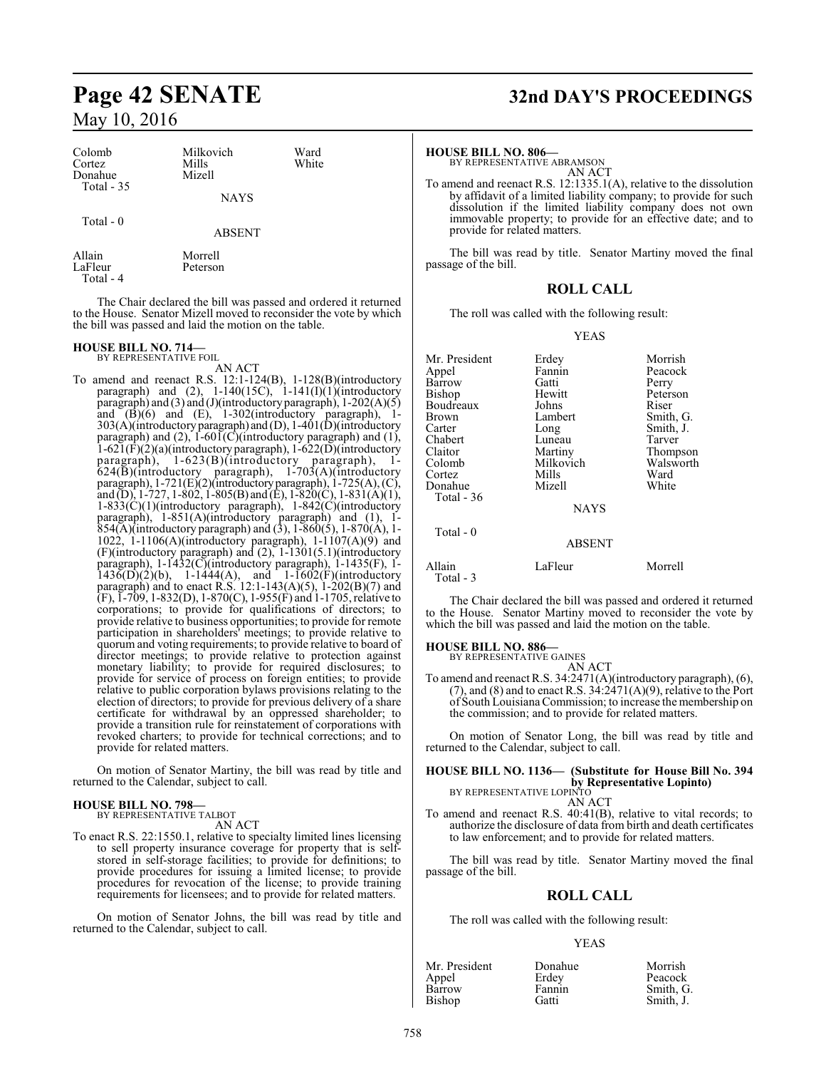| | | |
|---|---|---|
| Colomb | Milkovich | Ward |
| Cortez | Mills | White |
| Donahue | Mizell | |
| Total - 35 | | |

NAYS

Total - 0

ABSENT

| | |
|---|---|
| Allain | Morrell |
| LaFleur | Peterson |
| Total - 4 | |

The Chair declared the bill was passed and ordered it returned to the House. Senator Mizell moved to reconsider the vote by which the bill was passed and laid the motion on the table.

**HOUSE BILL NO. 714—**
BY REPRESENTATIVE FOIL

AN ACT

To amend and reenact R.S. 12:1-124(B), 1-128(B)(introductory paragraph) and (2), 1-140(15C), 1-141(I)(1)(introductory paragraph) and (3) and (J)(introductory paragraph), 1-202(A)(5) and (B)(6) and (E), 1-302(introductory paragraph), 1-303(A)(introductory paragraph) and (D), 1-401(D)(introductory paragraph) and (2), 1-601(C)(introductory paragraph) and (1), 1-621(F)(2)(a)(introductory paragraph), 1-622(D)(introductory paragraph), 1-623(B)(introductory paragraph), 1-624(B)(introductory paragraph), 1-703(A)(introductory paragraph), 1-721(E)(2)(introductory paragraph), 1-725(A), (C), and (D), 1-727, 1-802, 1-805(B) and (E), 1-820(C), 1-831(A)(1), 1-833(C)(1)(introductory paragraph), 1-842(C)(introductory paragraph), 1-851(A)(introductory paragraph) and (1), 1-854(A)(introductory paragraph) and (3), 1-860(5), 1-870(A), 1-1022, 1-1106(A)(introductory paragraph), 1-1107(A)(9) and (F)(introductory paragraph) and (2), 1-1301(5.1)(introductory paragraph), 1-1432(C)(introductory paragraph), 1-1435(F), 1-1436(D)(2)(b), 1-1444(A), and 1-1602(F)(introductory paragraph) and to enact R.S. 12:1-143(A)(5), 1-202(B)(7) and (F), 1-709, 1-832(D), 1-870(C), 1-955(F) and 1-1705, relative to corporations; to provide for qualifications of directors; to provide relative to business opportunities; to provide for remote participation in shareholders' meetings; to provide relative to quorum and voting requirements; to provide relative to board of director meetings; to provide relative to protection against monetary liability; to provide for required disclosures; to provide for service of process on foreign entities; to provide relative to public corporation bylaws provisions relating to the election of directors; to provide for previous delivery of a share certificate for withdrawal by an oppressed shareholder; to provide a transition rule for reinstatement of corporations with revoked charters; to provide for technical corrections; and to provide for related matters.

On motion of Senator Martiny, the bill was read by title and returned to the Calendar, subject to call.

**HOUSE BILL NO. 798—**
BY REPRESENTATIVE TALBOT

AN ACT

To enact R.S. 22:1550.1, relative to specialty limited lines licensing to sell property insurance coverage for property that is self-stored in self-storage facilities; to provide for definitions; to provide procedures for issuing a limited license; to provide procedures for revocation of the license; to provide training requirements for licensees; and to provide for related matters.

On motion of Senator Johns, the bill was read by title and returned to the Calendar, subject to call.

**HOUSE BILL NO. 806—**
BY REPRESENTATIVE ABRAMSON

AN ACT

To amend and reenact R.S. 12:1335.1(A), relative to the dissolution by affidavit of a limited liability company; to provide for such dissolution if the limited liability company does not own immovable property; to provide for an effective date; and to provide for related matters.

The bill was read by title. Senator Martiny moved the final passage of the bill.

## ROLL CALL

The roll was called with the following result:

YEAS

| | | |
|---|---|---|
| Mr. President | Erdey | Morrish |
| Appel | Fannin | Peacock |
| Barrow | Gatti | Perry |
| Bishop | Hewitt | Peterson |
| Boudreaux | Johns | Riser |
| Brown | Lambert | Smith, G. |
| Carter | Long | Smith, J. |
| Chabert | Luneau | Tarver |
| Claitor | Martiny | Thompson |
| Colomb | Milkovich | Walsworth |
| Cortez | Mills | Ward |
| Donahue | Mizell | White |
| Total - 36 | | |

NAYS

Total - 0

ABSENT

| | | |
|---|---|---|
| Allain | LaFleur | Morrell |
| Total - 3 | | |

The Chair declared the bill was passed and ordered it returned to the House. Senator Martiny moved to reconsider the vote by which the bill was passed and laid the motion on the table.

**HOUSE BILL NO. 886—**
BY REPRESENTATIVE GAINES

AN ACT

To amend and reenact R.S. 34:2471(A)(introductory paragraph), (6), (7), and (8) and to enact R.S. 34:2471(A)(9), relative to the Port of South Louisiana Commission; to increase the membership on the commission; and to provide for related matters.

On motion of Senator Long, the bill was read by title and returned to the Calendar, subject to call.

**HOUSE BILL NO. 1136— (Substitute for House Bill No. 394 by Representative Lopinto)**
BY REPRESENTATIVE LOPINTO

AN ACT

To amend and reenact R.S. 40:41(B), relative to vital records; to authorize the disclosure of data from birth and death certificates to law enforcement; and to provide for related matters.

The bill was read by title. Senator Martiny moved the final passage of the bill.

## ROLL CALL

The roll was called with the following result:

YEAS

| | | |
|---|---|---|
| Mr. President | Donahue | Morrish |
| Appel | Erdey | Peacock |
| Barrow | Fannin | Smith, G. |
| Bishop | Gatti | Smith, J. |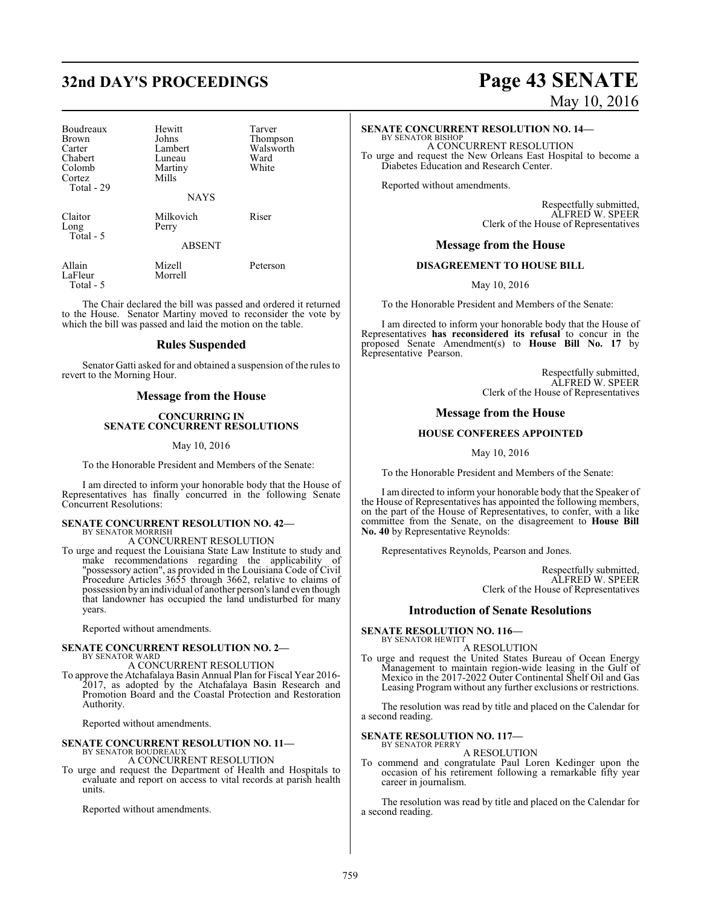| Boudreaux | Hewitt | Tarver |
|---|---|---|
| Brown | Johns | Thompson |
| Carter | Lambert | Walsworth |
| Chabert | Luneau | Ward |
| Colomb | Martiny | White |
| Cortez | Mills | |
| Total - 29 | | |

NAYS

| Claitor | Milkovich | Riser |
|---|---|---|
| Long | Perry | |
| Total - 5 | | |

ABSENT

| Allain | Mizell | Peterson |
|---|---|---|
| LaFleur | Morrell | |
| Total - 5 | | |

The Chair declared the bill was passed and ordered it returned to the House. Senator Martiny moved to reconsider the vote by which the bill was passed and laid the motion on the table.

## Rules Suspended

Senator Gatti asked for and obtained a suspension of the rules to revert to the Morning Hour.

## Message from the House

**CONCURRING IN SENATE CONCURRENT RESOLUTIONS**

May 10, 2016

To the Honorable President and Members of the Senate:

I am directed to inform your honorable body that the House of Representatives has finally concurred in the following Senate Concurrent Resolutions:

**SENATE CONCURRENT RESOLUTION NO. 42—**
BY SENATOR MORRISH
A CONCURRENT RESOLUTION

To urge and request the Louisiana State Law Institute to study and make recommendations regarding the applicability of "possessory action", as provided in the Louisiana Code of Civil Procedure Articles 3655 through 3662, relative to claims of possession by an individual of another person's land even though that landowner has occupied the land undisturbed for many years.

Reported without amendments.

**SENATE CONCURRENT RESOLUTION NO. 2—**
BY SENATOR WARD
A CONCURRENT RESOLUTION

To approve the Atchafalaya Basin Annual Plan for Fiscal Year 2016-2017, as adopted by the Atchafalaya Basin Research and Promotion Board and the Coastal Protection and Restoration Authority.

Reported without amendments.

**SENATE CONCURRENT RESOLUTION NO. 11—**
BY SENATOR BOUDREAUX
A CONCURRENT RESOLUTION

To urge and request the Department of Health and Hospitals to evaluate and report on access to vital records at parish health units.

Reported without amendments.

**SENATE CONCURRENT RESOLUTION NO. 14—**
BY SENATOR BISHOP
A CONCURRENT RESOLUTION

To urge and request the New Orleans East Hospital to become a Diabetes Education and Research Center.

Reported without amendments.

Respectfully submitted,
ALFRED W. SPEER
Clerk of the House of Representatives

## Message from the House

**DISAGREEMENT TO HOUSE BILL**

May 10, 2016

To the Honorable President and Members of the Senate:

I am directed to inform your honorable body that the House of Representatives **has reconsidered its refusal** to concur in the proposed Senate Amendment(s) to **House Bill No. 17** by Representative Pearson.

Respectfully submitted,
ALFRED W. SPEER
Clerk of the House of Representatives

## Message from the House

**HOUSE CONFEREES APPOINTED**

May 10, 2016

To the Honorable President and Members of the Senate:

I am directed to inform your honorable body that the Speaker of the House of Representatives has appointed the following members, on the part of the House of Representatives, to confer, with a like committee from the Senate, on the disagreement to **House Bill No. 40** by Representative Reynolds:

Representatives Reynolds, Pearson and Jones.

Respectfully submitted,
ALFRED W. SPEER
Clerk of the House of Representatives

## Introduction of Senate Resolutions

**SENATE RESOLUTION NO. 116—**
BY SENATOR HEWITT
A RESOLUTION

To urge and request the United States Bureau of Ocean Energy Management to maintain region-wide leasing in the Gulf of Mexico in the 2017-2022 Outer Continental Shelf Oil and Gas Leasing Program without any further exclusions or restrictions.

The resolution was read by title and placed on the Calendar for a second reading.

**SENATE RESOLUTION NO. 117—**
BY SENATOR PERRY
A RESOLUTION

To commend and congratulate Paul Loren Kedinger upon the occasion of his retirement following a remarkable fifty year career in journalism.

The resolution was read by title and placed on the Calendar for a second reading.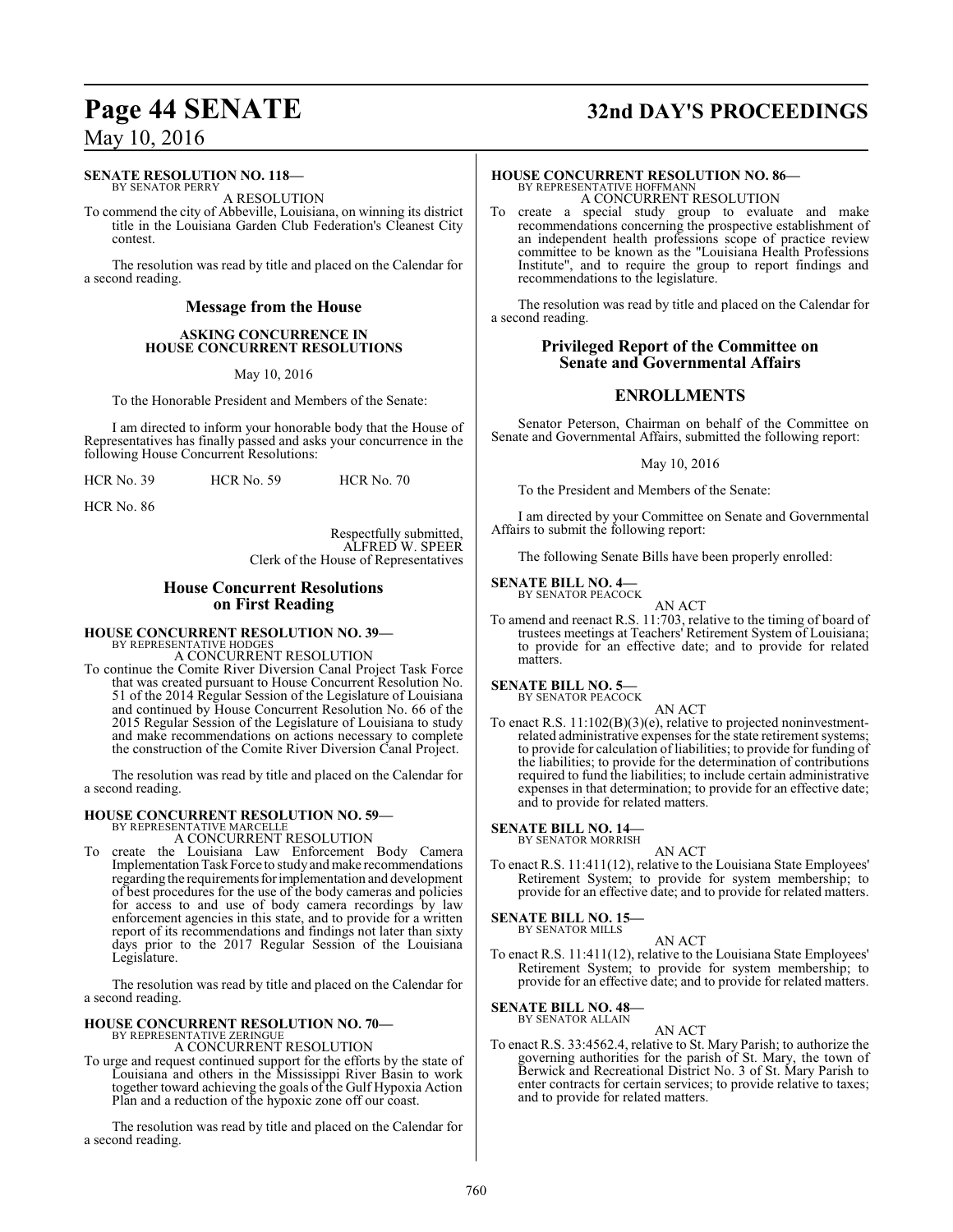**SENATE RESOLUTION NO. 118—**
BY SENATOR PERRY

A RESOLUTION

To commend the city of Abbeville, Louisiana, on winning its district title in the Louisiana Garden Club Federation's Cleanest City contest.

The resolution was read by title and placed on the Calendar for a second reading.

## Message from the House

### ASKING CONCURRENCE IN HOUSE CONCURRENT RESOLUTIONS

May 10, 2016

To the Honorable President and Members of the Senate:

I am directed to inform your honorable body that the House of Representatives has finally passed and asks your concurrence in the following House Concurrent Resolutions:

HCR No. 39 HCR No. 59 HCR No. 70

HCR No. 86

Respectfully submitted,
ALFRED W. SPEER
Clerk of the House of Representatives

## House Concurrent Resolutions on First Reading

**HOUSE CONCURRENT RESOLUTION NO. 39—**
BY REPRESENTATIVE HODGES

A CONCURRENT RESOLUTION

To continue the Comite River Diversion Canal Project Task Force that was created pursuant to House Concurrent Resolution No. 51 of the 2014 Regular Session of the Legislature of Louisiana and continued by House Concurrent Resolution No. 66 of the 2015 Regular Session of the Legislature of Louisiana to study and make recommendations on actions necessary to complete the construction of the Comite River Diversion Canal Project.

The resolution was read by title and placed on the Calendar for a second reading.

**HOUSE CONCURRENT RESOLUTION NO. 59—**
BY REPRESENTATIVE MARCELLE

A CONCURRENT RESOLUTION

To create the Louisiana Law Enforcement Body Camera Implementation Task Force to study and make recommendations regarding the requirements for implementation and development of best procedures for the use of the body cameras and policies for access to and use of body camera recordings by law enforcement agencies in this state, and to provide for a written report of its recommendations and findings not later than sixty days prior to the 2017 Regular Session of the Louisiana Legislature.

The resolution was read by title and placed on the Calendar for a second reading.

**HOUSE CONCURRENT RESOLUTION NO. 70—**
BY REPRESENTATIVE ZERINGUE

A CONCURRENT RESOLUTION

To urge and request continued support for the efforts by the state of Louisiana and others in the Mississippi River Basin to work together toward achieving the goals of the Gulf Hypoxia Action Plan and a reduction of the hypoxic zone off our coast.

The resolution was read by title and placed on the Calendar for a second reading.

**HOUSE CONCURRENT RESOLUTION NO. 86—**
BY REPRESENTATIVE HOFFMANN

A CONCURRENT RESOLUTION

To create a special study group to evaluate and make recommendations concerning the prospective establishment of an independent health professions scope of practice review committee to be known as the "Louisiana Health Professions Institute", and to require the group to report findings and recommendations to the legislature.

The resolution was read by title and placed on the Calendar for a second reading.

## Privileged Report of the Committee on Senate and Governmental Affairs

## ENROLLMENTS

Senator Peterson, Chairman on behalf of the Committee on Senate and Governmental Affairs, submitted the following report:

May 10, 2016

To the President and Members of the Senate:

I am directed by your Committee on Senate and Governmental Affairs to submit the following report:

The following Senate Bills have been properly enrolled:

**SENATE BILL NO. 4—**
BY SENATOR PEACOCK

AN ACT

To amend and reenact R.S. 11:703, relative to the timing of board of trustees meetings at Teachers' Retirement System of Louisiana; to provide for an effective date; and to provide for related matters.

**SENATE BILL NO. 5—**
BY SENATOR PEACOCK

AN ACT

To enact R.S. 11:102(B)(3)(e), relative to projected noninvestment-related administrative expenses for the state retirement systems; to provide for calculation of liabilities; to provide for funding of the liabilities; to provide for the determination of contributions required to fund the liabilities; to include certain administrative expenses in that determination; to provide for an effective date; and to provide for related matters.

**SENATE BILL NO. 14—**
BY SENATOR MORRISH

AN ACT

To enact R.S. 11:411(12), relative to the Louisiana State Employees' Retirement System; to provide for system membership; to provide for an effective date; and to provide for related matters.

**SENATE BILL NO. 15—**
BY SENATOR MILLS

AN ACT

To enact R.S. 11:411(12), relative to the Louisiana State Employees' Retirement System; to provide for system membership; to provide for an effective date; and to provide for related matters.

**SENATE BILL NO. 48—**
BY SENATOR ALLAIN

AN ACT

To enact R.S. 33:4562.4, relative to St. Mary Parish; to authorize the governing authorities for the parish of St. Mary, the town of Berwick and Recreational District No. 3 of St. Mary Parish to enter contracts for certain services; to provide relative to taxes; and to provide for related matters.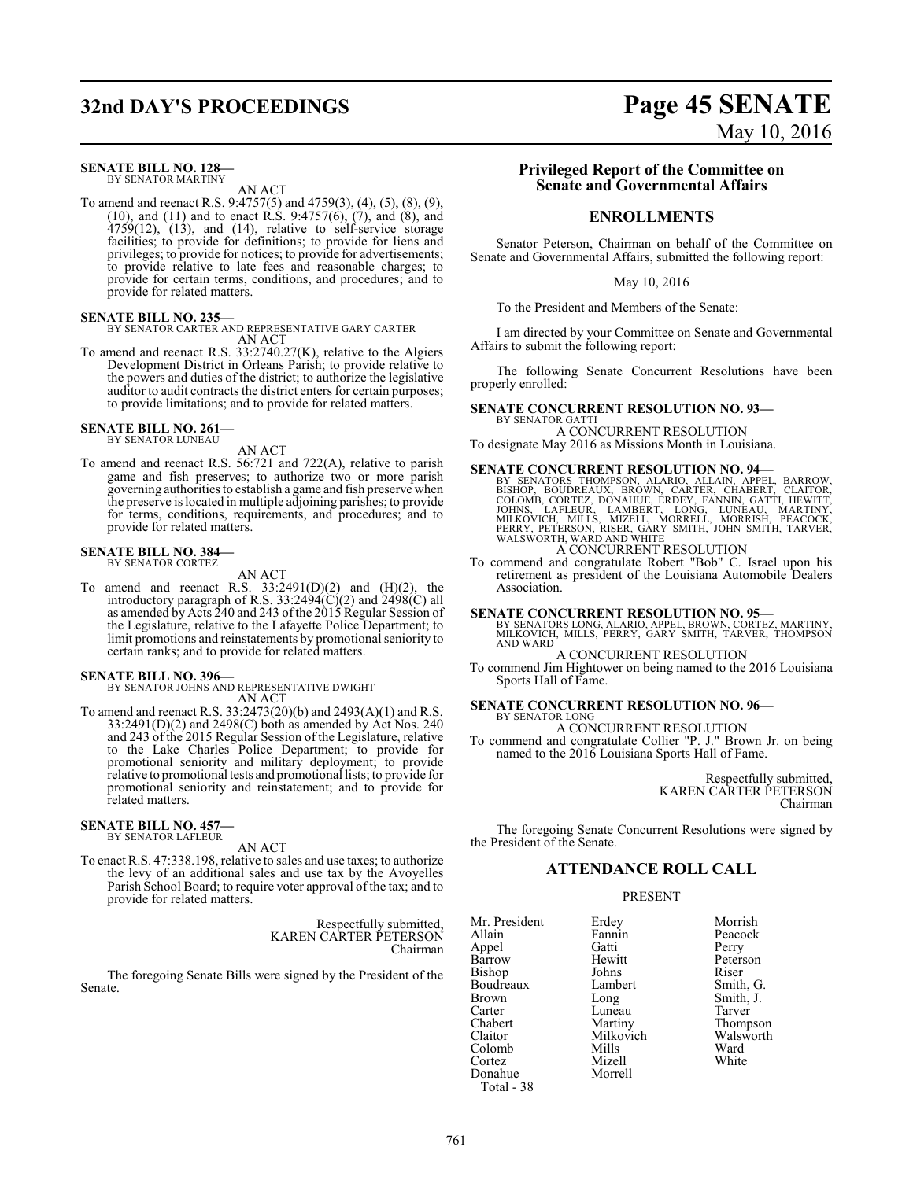**SENATE BILL NO. 128—**
BY SENATOR MARTINY

AN ACT

To amend and reenact R.S. 9:4757(5) and 4759(3), (4), (5), (8), (9), (10), and (11) and to enact R.S. 9:4757(6), (7), and (8), and 4759(12), (13), and (14), relative to self-service storage facilities; to provide for definitions; to provide for liens and privileges; to provide for notices; to provide for advertisements; to provide relative to late fees and reasonable charges; to provide for certain terms, conditions, and procedures; and to provide for related matters.

**SENATE BILL NO. 235—**
BY SENATOR CARTER AND REPRESENTATIVE GARY CARTER

AN ACT

To amend and reenact R.S. 33:2740.27(K), relative to the Algiers Development District in Orleans Parish; to provide relative to the powers and duties of the district; to authorize the legislative auditor to audit contracts the district enters for certain purposes; to provide limitations; and to provide for related matters.

**SENATE BILL NO. 261—**
BY SENATOR LUNEAU

AN ACT

To amend and reenact R.S. 56:721 and 722(A), relative to parish game and fish preserves; to authorize two or more parish governing authorities to establish a game and fish preserve when the preserve is located in multiple adjoining parishes; to provide for terms, conditions, requirements, and procedures; and to provide for related matters.

**SENATE BILL NO. 384—**
BY SENATOR CORTEZ

AN ACT

To amend and reenact R.S. 33:2491(D)(2) and (H)(2), the introductory paragraph of R.S. 33:2494(C)(2) and 2498(C) all as amended by Acts 240 and 243 of the 2015 Regular Session of the Legislature, relative to the Lafayette Police Department; to limit promotions and reinstatements by promotional seniority to certain ranks; and to provide for related matters.

**SENATE BILL NO. 396—**
BY SENATOR JOHNS AND REPRESENTATIVE DWIGHT

AN ACT

To amend and reenact R.S. 33:2473(20)(b) and 2493(A)(1) and R.S. 33:2491(D)(2) and 2498(C) both as amended by Act Nos. 240 and 243 of the 2015 Regular Session of the Legislature, relative to the Lake Charles Police Department; to provide for promotional seniority and military deployment; to provide relative to promotional tests and promotional lists; to provide for promotional seniority and reinstatement; and to provide for related matters.

**SENATE BILL NO. 457—**
BY SENATOR LAFLEUR

AN ACT

To enact R.S. 47:338.198, relative to sales and use taxes; to authorize the levy of an additional sales and use tax by the Avoyelles Parish School Board; to require voter approval of the tax; and to provide for related matters.

Respectfully submitted,
KAREN CARTER PETERSON
Chairman

The foregoing Senate Bills were signed by the President of the Senate.

## Privileged Report of the Committee on Senate and Governmental Affairs

## ENROLLMENTS

Senator Peterson, Chairman on behalf of the Committee on Senate and Governmental Affairs, submitted the following report:

May 10, 2016

To the President and Members of the Senate:

I am directed by your Committee on Senate and Governmental Affairs to submit the following report:

The following Senate Concurrent Resolutions have been properly enrolled:

**SENATE CONCURRENT RESOLUTION NO. 93—**
BY SENATOR GATTI

A CONCURRENT RESOLUTION

To designate May 2016 as Missions Month in Louisiana.

**SENATE CONCURRENT RESOLUTION NO. 94—**
BY SENATORS THOMPSON, ALARIO, ALLAIN, APPEL, BARROW, BISHOP, BOUDREAUX, BROWN, CARTER, CHABERT, CLAITOR, COLOMB, CORTEZ, DONAHUE, ERDEY, FANNIN, GATTI, HEWITT, JOHNS, LAFLEUR, LAMBERT, LONG, LUNEAU, MARTINY, MILKOVICH, MILLS, MIZELL, MORRELL, MORRISH, PEACOCK, PERRY, PETERSON, RISER, GARY SMITH, JOHN SMITH, TARVER, WALSWORTH, WARD AND WHITE

A CONCURRENT RESOLUTION

To commend and congratulate Robert "Bob" C. Israel upon his retirement as president of the Louisiana Automobile Dealers Association.

**SENATE CONCURRENT RESOLUTION NO. 95—**
BY SENATORS LONG, ALARIO, APPEL, BROWN, CORTEZ, MARTINY, MILKOVICH, MILLS, PERRY, GARY SMITH, TARVER, THOMPSON AND WARD

A CONCURRENT RESOLUTION

To commend Jim Hightower on being named to the 2016 Louisiana Sports Hall of Fame.

**SENATE CONCURRENT RESOLUTION NO. 96—**
BY SENATOR LONG

A CONCURRENT RESOLUTION

To commend and congratulate Collier "P. J." Brown Jr. on being named to the 2016 Louisiana Sports Hall of Fame.

Respectfully submitted,
KAREN CARTER PETERSON
Chairman

The foregoing Senate Concurrent Resolutions were signed by the President of the Senate.

## ATTENDANCE ROLL CALL

PRESENT

| | | |
|---|---|---|
| Mr. President | Erdey | Morrish |
| Allain | Fannin | Peacock |
| Appel | Gatti | Perry |
| Barrow | Hewitt | Peterson |
| Bishop | Johns | Riser |
| Boudreaux | Lambert | Smith, G. |
| Brown | Long | Smith, J. |
| Carter | Luneau | Tarver |
| Chabert | Martiny | Thompson |
| Claitor | Milkovich | Walsworth |
| Colomb | Mills | Ward |
| Cortez | Mizell | White |
| Donahue | Morrell | |

Total - 38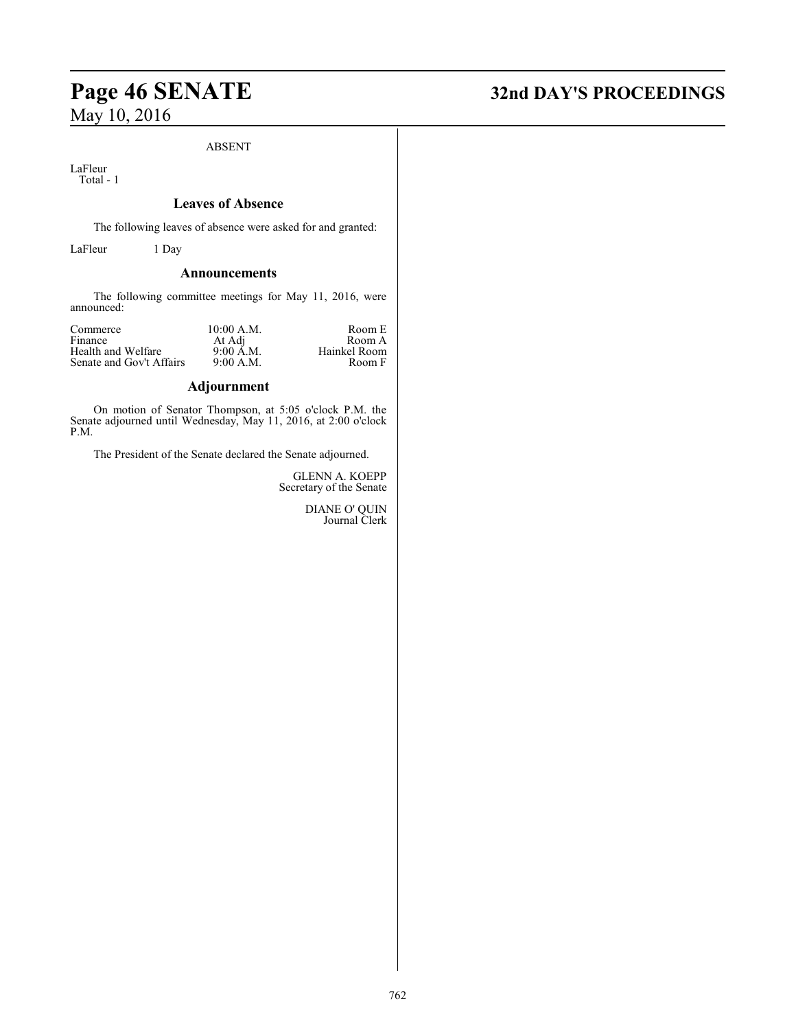ABSENT

LaFleur
Total - 1

## Leaves of Absence

The following leaves of absence were asked for and granted:

LaFleur 1 Day

## Announcements

The following committee meetings for May 11, 2016, were announced:

| | | |
|---|---|---|
| Commerce | 10:00 A.M. | Room E |
| Finance | At Adj | Room A |
| Health and Welfare | 9:00 A.M. | Hainkel Room |
| Senate and Gov't Affairs | 9:00 A.M. | Room F |

## Adjournment

On motion of Senator Thompson, at 5:05 o'clock P.M. the Senate adjourned until Wednesday, May 11, 2016, at 2:00 o'clock P.M.

The President of the Senate declared the Senate adjourned.

GLENN A. KOEPP
Secretary of the Senate

DIANE O' QUIN
Journal Clerk